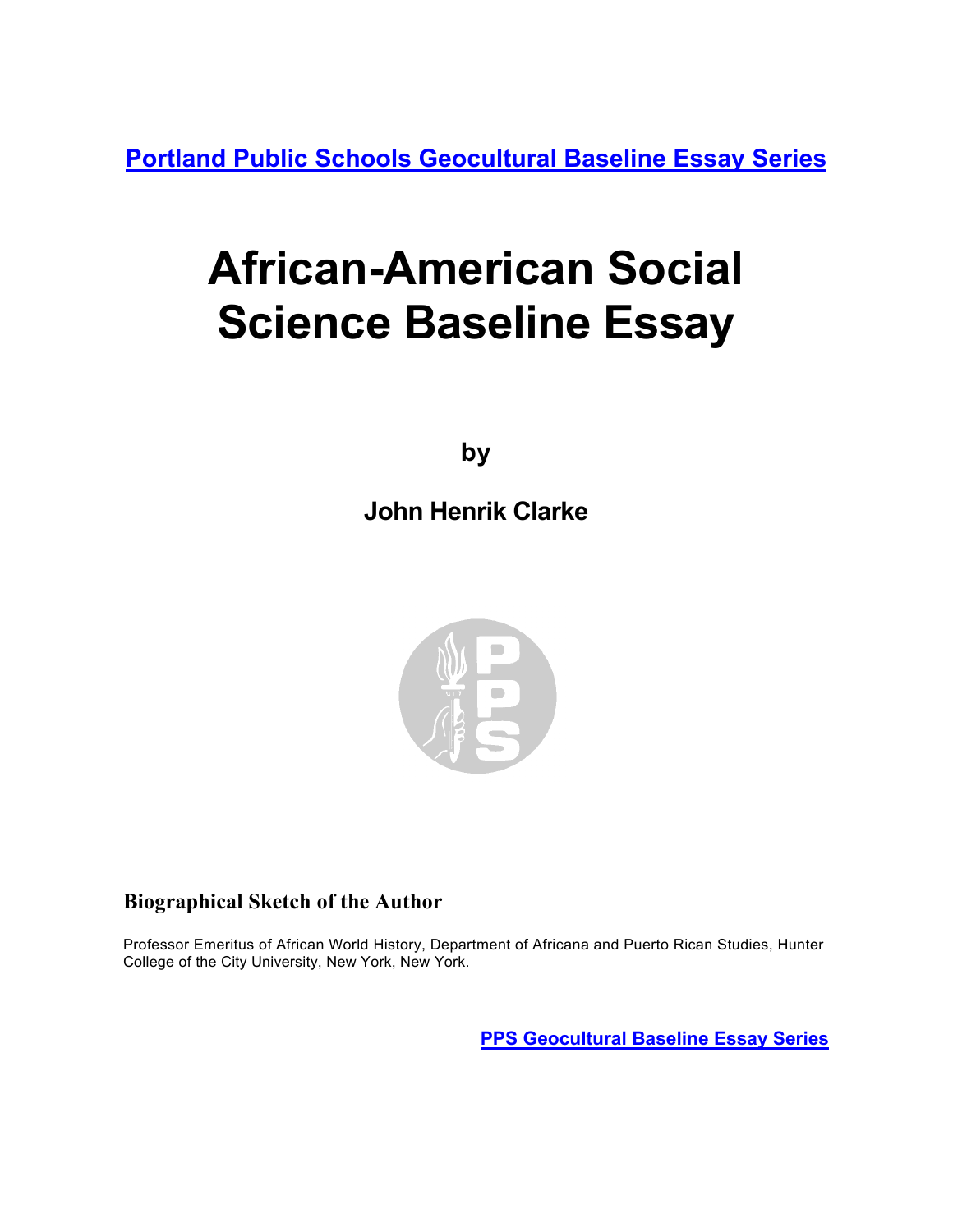[Portland Public Schools Geocultural Baseline Essay Series]

# African-American Social Science Baseline Essay

**by**

**John Henrik Clarke**

### Biographical Sketch of the Author

Professor Emeritus of African World History, Department of Africana and Puerto Rican Studies, Hunter College of the City University, New York, New York.

[PPS Geocultural Baseline Essay Series]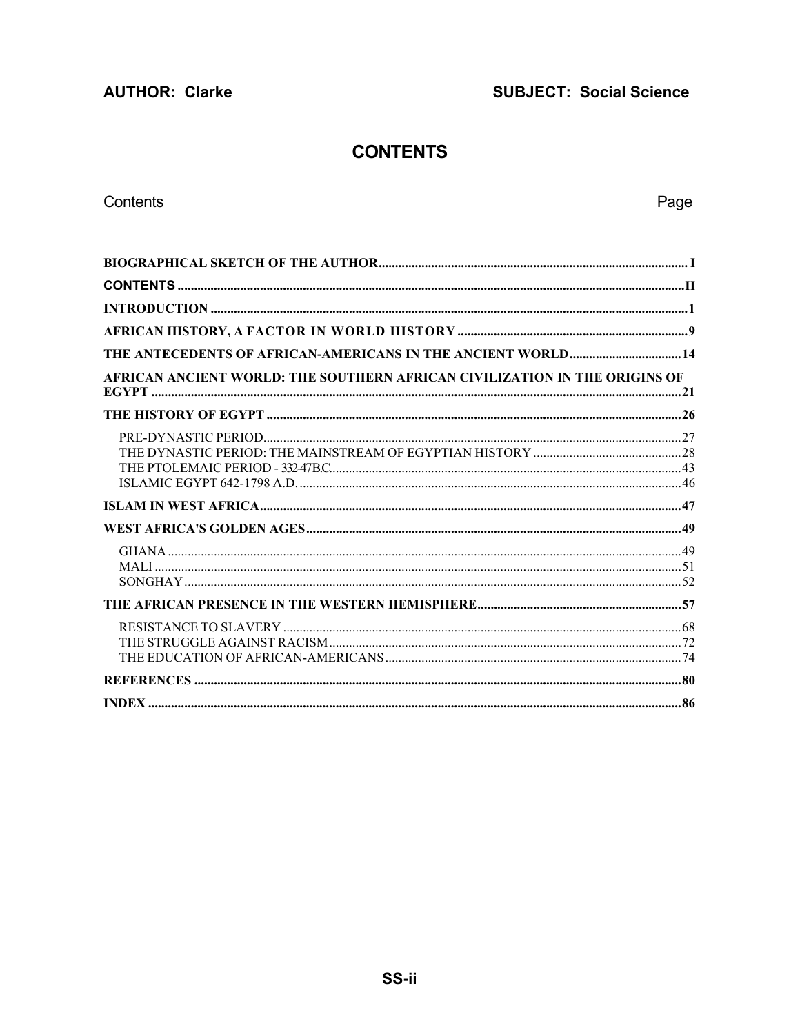**AUTHOR: Clarke** **SUBJECT: Social Science**

# CONTENTS

| Contents | Page |
|---|---|
| **BIOGRAPHICAL SKETCH OF THE AUTHOR** | **I** |
| **CONTENTS** | **II** |
| **INTRODUCTION** | **1** |
| **AFRICAN HISTORY, A FACTOR IN WORLD HISTORY** | **9** |
| **THE ANTECEDENTS OF AFRICAN-AMERICANS IN THE ANCIENT WORLD** | **14** |
| **AFRICAN ANCIENT WORLD: THE SOUTHERN AFRICAN CIVILIZATION IN THE ORIGINS OF EGYPT** | **21** |
| **THE HISTORY OF EGYPT** | **26** |
| PRE-DYNASTIC PERIOD | 27 |
| THE DYNASTIC PERIOD: THE MAINSTREAM OF EGYPTIAN HISTORY | 28 |
| THE PTOLEMAIC PERIOD - 332-47B.C. | 43 |
| ISLAMIC EGYPT 642-1798 A.D. | 46 |
| **ISLAM IN WEST AFRICA** | **47** |
| **WEST AFRICA'S GOLDEN AGES** | **49** |
| GHANA | 49 |
| MALI | 51 |
| SONGHAY | 52 |
| **THE AFRICAN PRESENCE IN THE WESTERN HEMISPHERE** | **57** |
| RESISTANCE TO SLAVERY | 68 |
| THE STRUGGLE AGAINST RACISM | 72 |
| THE EDUCATION OF AFRICAN-AMERICANS | 74 |
| **REFERENCES** | **80** |
| **INDEX** | **86** |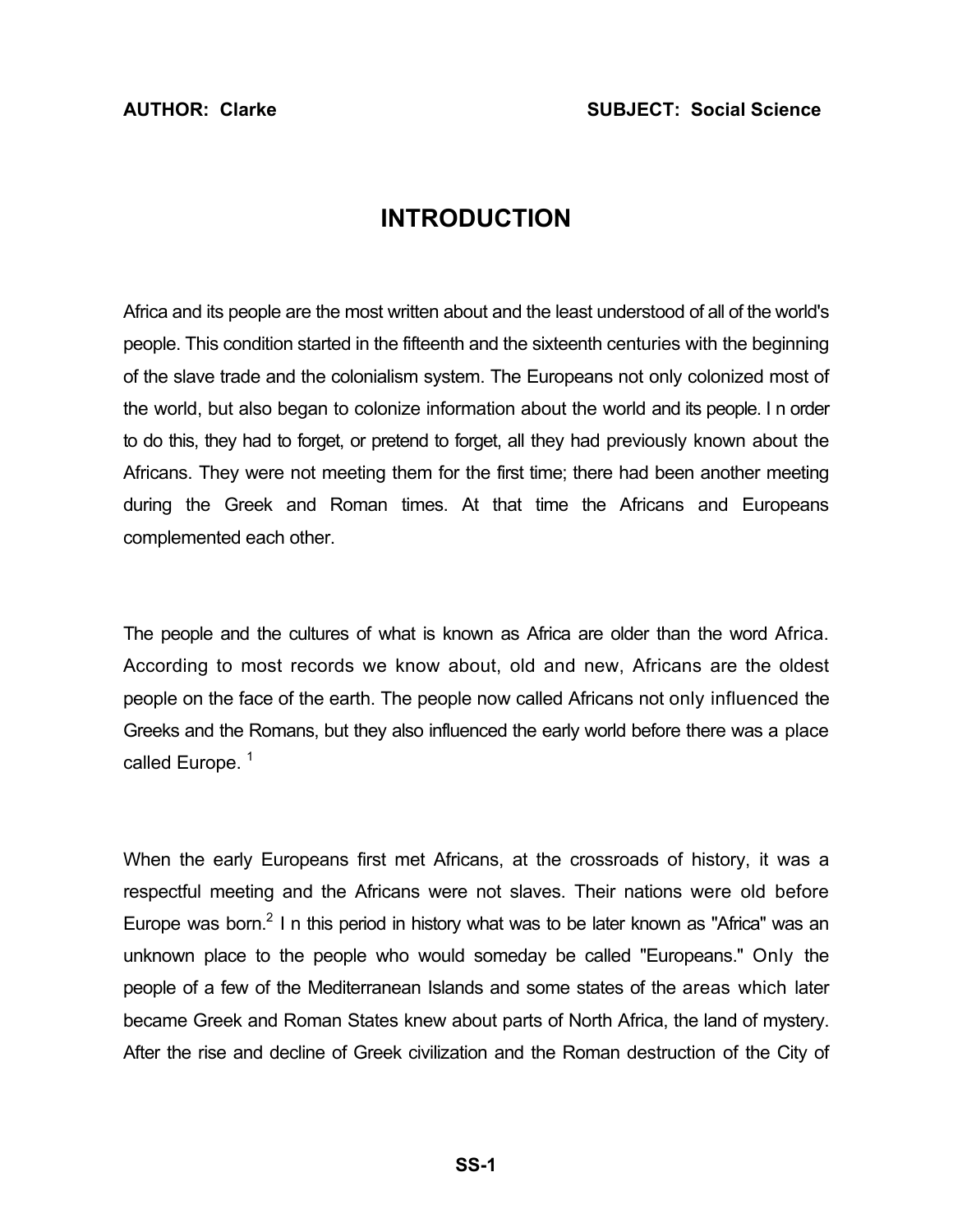**AUTHOR: Clarke** **SUBJECT: Social Science**

# INTRODUCTION

Africa and its people are the most written about and the least understood of all of the world's people. This condition started in the fifteenth and the sixteenth centuries with the beginning of the slave trade and the colonialism system. The Europeans not only colonized most of the world, but also began to colonize information about the world and its people. In order to do this, they had to forget, or pretend to forget, all they had previously known about the Africans. They were not meeting them for the first time; there had been another meeting during the Greek and Roman times. At that time the Africans and Europeans complemented each other.

The people and the cultures of what is known as Africa are older than the word Africa. According to most records we know about, old and new, Africans are the oldest people on the face of the earth. The people now called Africans not only influenced the Greeks and the Romans, but they also influenced the early world before there was a place called Europe. [1]

When the early Europeans first met Africans, at the crossroads of history, it was a respectful meeting and the Africans were not slaves. Their nations were old before Europe was born.[2] In this period in history what was to be later known as "Africa" was an unknown place to the people who would someday be called "Europeans." Only the people of a few of the Mediterranean Islands and some states of the areas which later became Greek and Roman States knew about parts of North Africa, the land of mystery. After the rise and decline of Greek civilization and the Roman destruction of the City of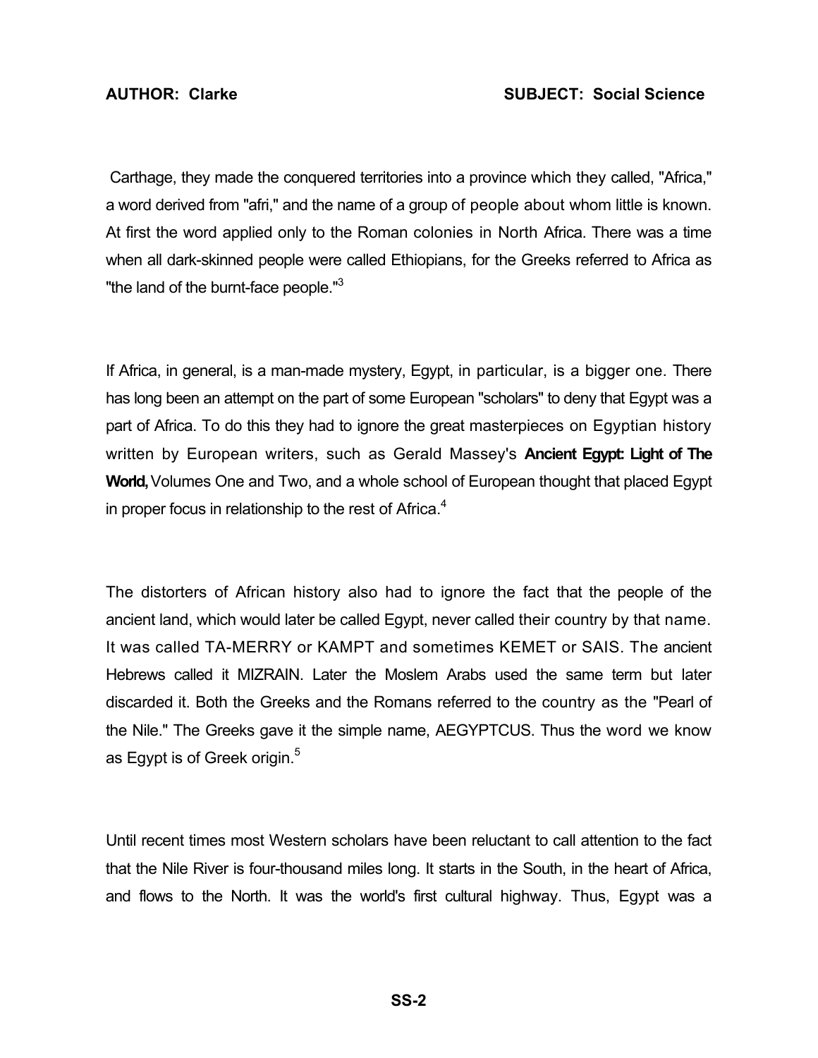Carthage, they made the conquered territories into a province which they called, "Africa," a word derived from "afri," and the name of a group of people about whom little is known. At first the word applied only to the Roman colonies in North Africa. There was a time when all dark-skinned people were called Ethiopians, for the Greeks referred to Africa as "the land of the burnt-face people."[3]

If Africa, in general, is a man-made mystery, Egypt, in particular, is a bigger one. There has long been an attempt on the part of some European "scholars" to deny that Egypt was a part of Africa. To do this they had to ignore the great masterpieces on Egyptian history written by European writers, such as Gerald Massey's **Ancient Egypt: Light of The World,** Volumes One and Two, and a whole school of European thought that placed Egypt in proper focus in relationship to the rest of Africa.[4]

The distorters of African history also had to ignore the fact that the people of the ancient land, which would later be called Egypt, never called their country by that name. It was called TA-MERRY or KAMPT and sometimes KEMET or SAIS. The ancient Hebrews called it MIZRAIN. Later the Moslem Arabs used the same term but later discarded it. Both the Greeks and the Romans referred to the country as the "Pearl of the Nile." The Greeks gave it the simple name, AEGYPTCUS. Thus the word we know as Egypt is of Greek origin.[5]

Until recent times most Western scholars have been reluctant to call attention to the fact that the Nile River is four-thousand miles long. It starts in the South, in the heart of Africa, and flows to the North. It was the world's first cultural highway. Thus, Egypt was a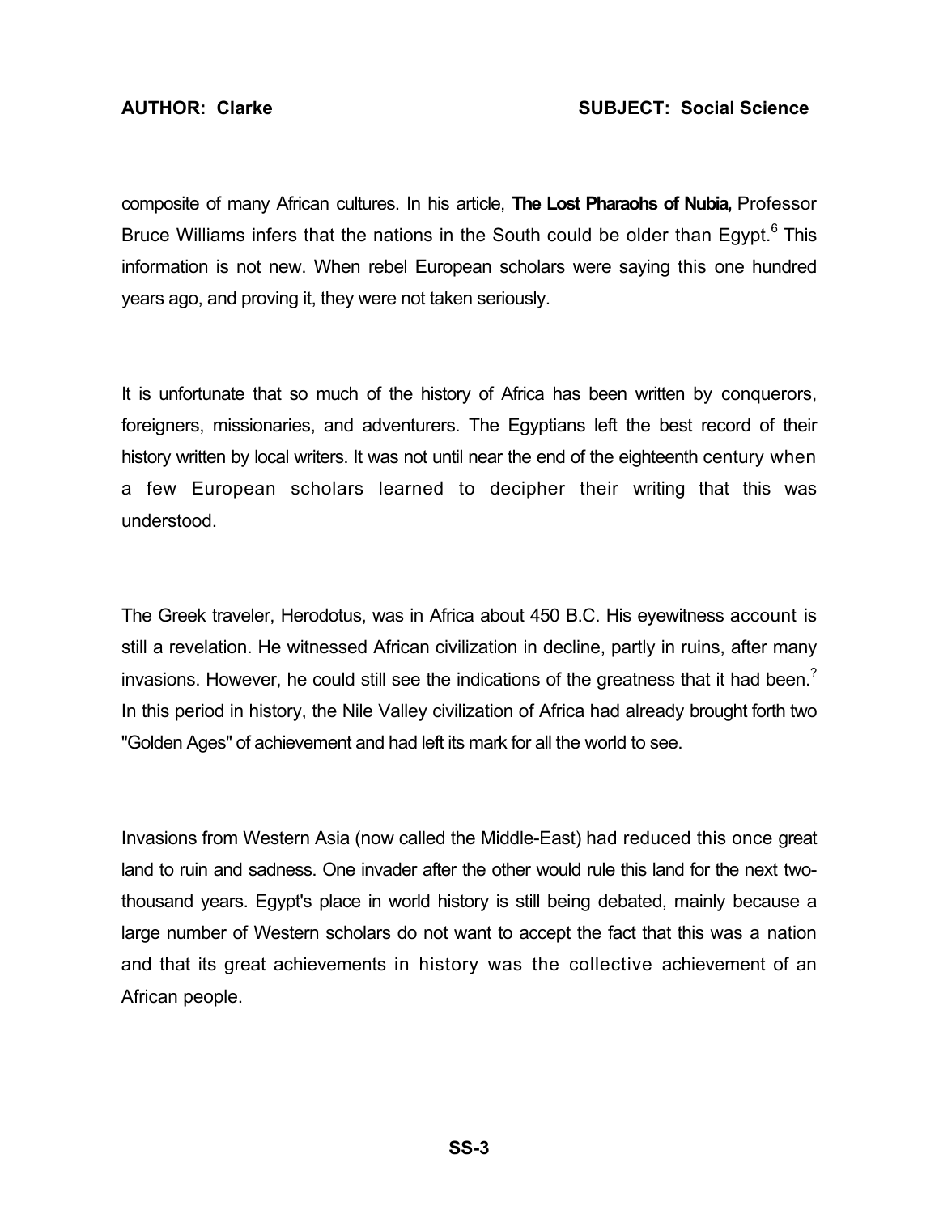composite of many African cultures. In his article, **The Lost Pharaohs of Nubia,** Professor Bruce Williams infers that the nations in the South could be older than Egypt.[6] This information is not new. When rebel European scholars were saying this one hundred years ago, and proving it, they were not taken seriously.

It is unfortunate that so much of the history of Africa has been written by conquerors, foreigners, missionaries, and adventurers. The Egyptians left the best record of their history written by local writers. It was not until near the end of the eighteenth century when a few European scholars learned to decipher their writing that this was understood.

The Greek traveler, Herodotus, was in Africa about 450 B.C. His eyewitness account is still a revelation. He witnessed African civilization in decline, partly in ruins, after many invasions. However, he could still see the indications of the greatness that it had been.[?] In this period in history, the Nile Valley civilization of Africa had already brought forth two "Golden Ages" of achievement and had left its mark for all the world to see.

Invasions from Western Asia (now called the Middle-East) had reduced this once great land to ruin and sadness. One invader after the other would rule this land for the next two-thousand years. Egypt's place in world history is still being debated, mainly because a large number of Western scholars do not want to accept the fact that this was a nation and that its great achievements in history was the collective achievement of an African people.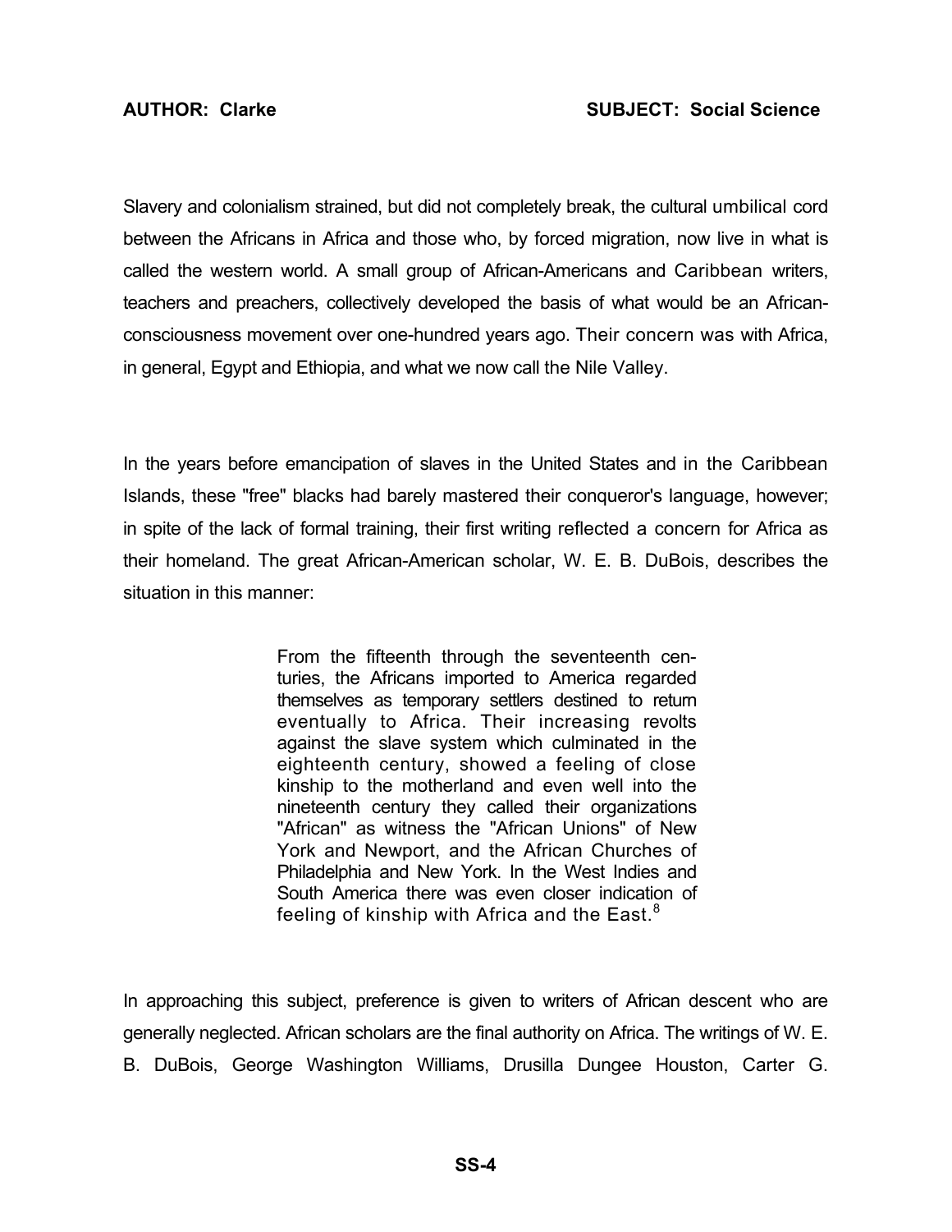Slavery and colonialism strained, but did not completely break, the cultural umbilical cord between the Africans in Africa and those who, by forced migration, now live in what is called the western world. A small group of African-Americans and Caribbean writers, teachers and preachers, collectively developed the basis of what would be an African-consciousness movement over one-hundred years ago. Their concern was with Africa, in general, Egypt and Ethiopia, and what we now call the Nile Valley.

In the years before emancipation of slaves in the United States and in the Caribbean Islands, these "free" blacks had barely mastered their conqueror's language, however; in spite of the lack of formal training, their first writing reflected a concern for Africa as their homeland. The great African-American scholar, W. E. B. DuBois, describes the situation in this manner:

> From the fifteenth through the seventeenth centuries, the Africans imported to America regarded themselves as temporary settlers destined to return eventually to Africa. Their increasing revolts against the slave system which culminated in the eighteenth century, showed a feeling of close kinship to the motherland and even well into the nineteenth century they called their organizations "African" as witness the "African Unions" of New York and Newport, and the African Churches of Philadelphia and New York. In the West Indies and South America there was even closer indication of feeling of kinship with Africa and the East.[8]

In approaching this subject, preference is given to writers of African descent who are generally neglected. African scholars are the final authority on Africa. The writings of W. E. B. DuBois, George Washington Williams, Drusilla Dungee Houston, Carter G.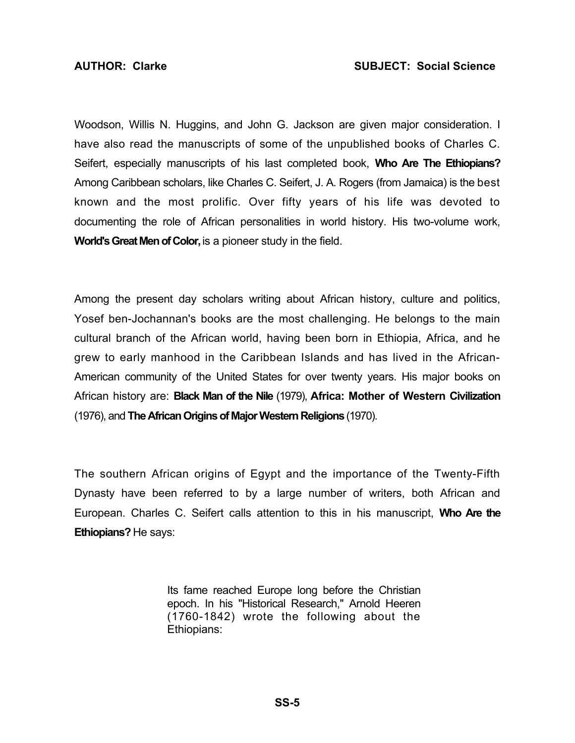Woodson, Willis N. Huggins, and John G. Jackson are given major consideration. I have also read the manuscripts of some of the unpublished books of Charles C. Seifert, especially manuscripts of his last completed book, **Who Are The Ethiopians?** Among Caribbean scholars, like Charles C. Seifert, J. A. Rogers (from Jamaica) is the best known and the most prolific. Over fifty years of his life was devoted to documenting the role of African personalities in world history. His two-volume work, **World's Great Men of Color,** is a pioneer study in the field.

Among the present day scholars writing about African history, culture and politics, Yosef ben-Jochannan's books are the most challenging. He belongs to the main cultural branch of the African world, having been born in Ethiopia, Africa, and he grew to early manhood in the Caribbean Islands and has lived in the African-American community of the United States for over twenty years. His major books on African history are: **Black Man of the Nile** (1979), **Africa: Mother of Western Civilization** (1976), and **The African Origins of Major Western Religions** (1970).

The southern African origins of Egypt and the importance of the Twenty-Fifth Dynasty have been referred to by a large number of writers, both African and European. Charles C. Seifert calls attention to this in his manuscript, **Who Are the Ethiopians?** He says:

> Its fame reached Europe long before the Christian epoch. In his "Historical Research," Arnold Heeren (1760-1842) wrote the following about the Ethiopians: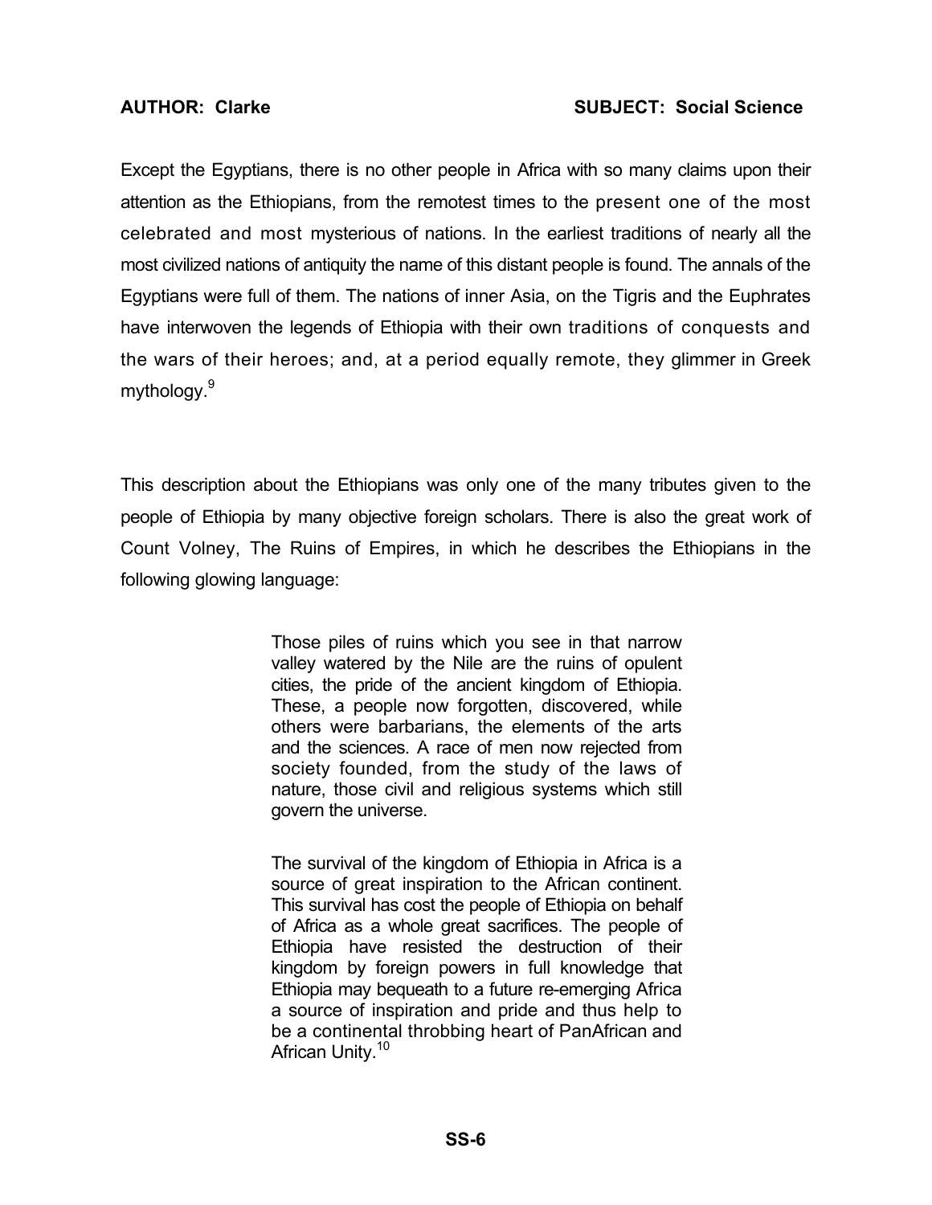Except the Egyptians, there is no other people in Africa with so many claims upon their attention as the Ethiopians, from the remotest times to the present one of the most celebrated and most mysterious of nations. In the earliest traditions of nearly all the most civilized nations of antiquity the name of this distant people is found. The annals of the Egyptians were full of them. The nations of inner Asia, on the Tigris and the Euphrates have interwoven the legends of Ethiopia with their own traditions of conquests and the wars of their heroes; and, at a period equally remote, they glimmer in Greek mythology.[9]

This description about the Ethiopians was only one of the many tributes given to the people of Ethiopia by many objective foreign scholars. There is also the great work of Count Volney, The Ruins of Empires, in which he describes the Ethiopians in the following glowing language:

> Those piles of ruins which you see in that narrow valley watered by the Nile are the ruins of opulent cities, the pride of the ancient kingdom of Ethiopia. These, a people now forgotten, discovered, while others were barbarians, the elements of the arts and the sciences. A race of men now rejected from society founded, from the study of the laws of nature, those civil and religious systems which still govern the universe.
>
> The survival of the kingdom of Ethiopia in Africa is a source of great inspiration to the African continent. This survival has cost the people of Ethiopia on behalf of Africa as a whole great sacrifices. The people of Ethiopia have resisted the destruction of their kingdom by foreign powers in full knowledge that Ethiopia may bequeath to a future re-emerging Africa a source of inspiration and pride and thus help to be a continental throbbing heart of PanAfrican and African Unity.[10]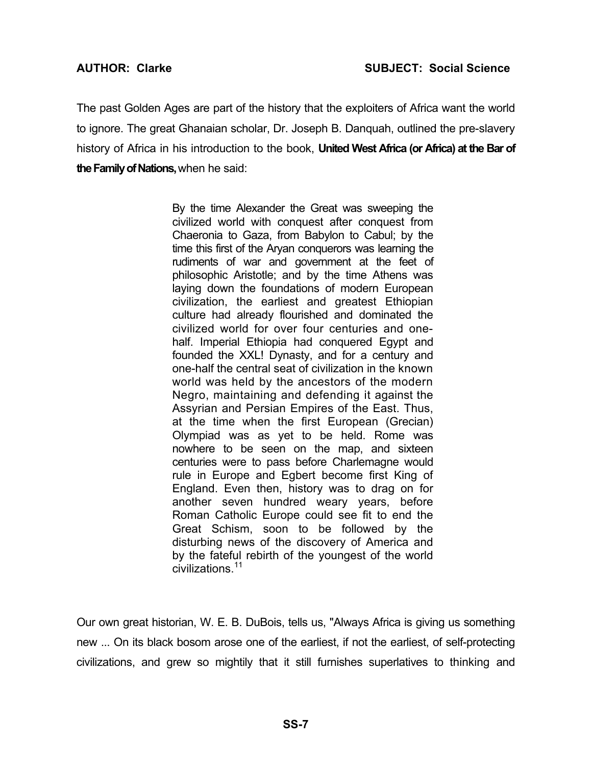The past Golden Ages are part of the history that the exploiters of Africa want the world to ignore. The great Ghanaian scholar, Dr. Joseph B. Danquah, outlined the pre-slavery history of Africa in his introduction to the book, **United West Africa (or Africa) at the Bar of the Family of Nations,** when he said:

> By the time Alexander the Great was sweeping the civilized world with conquest after conquest from Chaeronia to Gaza, from Babylon to Cabul; by the time this first of the Aryan conquerors was learning the rudiments of war and government at the feet of philosophic Aristotle; and by the time Athens was laying down the foundations of modern European civilization, the earliest and greatest Ethiopian culture had already flourished and dominated the civilized world for over four centuries and one-half. Imperial Ethiopia had conquered Egypt and founded the XXL! Dynasty, and for a century and one-half the central seat of civilization in the known world was held by the ancestors of the modern Negro, maintaining and defending it against the Assyrian and Persian Empires of the East. Thus, at the time when the first European (Grecian) Olympiad was as yet to be held. Rome was nowhere to be seen on the map, and sixteen centuries were to pass before Charlemagne would rule in Europe and Egbert become first King of England. Even then, history was to drag on for another seven hundred weary years, before Roman Catholic Europe could see fit to end the Great Schism, soon to be followed by the disturbing news of the discovery of America and by the fateful rebirth of the youngest of the world civilizations.[11]

Our own great historian, W. E. B. DuBois, tells us, "Always Africa is giving us something new ... On its black bosom arose one of the earliest, if not the earliest, of self-protecting civilizations, and grew so mightily that it still furnishes superlatives to thinking and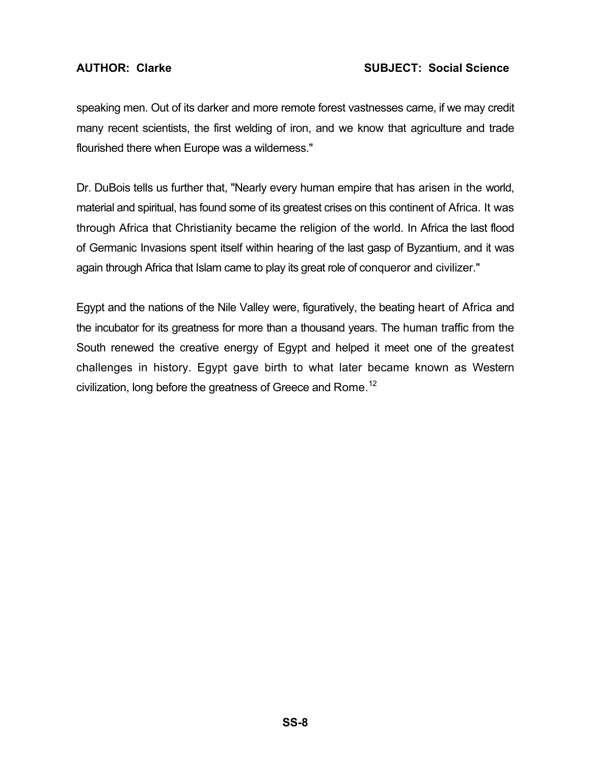speaking men. Out of its darker and more remote forest vastnesses came, if we may credit many recent scientists, the first welding of iron, and we know that agriculture and trade flourished there when Europe was a wilderness."

Dr. DuBois tells us further that, "Nearly every human empire that has arisen in the world, material and spiritual, has found some of its greatest crises on this continent of Africa. It was through Africa that Christianity became the religion of the world. In Africa the last flood of Germanic Invasions spent itself within hearing of the last gasp of Byzantium, and it was again through Africa that Islam came to play its great role of conqueror and civilizer."

Egypt and the nations of the Nile Valley were, figuratively, the beating heart of Africa and the incubator for its greatness for more than a thousand years. The human traffic from the South renewed the creative energy of Egypt and helped it meet one of the greatest challenges in history. Egypt gave birth to what later became known as Western civilization, long before the greatness of Greece and Rome.[12]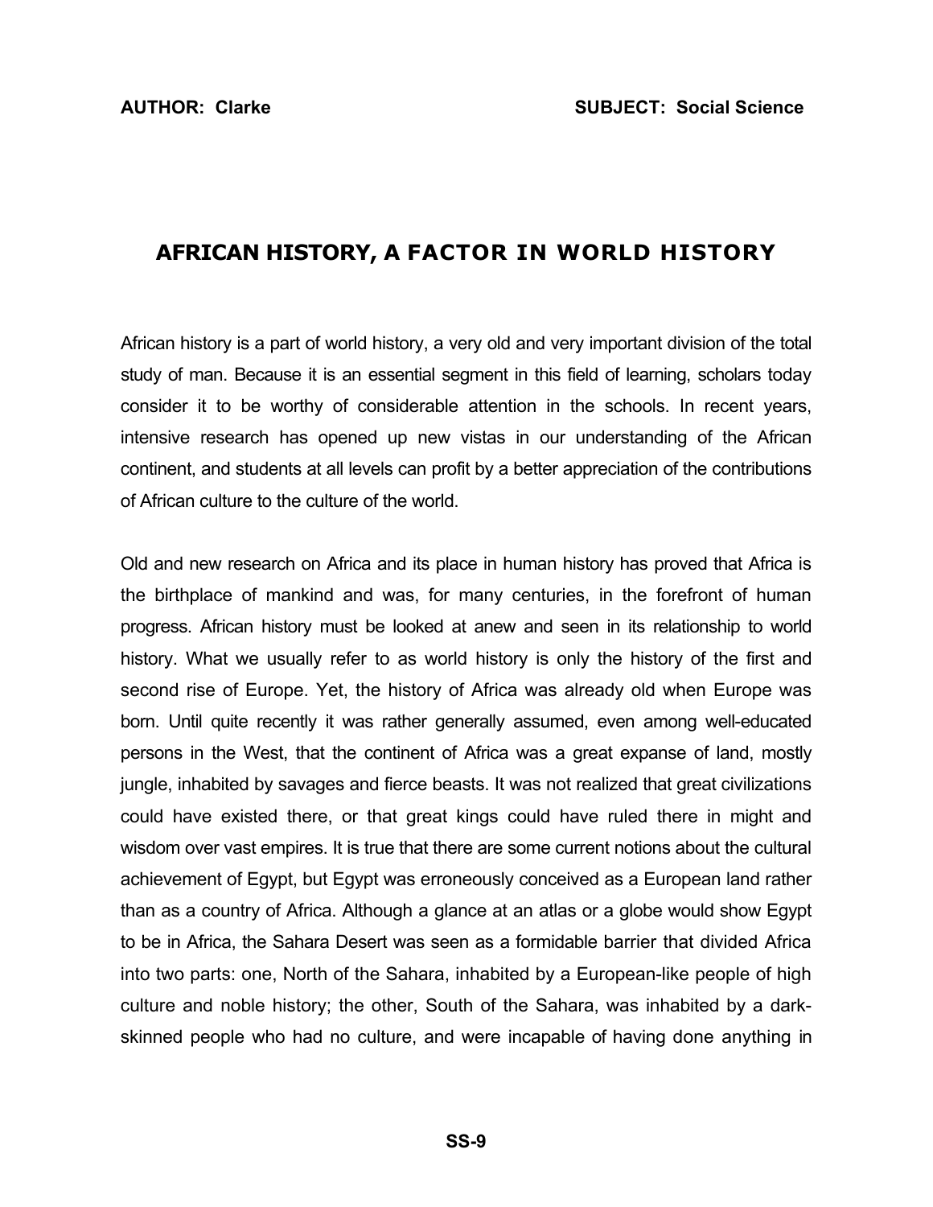AUTHOR: Clarke

SUBJECT: Social Science

# AFRICAN HISTORY, A FACTOR IN WORLD HISTORY

African history is a part of world history, a very old and very important division of the total study of man. Because it is an essential segment in this field of learning, scholars today consider it to be worthy of considerable attention in the schools. In recent years, intensive research has opened up new vistas in our understanding of the African continent, and students at all levels can profit by a better appreciation of the contributions of African culture to the culture of the world.

Old and new research on Africa and its place in human history has proved that Africa is the birthplace of mankind and was, for many centuries, in the forefront of human progress. African history must be looked at anew and seen in its relationship to world history. What we usually refer to as world history is only the history of the first and second rise of Europe. Yet, the history of Africa was already old when Europe was born. Until quite recently it was rather generally assumed, even among well-educated persons in the West, that the continent of Africa was a great expanse of land, mostly jungle, inhabited by savages and fierce beasts. It was not realized that great civilizations could have existed there, or that great kings could have ruled there in might and wisdom over vast empires. It is true that there are some current notions about the cultural achievement of Egypt, but Egypt was erroneously conceived as a European land rather than as a country of Africa. Although a glance at an atlas or a globe would show Egypt to be in Africa, the Sahara Desert was seen as a formidable barrier that divided Africa into two parts: one, North of the Sahara, inhabited by a European-like people of high culture and noble history; the other, South of the Sahara, was inhabited by a dark-skinned people who had no culture, and were incapable of having done anything in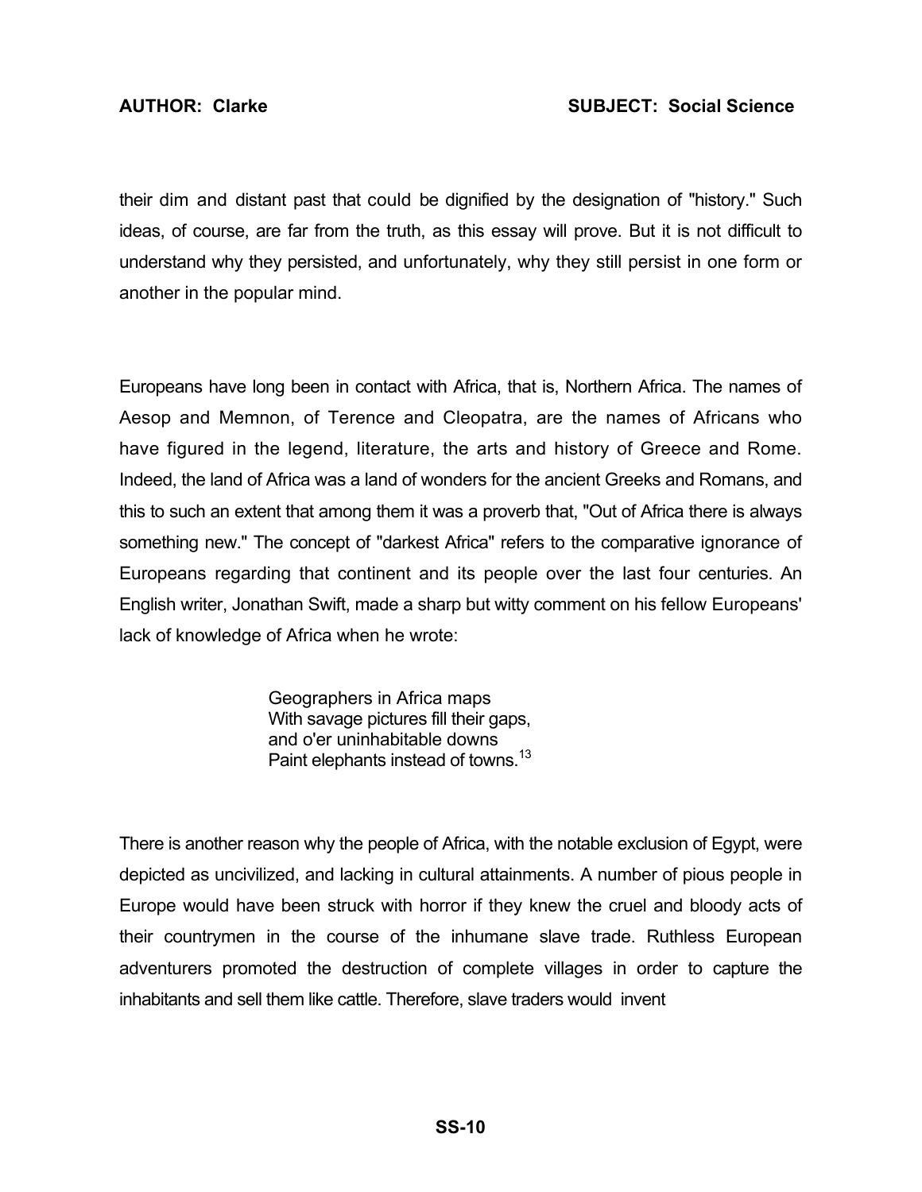their dim and distant past that could be dignified by the designation of "history." Such ideas, of course, are far from the truth, as this essay will prove. But it is not difficult to understand why they persisted, and unfortunately, why they still persist in one form or another in the popular mind.

Europeans have long been in contact with Africa, that is, Northern Africa. The names of Aesop and Memnon, of Terence and Cleopatra, are the names of Africans who have figured in the legend, literature, the arts and history of Greece and Rome. Indeed, the land of Africa was a land of wonders for the ancient Greeks and Romans, and this to such an extent that among them it was a proverb that, "Out of Africa there is always something new." The concept of "darkest Africa" refers to the comparative ignorance of Europeans regarding that continent and its people over the last four centuries. An English writer, Jonathan Swift, made a sharp but witty comment on his fellow Europeans' lack of knowledge of Africa when he wrote:

> Geographers in Africa maps
> With savage pictures fill their gaps,
> and o'er uninhabitable downs
> Paint elephants instead of towns.[13]

There is another reason why the people of Africa, with the notable exclusion of Egypt, were depicted as uncivilized, and lacking in cultural attainments. A number of pious people in Europe would have been struck with horror if they knew the cruel and bloody acts of their countrymen in the course of the inhumane slave trade. Ruthless European adventurers promoted the destruction of complete villages in order to capture the inhabitants and sell them like cattle. Therefore, slave traders would invent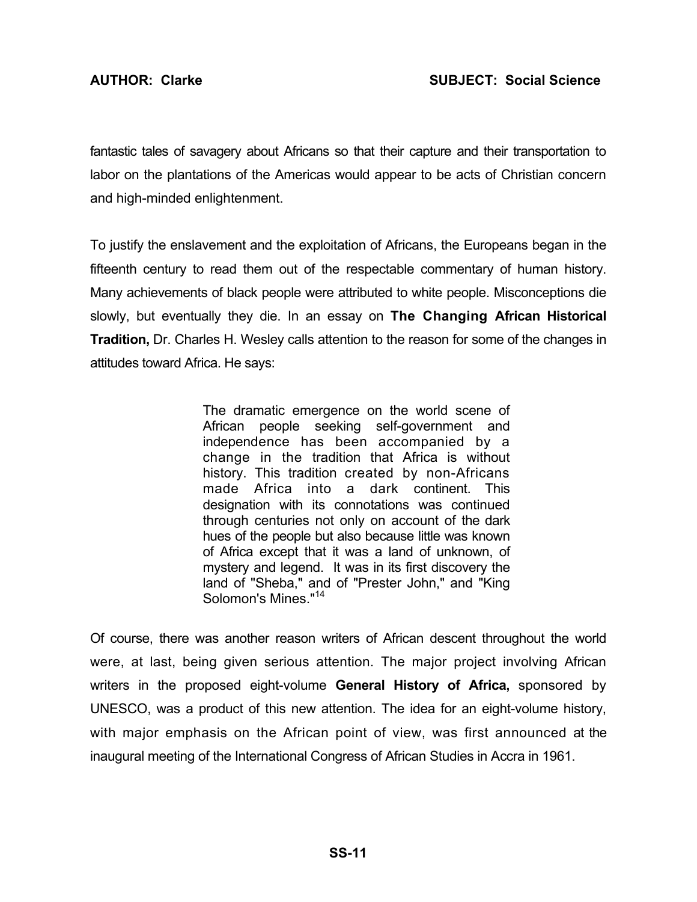fantastic tales of savagery about Africans so that their capture and their transportation to labor on the plantations of the Americas would appear to be acts of Christian concern and high-minded enlightenment.

To justify the enslavement and the exploitation of Africans, the Europeans began in the fifteenth century to read them out of the respectable commentary of human history. Many achievements of black people were attributed to white people. Misconceptions die slowly, but eventually they die. In an essay on **The Changing African Historical Tradition,** Dr. Charles H. Wesley calls attention to the reason for some of the changes in attitudes toward Africa. He says:

> The dramatic emergence on the world scene of African people seeking self-government and independence has been accompanied by a change in the tradition that Africa is without history. This tradition created by non-Africans made Africa into a dark continent. This designation with its connotations was continued through centuries not only on account of the dark hues of the people but also because little was known of Africa except that it was a land of unknown, of mystery and legend. It was in its first discovery the land of "Sheba," and of "Prester John," and "King Solomon's Mines."[14]

Of course, there was another reason writers of African descent throughout the world were, at last, being given serious attention. The major project involving African writers in the proposed eight-volume **General History of Africa,** sponsored by UNESCO, was a product of this new attention. The idea for an eight-volume history, with major emphasis on the African point of view, was first announced at the inaugural meeting of the International Congress of African Studies in Accra in 1961.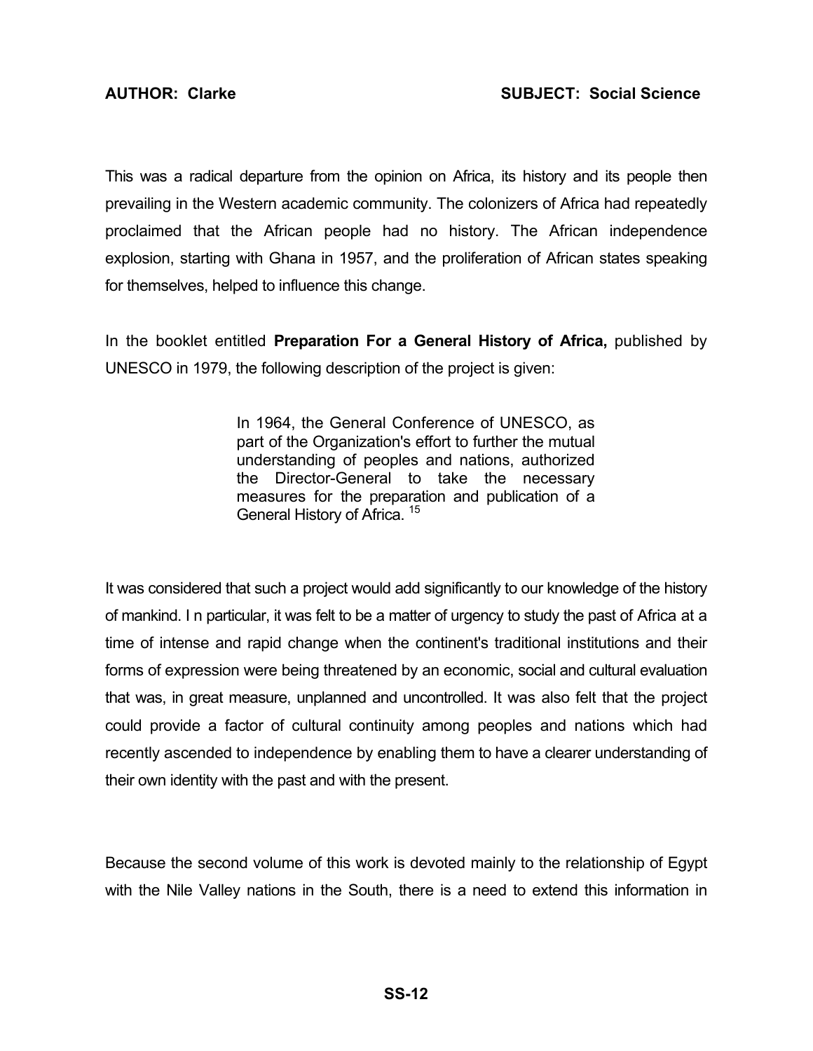This was a radical departure from the opinion on Africa, its history and its people then prevailing in the Western academic community. The colonizers of Africa had repeatedly proclaimed that the African people had no history. The African independence explosion, starting with Ghana in 1957, and the proliferation of African states speaking for themselves, helped to influence this change.

In the booklet entitled **Preparation For a General History of Africa,** published by UNESCO in 1979, the following description of the project is given:

> In 1964, the General Conference of UNESCO, as part of the Organization's effort to further the mutual understanding of peoples and nations, authorized the Director-General to take the necessary measures for the preparation and publication of a General History of Africa. [15]

It was considered that such a project would add significantly to our knowledge of the history of mankind. I n particular, it was felt to be a matter of urgency to study the past of Africa at a time of intense and rapid change when the continent's traditional institutions and their forms of expression were being threatened by an economic, social and cultural evaluation that was, in great measure, unplanned and uncontrolled. It was also felt that the project could provide a factor of cultural continuity among peoples and nations which had recently ascended to independence by enabling them to have a clearer understanding of their own identity with the past and with the present.

Because the second volume of this work is devoted mainly to the relationship of Egypt with the Nile Valley nations in the South, there is a need to extend this information in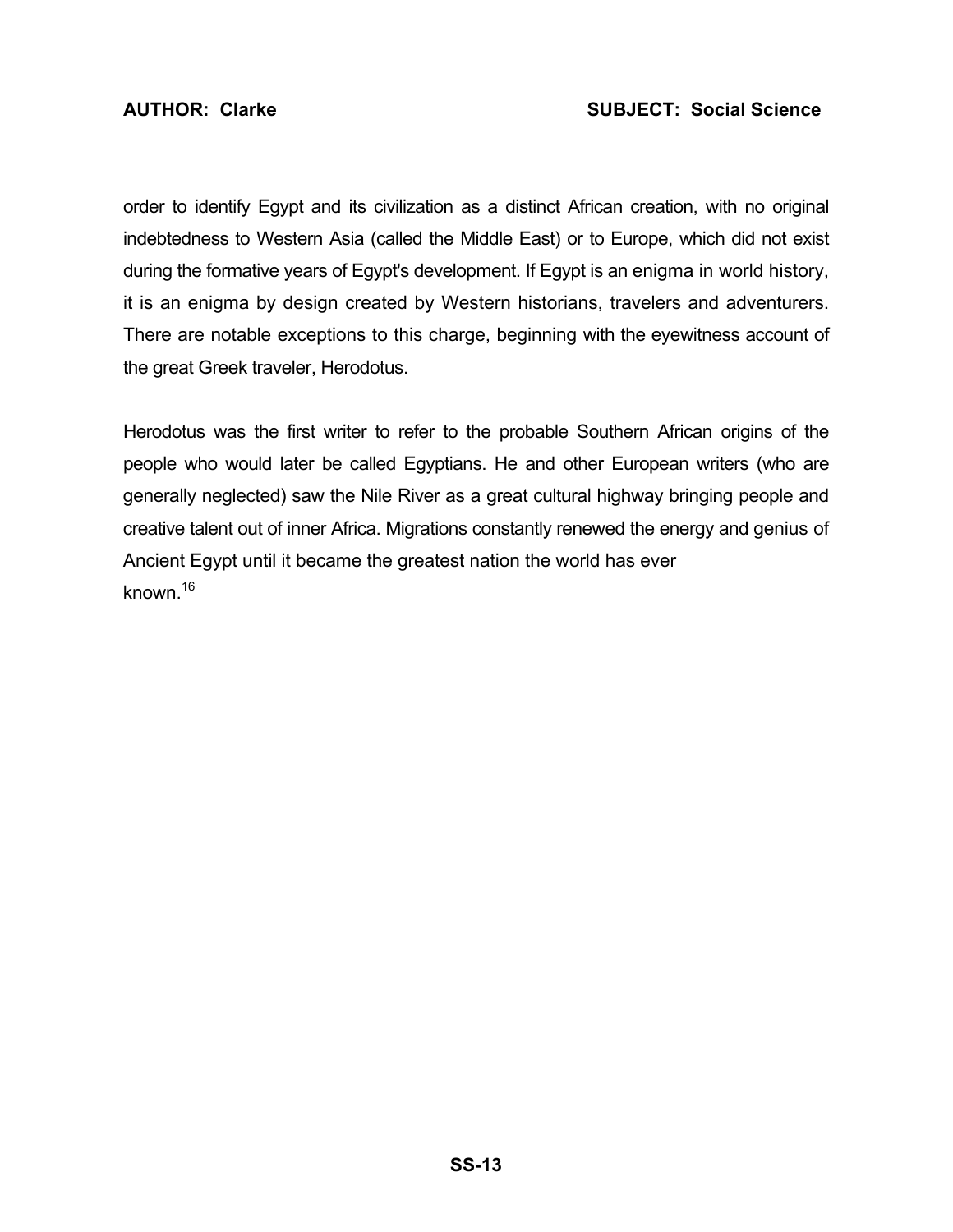order to identify Egypt and its civilization as a distinct African creation, with no original indebtedness to Western Asia (called the Middle East) or to Europe, which did not exist during the formative years of Egypt's development. If Egypt is an enigma in world history, it is an enigma by design created by Western historians, travelers and adventurers. There are notable exceptions to this charge, beginning with the eyewitness account of the great Greek traveler, Herodotus.

Herodotus was the first writer to refer to the probable Southern African origins of the people who would later be called Egyptians. He and other European writers (who are generally neglected) saw the Nile River as a great cultural highway bringing people and creative talent out of inner Africa. Migrations constantly renewed the energy and genius of Ancient Egypt until it became the greatest nation the world has ever known.[16]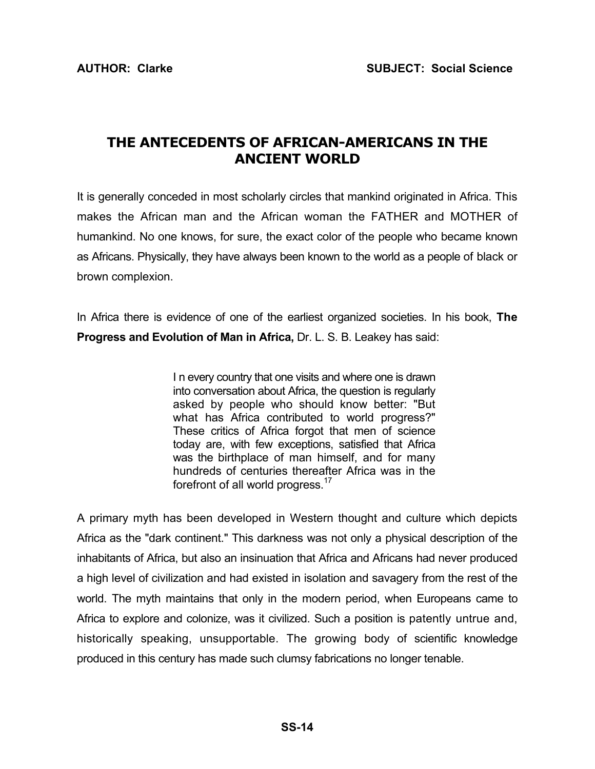**AUTHOR: Clarke** **SUBJECT: Social Science**

# THE ANTECEDENTS OF AFRICAN-AMERICANS IN THE ANCIENT WORLD

It is generally conceded in most scholarly circles that mankind originated in Africa. This makes the African man and the African woman the FATHER and MOTHER of humankind. No one knows, for sure, the exact color of the people who became known as Africans. Physically, they have always been known to the world as a people of black or brown complexion.

In Africa there is evidence of one of the earliest organized societies. In his book, **The Progress and Evolution of Man in Africa,** Dr. L. S. B. Leakey has said:

> I n every country that one visits and where one is drawn into conversation about Africa, the question is regularly asked by people who should know better: "But what has Africa contributed to world progress?" These critics of Africa forgot that men of science today are, with few exceptions, satisfied that Africa was the birthplace of man himself, and for many hundreds of centuries thereafter Africa was in the forefront of all world progress.[17]

A primary myth has been developed in Western thought and culture which depicts Africa as the "dark continent." This darkness was not only a physical description of the inhabitants of Africa, but also an insinuation that Africa and Africans had never produced a high level of civilization and had existed in isolation and savagery from the rest of the world. The myth maintains that only in the modern period, when Europeans came to Africa to explore and colonize, was it civilized. Such a position is patently untrue and, historically speaking, unsupportable. The growing body of scientific knowledge produced in this century has made such clumsy fabrications no longer tenable.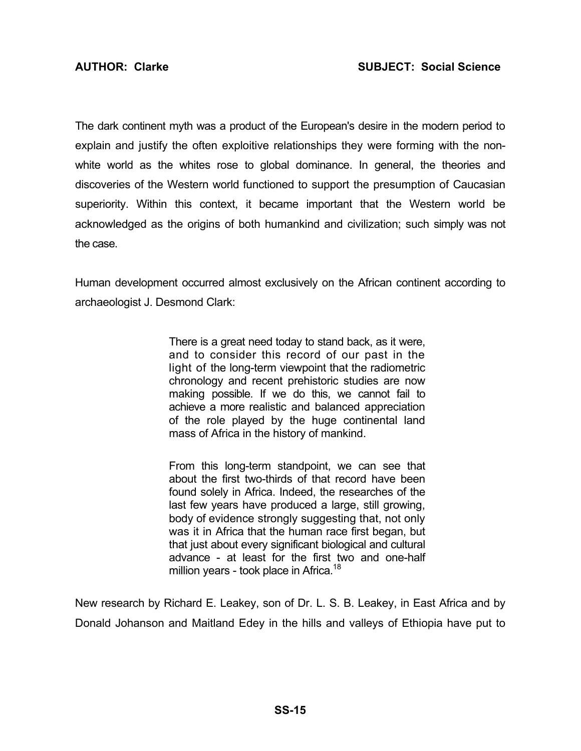The dark continent myth was a product of the European's desire in the modern period to explain and justify the often exploitive relationships they were forming with the non-white world as the whites rose to global dominance. In general, the theories and discoveries of the Western world functioned to support the presumption of Caucasian superiority. Within this context, it became important that the Western world be acknowledged as the origins of both humankind and civilization; such simply was not the case.

Human development occurred almost exclusively on the African continent according to archaeologist J. Desmond Clark:

> There is a great need today to stand back, as it were, and to consider this record of our past in the light of the long-term viewpoint that the radiometric chronology and recent prehistoric studies are now making possible. If we do this, we cannot fail to achieve a more realistic and balanced appreciation of the role played by the huge continental land mass of Africa in the history of mankind.
>
> From this long-term standpoint, we can see that about the first two-thirds of that record have been found solely in Africa. Indeed, the researches of the last few years have produced a large, still growing, body of evidence strongly suggesting that, not only was it in Africa that the human race first began, but that just about every significant biological and cultural advance - at least for the first two and one-half million years - took place in Africa.[18]

New research by Richard E. Leakey, son of Dr. L. S. B. Leakey, in East Africa and by Donald Johanson and Maitland Edey in the hills and valleys of Ethiopia have put to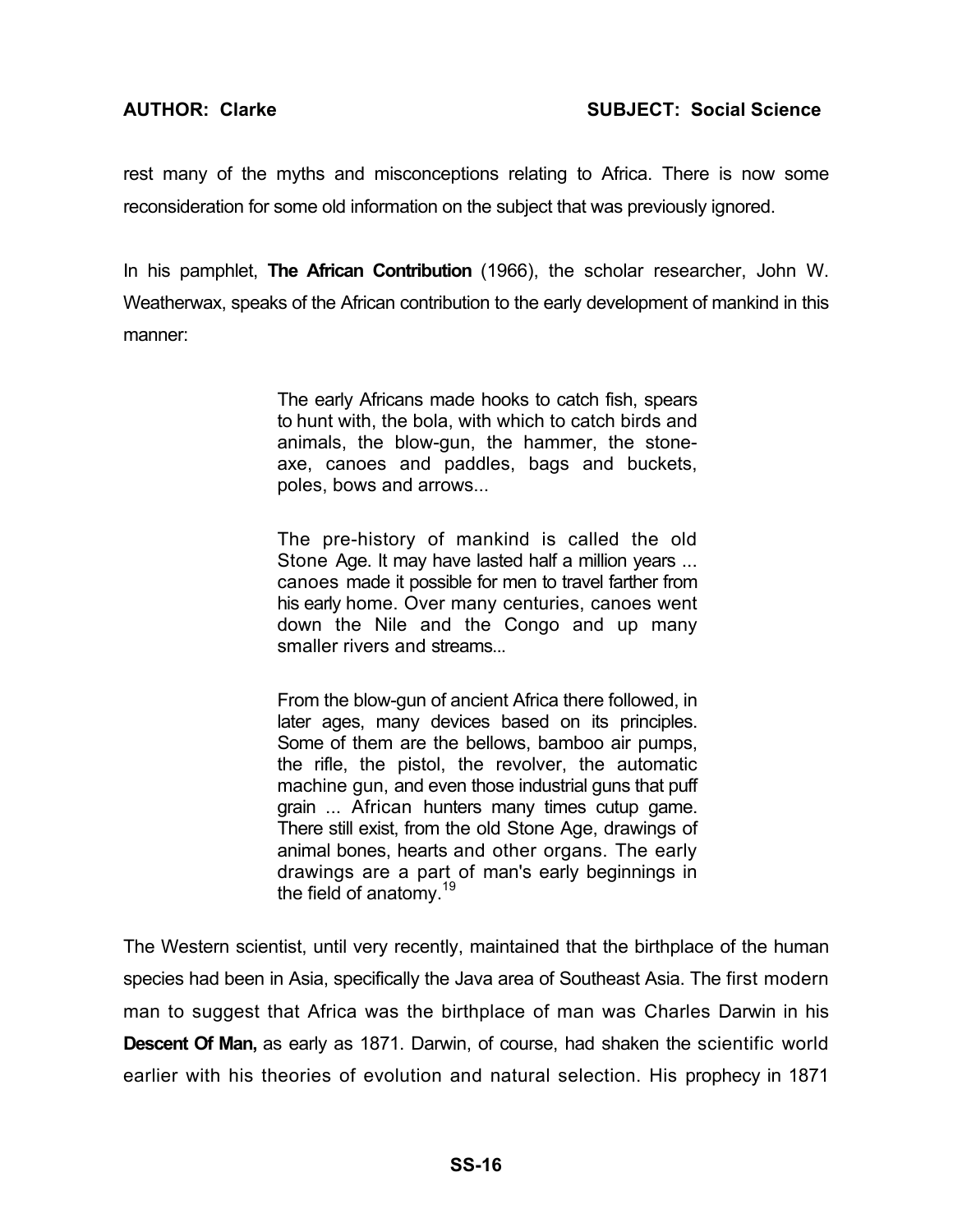rest many of the myths and misconceptions relating to Africa. There is now some reconsideration for some old information on the subject that was previously ignored.

In his pamphlet, **The African Contribution** (1966), the scholar researcher, John W. Weatherwax, speaks of the African contribution to the early development of mankind in this manner:

> The early Africans made hooks to catch fish, spears to hunt with, the bola, with which to catch birds and animals, the blow-gun, the hammer, the stone-axe, canoes and paddles, bags and buckets, poles, bows and arrows...
>
> The pre-history of mankind is called the old Stone Age. It may have lasted half a million years ... canoes made it possible for men to travel farther from his early home. Over many centuries, canoes went down the Nile and the Congo and up many smaller rivers and streams...
>
> From the blow-gun of ancient Africa there followed, in later ages, many devices based on its principles. Some of them are the bellows, bamboo air pumps, the rifle, the pistol, the revolver, the automatic machine gun, and even those industrial guns that puff grain ... African hunters many times cutup game. There still exist, from the old Stone Age, drawings of animal bones, hearts and other organs. The early drawings are a part of man's early beginnings in the field of anatomy.[19]

The Western scientist, until very recently, maintained that the birthplace of the human species had been in Asia, specifically the Java area of Southeast Asia. The first modern man to suggest that Africa was the birthplace of man was Charles Darwin in his **Descent Of Man,** as early as 1871. Darwin, of course, had shaken the scientific world earlier with his theories of evolution and natural selection. His prophecy in 1871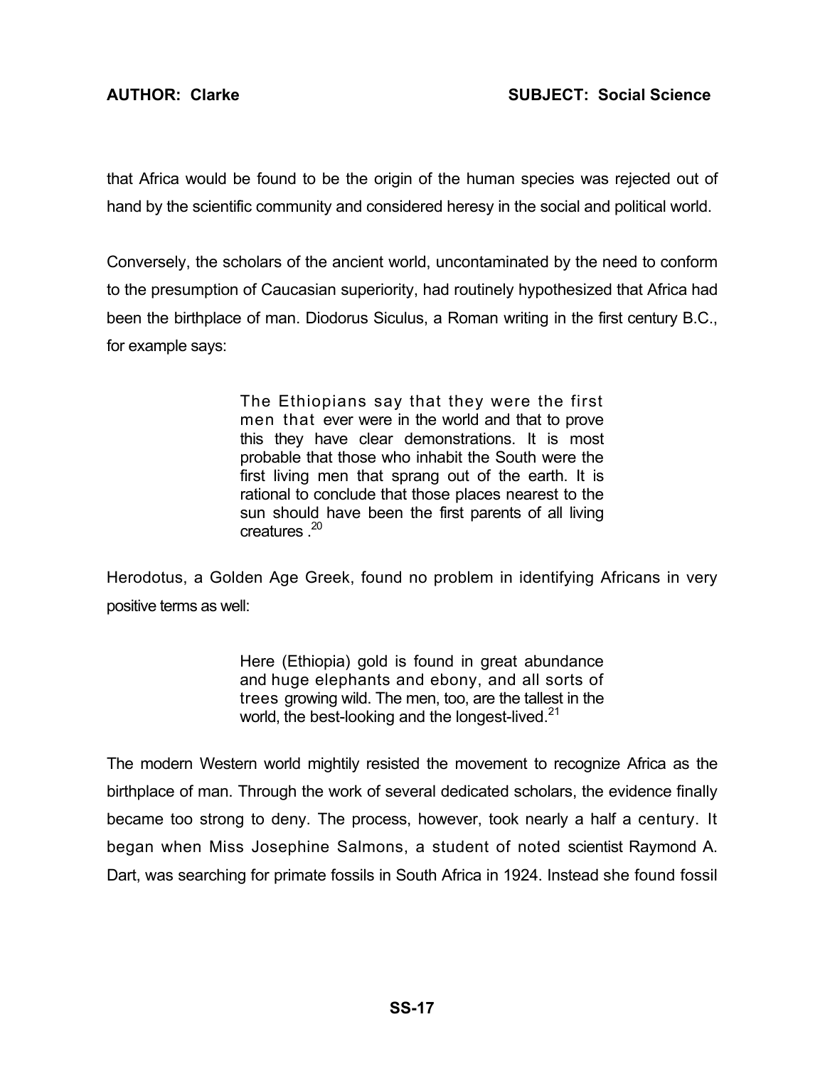that Africa would be found to be the origin of the human species was rejected out of hand by the scientific community and considered heresy in the social and political world.

Conversely, the scholars of the ancient world, uncontaminated by the need to conform to the presumption of Caucasian superiority, had routinely hypothesized that Africa had been the birthplace of man. Diodorus Siculus, a Roman writing in the first century B.C., for example says:

> The Ethiopians say that they were the first men that ever were in the world and that to prove this they have clear demonstrations. It is most probable that those who inhabit the South were the first living men that sprang out of the earth. It is rational to conclude that those places nearest to the sun should have been the first parents of all living creatures .[20]

Herodotus, a Golden Age Greek, found no problem in identifying Africans in very positive terms as well:

> Here (Ethiopia) gold is found in great abundance and huge elephants and ebony, and all sorts of trees growing wild. The men, too, are the tallest in the world, the best-looking and the longest-lived.[21]

The modern Western world mightily resisted the movement to recognize Africa as the birthplace of man. Through the work of several dedicated scholars, the evidence finally became too strong to deny. The process, however, took nearly a half a century. It began when Miss Josephine Salmons, a student of noted scientist Raymond A. Dart, was searching for primate fossils in South Africa in 1924. Instead she found fossil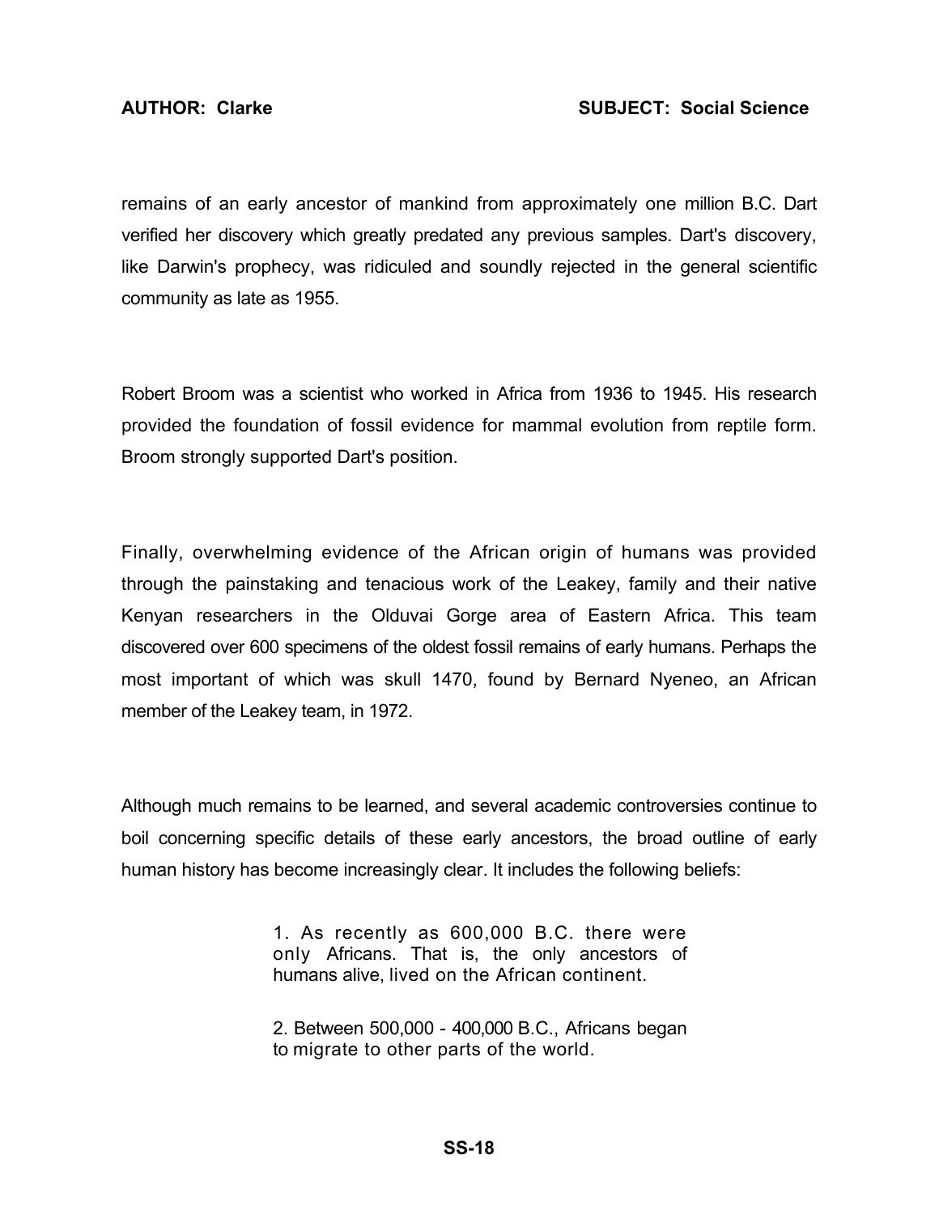remains of an early ancestor of mankind from approximately one million B.C. Dart verified her discovery which greatly predated any previous samples. Dart's discovery, like Darwin's prophecy, was ridiculed and soundly rejected in the general scientific community as late as 1955.

Robert Broom was a scientist who worked in Africa from 1936 to 1945. His research provided the foundation of fossil evidence for mammal evolution from reptile form. Broom strongly supported Dart's position.

Finally, overwhelming evidence of the African origin of humans was provided through the painstaking and tenacious work of the Leakey, family and their native Kenyan researchers in the Olduvai Gorge area of Eastern Africa. This team discovered over 600 specimens of the oldest fossil remains of early humans. Perhaps the most important of which was skull 1470, found by Bernard Nyeneo, an African member of the Leakey team, in 1972.

Although much remains to be learned, and several academic controversies continue to boil concerning specific details of these early ancestors, the broad outline of early human history has become increasingly clear. It includes the following beliefs:

> 1. As recently as 600,000 B.C. there were only Africans. That is, the only ancestors of humans alive, lived on the African continent.
>
> 2. Between 500,000 - 400,000 B.C., Africans began to migrate to other parts of the world.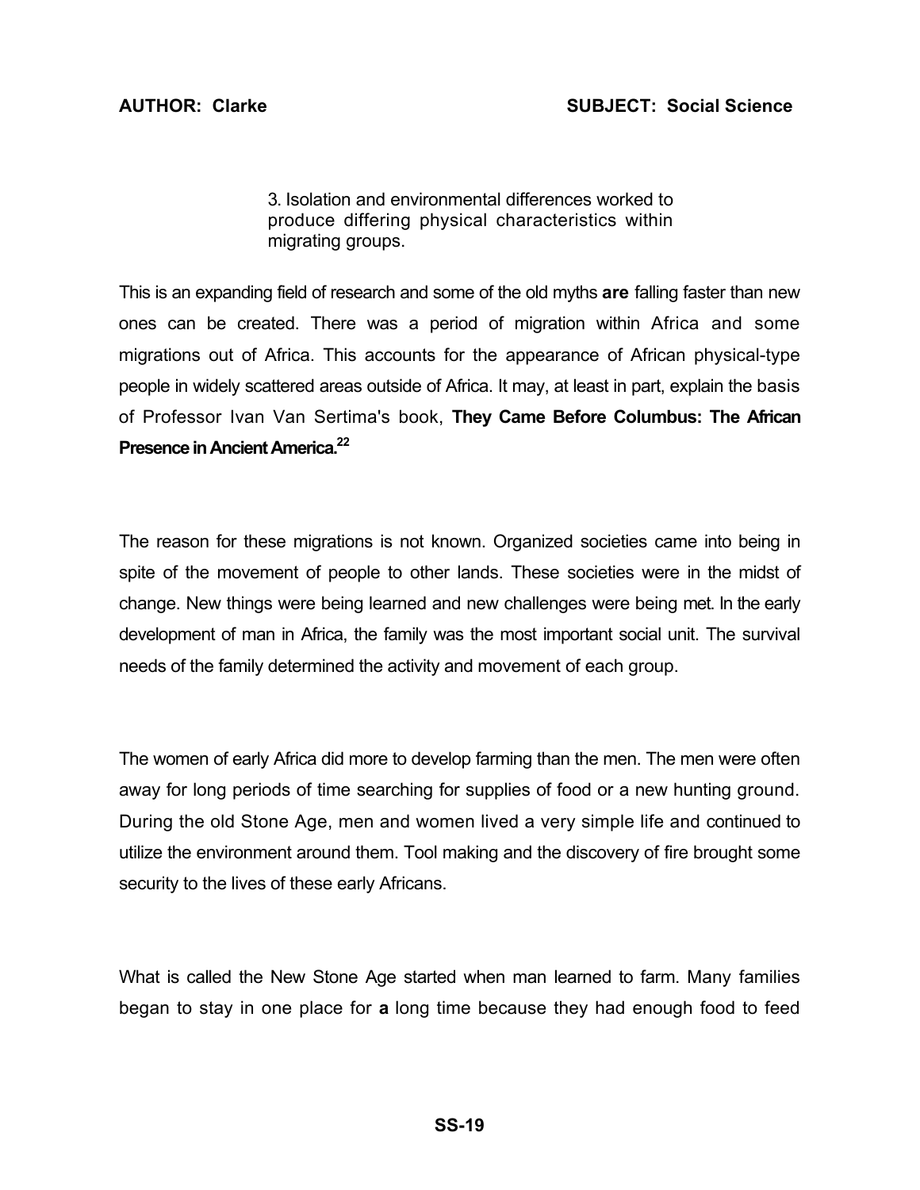> 3. Isolation and environmental differences worked to produce differing physical characteristics within migrating groups.

This is an expanding field of research and some of the old myths **are** falling faster than new ones can be created. There was a period of migration within Africa and some migrations out of Africa. This accounts for the appearance of African physical-type people in widely scattered areas outside of Africa. It may, at least in part, explain the basis of Professor Ivan Van Sertima's book, **They Came Before Columbus: The African Presence in Ancient America.**[22]

The reason for these migrations is not known. Organized societies came into being in spite of the movement of people to other lands. These societies were in the midst of change. New things were being learned and new challenges were being met. In the early development of man in Africa, the family was the most important social unit. The survival needs of the family determined the activity and movement of each group.

The women of early Africa did more to develop farming than the men. The men were often away for long periods of time searching for supplies of food or a new hunting ground. During the old Stone Age, men and women lived a very simple life and continued to utilize the environment around them. Tool making and the discovery of fire brought some security to the lives of these early Africans.

What is called the New Stone Age started when man learned to farm. Many families began to stay in one place for **a** long time because they had enough food to feed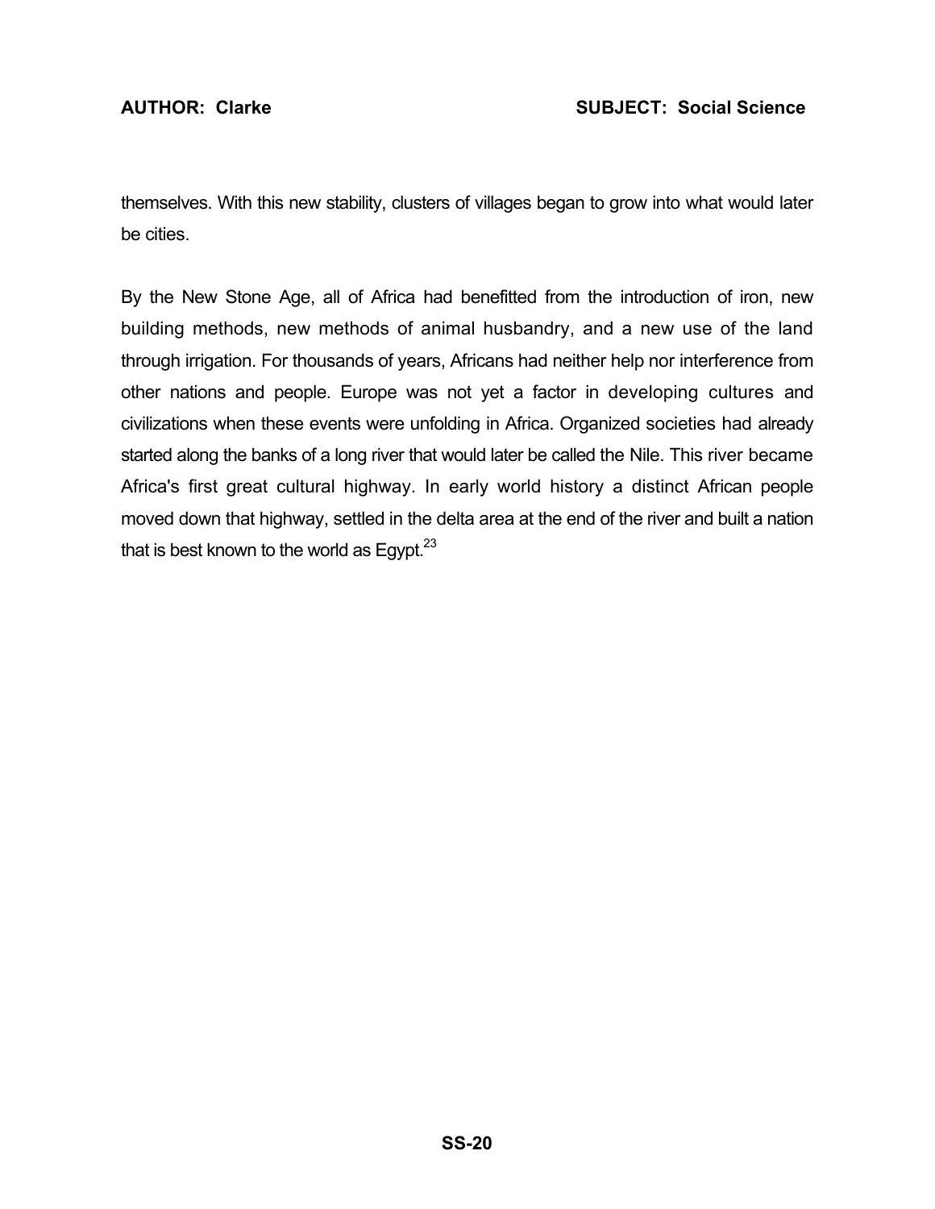themselves. With this new stability, clusters of villages began to grow into what would later be cities.

By the New Stone Age, all of Africa had benefitted from the introduction of iron, new building methods, new methods of animal husbandry, and a new use of the land through irrigation. For thousands of years, Africans had neither help nor interference from other nations and people. Europe was not yet a factor in developing cultures and civilizations when these events were unfolding in Africa. Organized societies had already started along the banks of a long river that would later be called the Nile. This river became Africa's first great cultural highway. In early world history a distinct African people moved down that highway, settled in the delta area at the end of the river and built a nation that is best known to the world as Egypt.[23]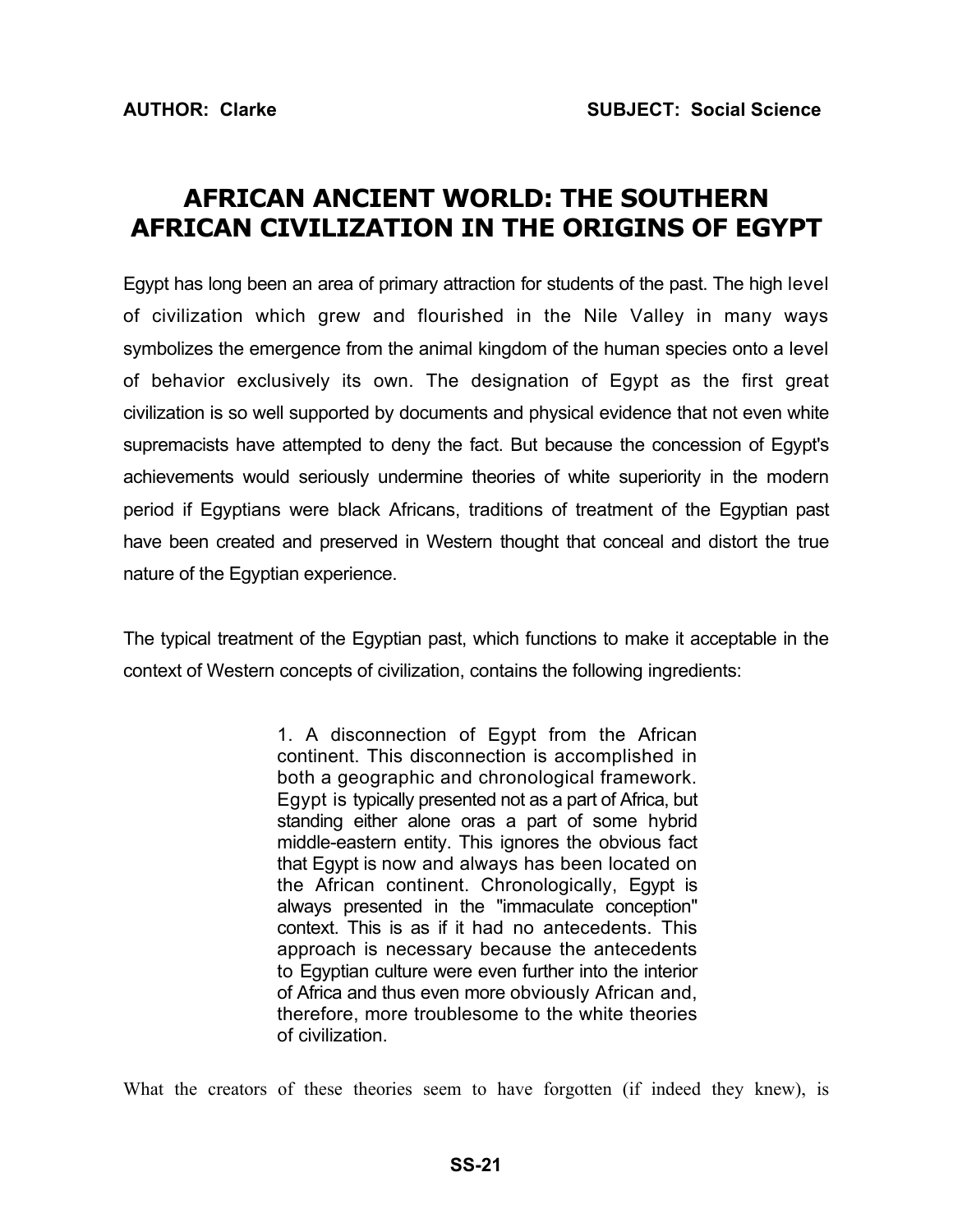**AUTHOR: Clarke** **SUBJECT: Social Science**

# AFRICAN ANCIENT WORLD: THE SOUTHERN AFRICAN CIVILIZATION IN THE ORIGINS OF EGYPT

Egypt has long been an area of primary attraction for students of the past. The high level of civilization which grew and flourished in the Nile Valley in many ways symbolizes the emergence from the animal kingdom of the human species onto a level of behavior exclusively its own. The designation of Egypt as the first great civilization is so well supported by documents and physical evidence that not even white supremacists have attempted to deny the fact. But because the concession of Egypt's achievements would seriously undermine theories of white superiority in the modern period if Egyptians were black Africans, traditions of treatment of the Egyptian past have been created and preserved in Western thought that conceal and distort the true nature of the Egyptian experience.

The typical treatment of the Egyptian past, which functions to make it acceptable in the context of Western concepts of civilization, contains the following ingredients:

> 1. A disconnection of Egypt from the African continent. This disconnection is accomplished in both a geographic and chronological framework. Egypt is typically presented not as a part of Africa, but standing either alone oras a part of some hybrid middle-eastern entity. This ignores the obvious fact that Egypt is now and always has been located on the African continent. Chronologically, Egypt is always presented in the "immaculate conception" context. This is as if it had no antecedents. This approach is necessary because the antecedents to Egyptian culture were even further into the interior of Africa and thus even more obviously African and, therefore, more troublesome to the white theories of civilization.

What the creators of these theories seem to have forgotten (if indeed they knew), is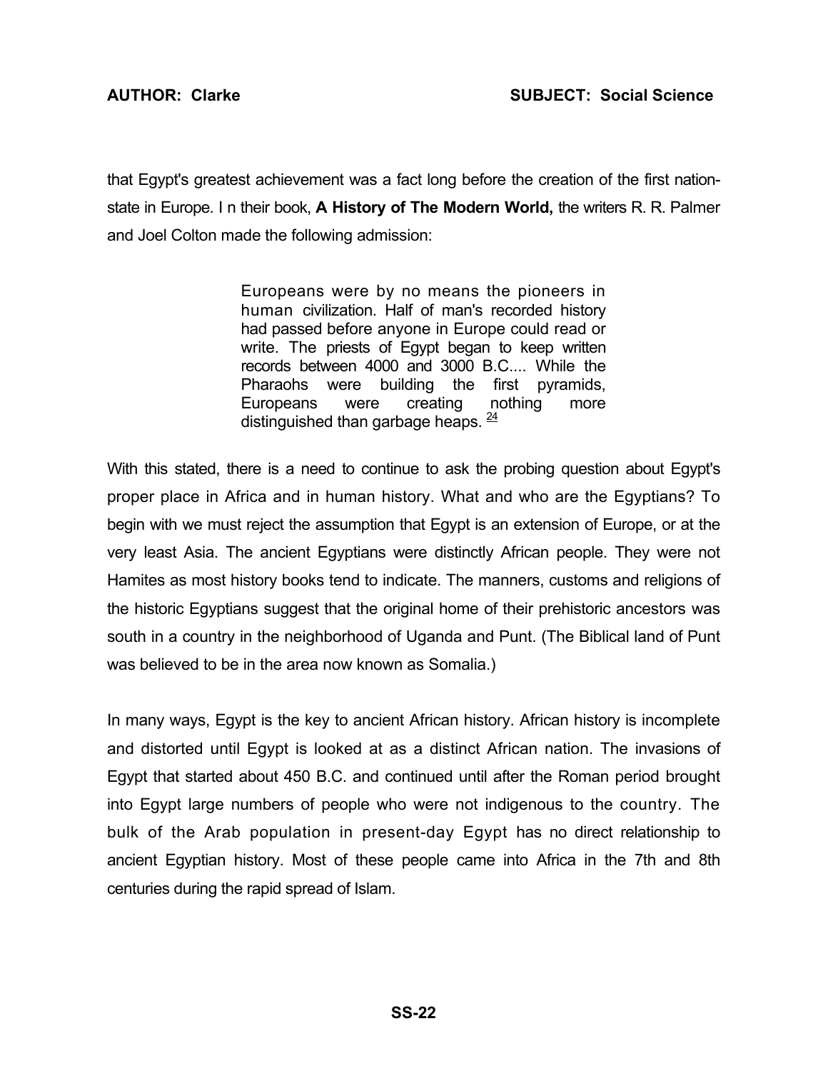that Egypt's greatest achievement was a fact long before the creation of the first nation-state in Europe. I n their book, **A History of The Modern World,** the writers R. R. Palmer and Joel Colton made the following admission:

> Europeans were by no means the pioneers in human civilization. Half of man's recorded history had passed before anyone in Europe could read or write. The priests of Egypt began to keep written records between 4000 and 3000 B.C.... While the Pharaohs were building the first pyramids, Europeans were creating nothing more distinguished than garbage heaps. [24]

With this stated, there is a need to continue to ask the probing question about Egypt's proper place in Africa and in human history. What and who are the Egyptians? To begin with we must reject the assumption that Egypt is an extension of Europe, or at the very least Asia. The ancient Egyptians were distinctly African people. They were not Hamites as most history books tend to indicate. The manners, customs and religions of the historic Egyptians suggest that the original home of their prehistoric ancestors was south in a country in the neighborhood of Uganda and Punt. (The Biblical land of Punt was believed to be in the area now known as Somalia.)

In many ways, Egypt is the key to ancient African history. African history is incomplete and distorted until Egypt is looked at as a distinct African nation. The invasions of Egypt that started about 450 B.C. and continued until after the Roman period brought into Egypt large numbers of people who were not indigenous to the country. The bulk of the Arab population in present-day Egypt has no direct relationship to ancient Egyptian history. Most of these people came into Africa in the 7th and 8th centuries during the rapid spread of Islam.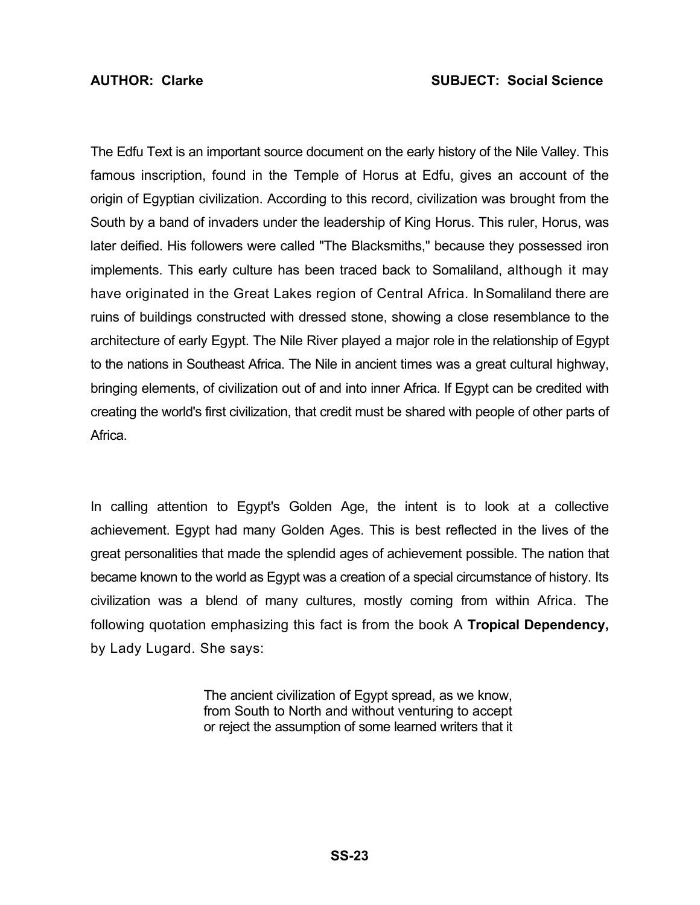**AUTHOR: Clarke** **SUBJECT: Social Science**

The Edfu Text is an important source document on the early history of the Nile Valley. This famous inscription, found in the Temple of Horus at Edfu, gives an account of the origin of Egyptian civilization. According to this record, civilization was brought from the South by a band of invaders under the leadership of King Horus. This ruler, Horus, was later deified. His followers were called "The Blacksmiths," because they possessed iron implements. This early culture has been traced back to Somaliland, although it may have originated in the Great Lakes region of Central Africa. In Somaliland there are ruins of buildings constructed with dressed stone, showing a close resemblance to the architecture of early Egypt. The Nile River played a major role in the relationship of Egypt to the nations in Southeast Africa. The Nile in ancient times was a great cultural highway, bringing elements, of civilization out of and into inner Africa. If Egypt can be credited with creating the world's first civilization, that credit must be shared with people of other parts of Africa.

In calling attention to Egypt's Golden Age, the intent is to look at a collective achievement. Egypt had many Golden Ages. This is best reflected in the lives of the great personalities that made the splendid ages of achievement possible. The nation that became known to the world as Egypt was a creation of a special circumstance of history. Its civilization was a blend of many cultures, mostly coming from within Africa. The following quotation emphasizing this fact is from the book A **Tropical Dependency,** by Lady Lugard. She says:

> The ancient civilization of Egypt spread, as we know, from South to North and without venturing to accept or reject the assumption of some learned writers that it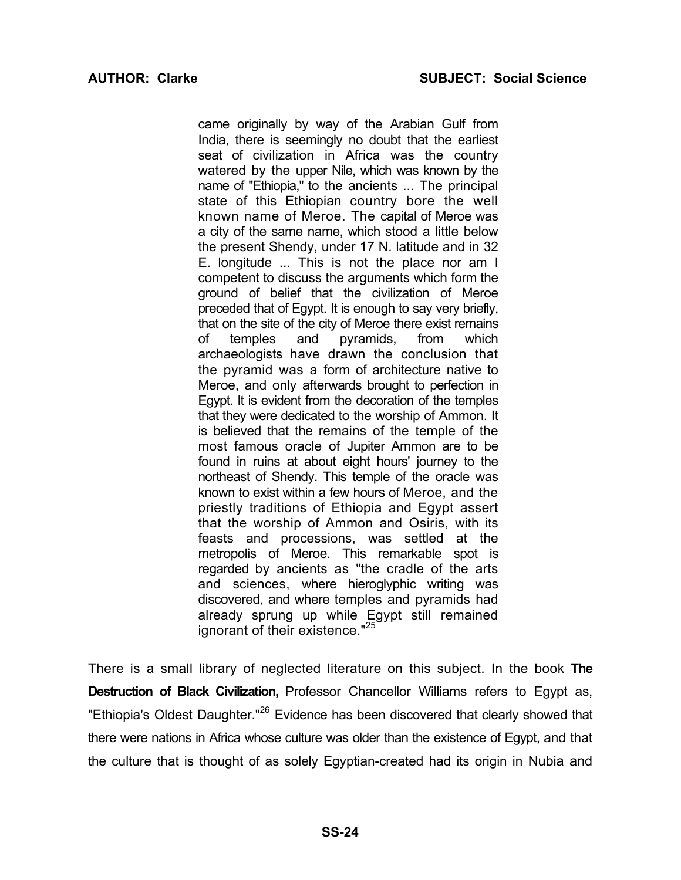> came originally by way of the Arabian Gulf from India, there is seemingly no doubt that the earliest seat of civilization in Africa was the country watered by the upper Nile, which was known by the name of "Ethiopia," to the ancients ... The principal state of this Ethiopian country bore the well known name of Meroe. The capital of Meroe was a city of the same name, which stood a little below the present Shendy, under 17 N. latitude and in 32 E. longitude ... This is not the place nor am I competent to discuss the arguments which form the ground of belief that the civilization of Meroe preceded that of Egypt. It is enough to say very briefly, that on the site of the city of Meroe there exist remains of temples and pyramids, from which archaeologists have drawn the conclusion that the pyramid was a form of architecture native to Meroe, and only afterwards brought to perfection in Egypt. It is evident from the decoration of the temples that they were dedicated to the worship of Ammon. It is believed that the remains of the temple of the most famous oracle of Jupiter Ammon are to be found in ruins at about eight hours' journey to the northeast of Shendy. This temple of the oracle was known to exist within a few hours of Meroe, and the priestly traditions of Ethiopia and Egypt assert that the worship of Ammon and Osiris, with its feasts and processions, was settled at the metropolis of Meroe. This remarkable spot is regarded by ancients as "the cradle of the arts and sciences, where hieroglyphic writing was discovered, and where temples and pyramids had already sprung up while Egypt still remained ignorant of their existence."[25]

There is a small library of neglected literature on this subject. In the book **The Destruction of Black Civilization,** Professor Chancellor Williams refers to Egypt as, "Ethiopia's Oldest Daughter."[26] Evidence has been discovered that clearly showed that there were nations in Africa whose culture was older than the existence of Egypt, and that the culture that is thought of as solely Egyptian-created had its origin in Nubia and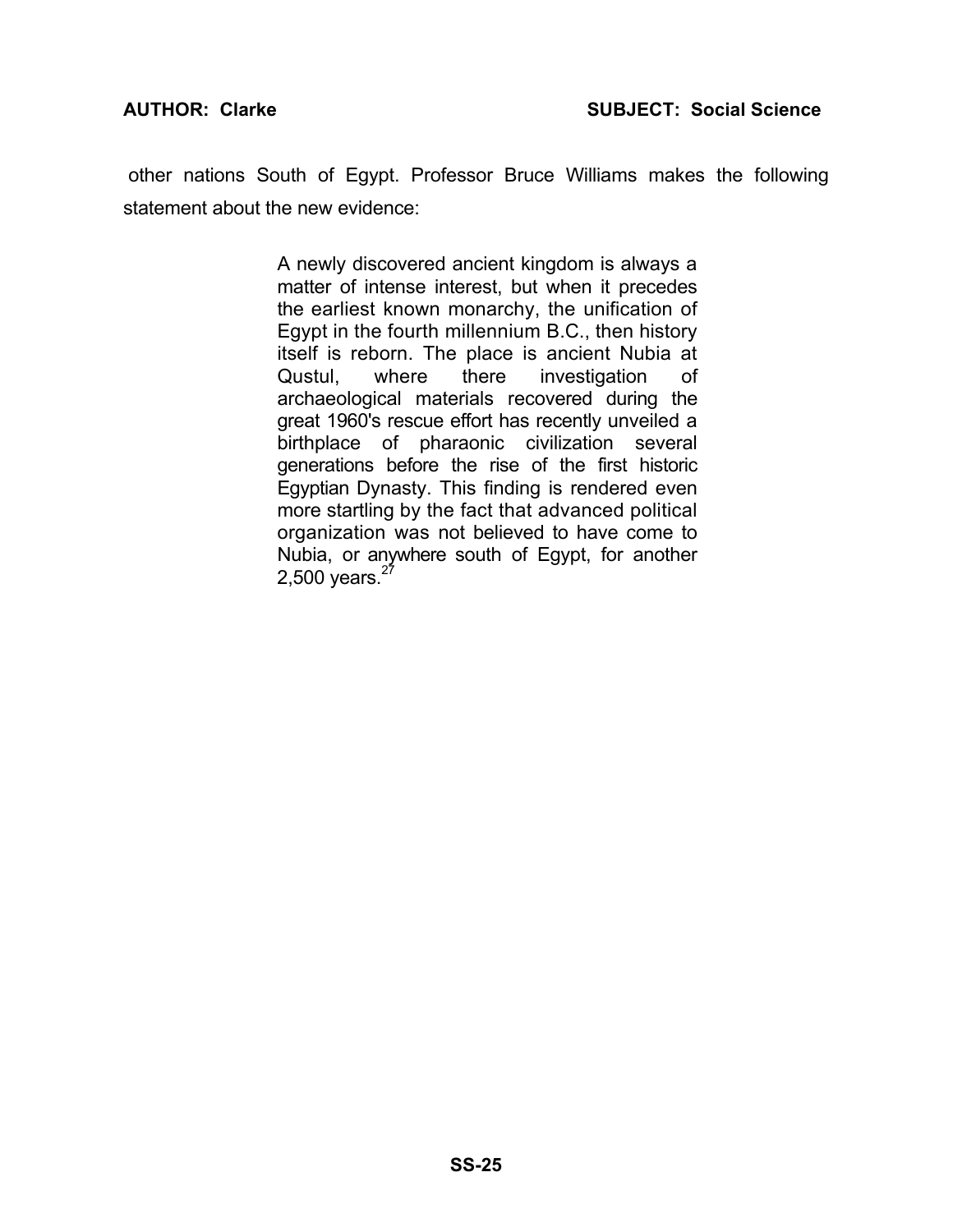other nations South of Egypt. Professor Bruce Williams makes the following statement about the new evidence:

> A newly discovered ancient kingdom is always a matter of intense interest, but when it precedes the earliest known monarchy, the unification of Egypt in the fourth millennium B.C., then history itself is reborn. The place is ancient Nubia at Qustul, where there investigation of archaeological materials recovered during the great 1960's rescue effort has recently unveiled a birthplace of pharaonic civilization several generations before the rise of the first historic Egyptian Dynasty. This finding is rendered even more startling by the fact that advanced political organization was not believed to have come to Nubia, or anywhere south of Egypt, for another 2,500 years.[27]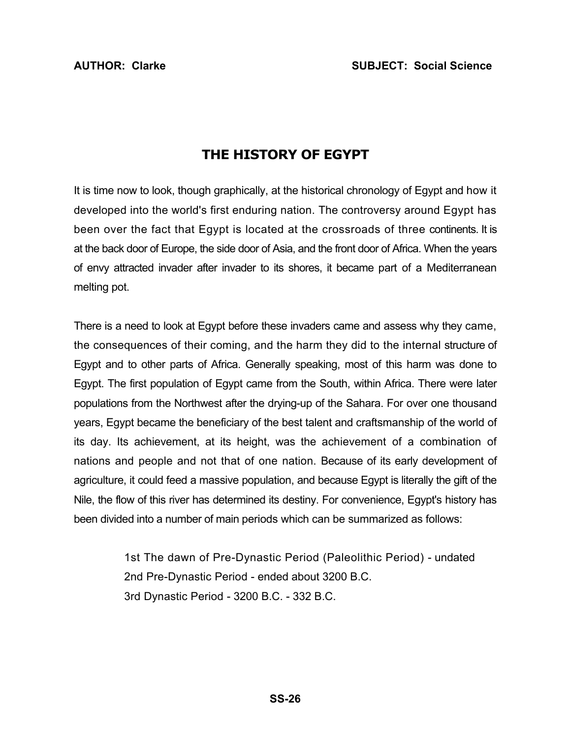**AUTHOR: Clarke** **SUBJECT: Social Science**

## THE HISTORY OF EGYPT

It is time now to look, though graphically, at the historical chronology of Egypt and how it developed into the world's first enduring nation. The controversy around Egypt has been over the fact that Egypt is located at the crossroads of three continents. It is at the back door of Europe, the side door of Asia, and the front door of Africa. When the years of envy attracted invader after invader to its shores, it became part of a Mediterranean melting pot.

There is a need to look at Egypt before these invaders came and assess why they came, the consequences of their coming, and the harm they did to the internal structure of Egypt and to other parts of Africa. Generally speaking, most of this harm was done to Egypt. The first population of Egypt came from the South, within Africa. There were later populations from the Northwest after the drying-up of the Sahara. For over one thousand years, Egypt became the beneficiary of the best talent and craftsmanship of the world of its day. Its achievement, at its height, was the achievement of a combination of nations and people and not that of one nation. Because of its early development of agriculture, it could feed a massive population, and because Egypt is literally the gift of the Nile, the flow of this river has determined its destiny. For convenience, Egypt's history has been divided into a number of main periods which can be summarized as follows:

> 1st The dawn of Pre-Dynastic Period (Paleolithic Period) - undated
> 2nd Pre-Dynastic Period - ended about 3200 B.C.
> 3rd Dynastic Period - 3200 B.C. - 332 B.C.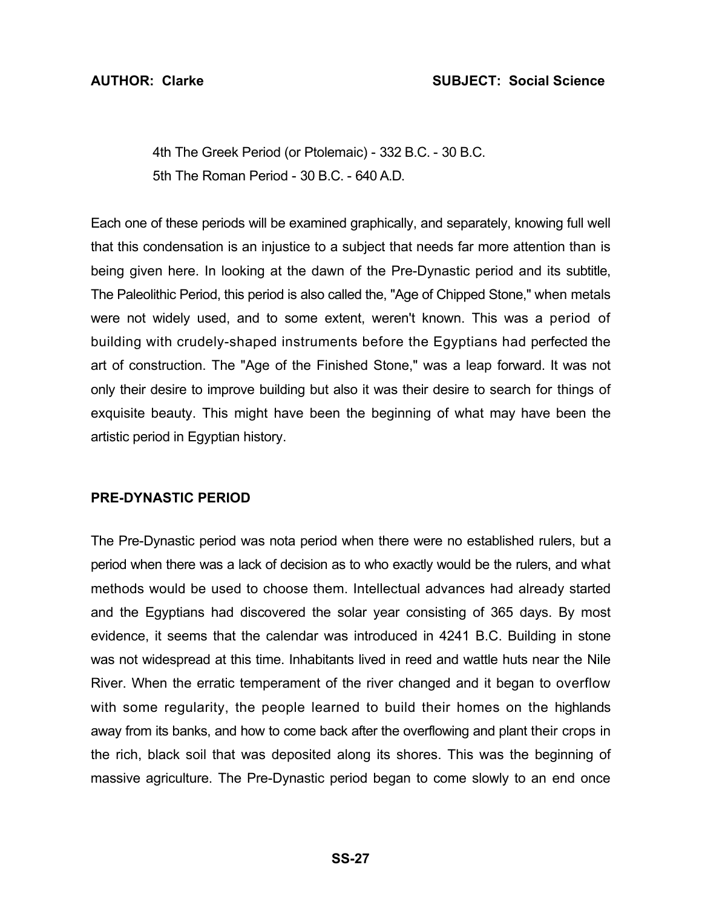4th The Greek Period (or Ptolemaic) - 332 B.C. - 30 B.C.
5th The Roman Period - 30 B.C. - 640 A.D.

Each one of these periods will be examined graphically, and separately, knowing full well that this condensation is an injustice to a subject that needs far more attention than is being given here. In looking at the dawn of the Pre-Dynastic period and its subtitle, The Paleolithic Period, this period is also called the, "Age of Chipped Stone," when metals were not widely used, and to some extent, weren't known. This was a period of building with crudely-shaped instruments before the Egyptians had perfected the art of construction. The "Age of the Finished Stone," was a leap forward. It was not only their desire to improve building but also it was their desire to search for things of exquisite beauty. This might have been the beginning of what may have been the artistic period in Egyptian history.

**PRE-DYNASTIC PERIOD**

The Pre-Dynastic period was nota period when there were no established rulers, but a period when there was a lack of decision as to who exactly would be the rulers, and what methods would be used to choose them. Intellectual advances had already started and the Egyptians had discovered the solar year consisting of 365 days. By most evidence, it seems that the calendar was introduced in 4241 B.C. Building in stone was not widespread at this time. Inhabitants lived in reed and wattle huts near the Nile River. When the erratic temperament of the river changed and it began to overflow with some regularity, the people learned to build their homes on the highlands away from its banks, and how to come back after the overflowing and plant their crops in the rich, black soil that was deposited along its shores. This was the beginning of massive agriculture. The Pre-Dynastic period began to come slowly to an end once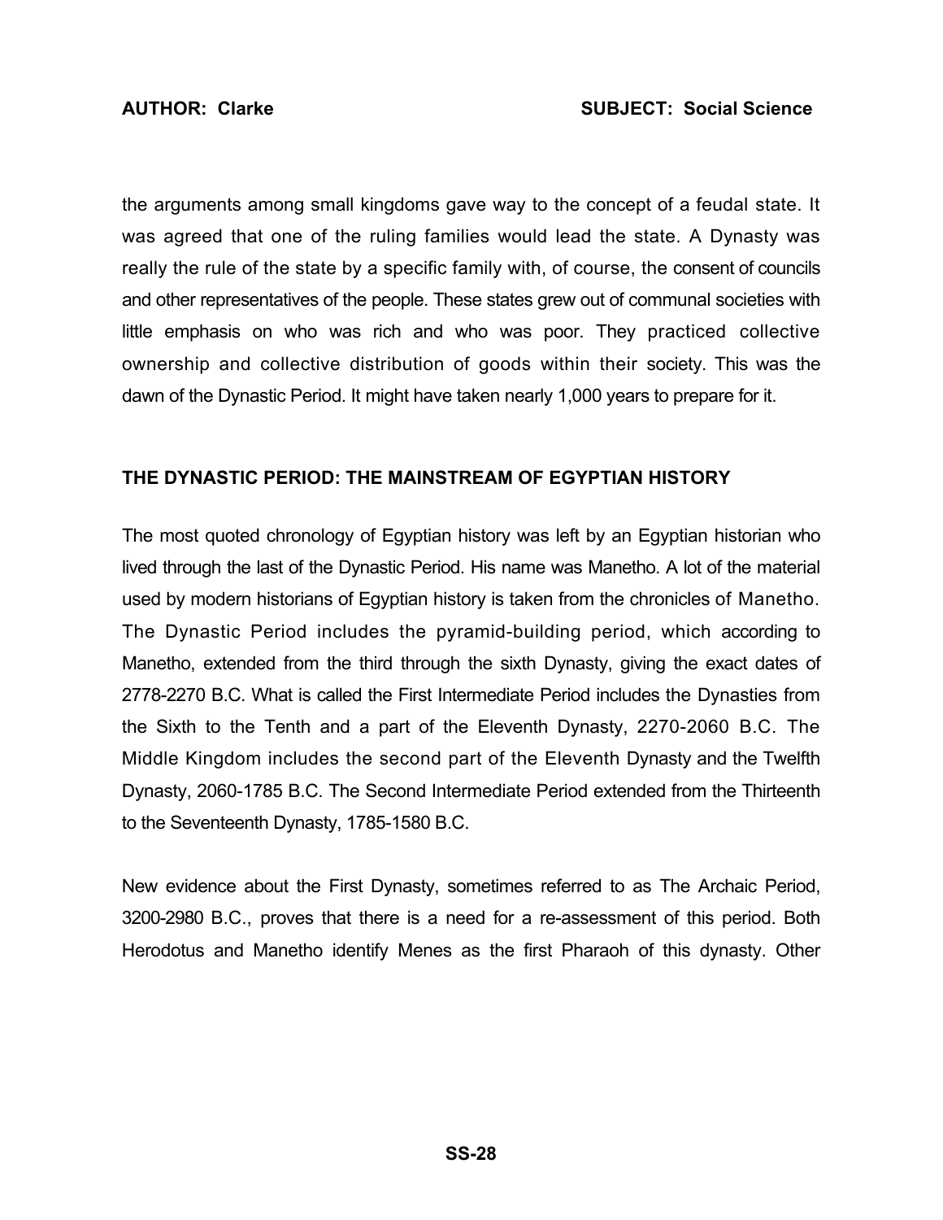the arguments among small kingdoms gave way to the concept of a feudal state. It was agreed that one of the ruling families would lead the state. A Dynasty was really the rule of the state by a specific family with, of course, the consent of councils and other representatives of the people. These states grew out of communal societies with little emphasis on who was rich and who was poor. They practiced collective ownership and collective distribution of goods within their society. This was the dawn of the Dynastic Period. It might have taken nearly 1,000 years to prepare for it.

## THE DYNASTIC PERIOD: THE MAINSTREAM OF EGYPTIAN HISTORY

The most quoted chronology of Egyptian history was left by an Egyptian historian who lived through the last of the Dynastic Period. His name was Manetho. A lot of the material used by modern historians of Egyptian history is taken from the chronicles of Manetho. The Dynastic Period includes the pyramid-building period, which according to Manetho, extended from the third through the sixth Dynasty, giving the exact dates of 2778-2270 B.C. What is called the First Intermediate Period includes the Dynasties from the Sixth to the Tenth and a part of the Eleventh Dynasty, 2270-2060 B.C. The Middle Kingdom includes the second part of the Eleventh Dynasty and the Twelfth Dynasty, 2060-1785 B.C. The Second Intermediate Period extended from the Thirteenth to the Seventeenth Dynasty, 1785-1580 B.C.

New evidence about the First Dynasty, sometimes referred to as The Archaic Period, 3200-2980 B.C., proves that there is a need for a re-assessment of this period. Both Herodotus and Manetho identify Menes as the first Pharaoh of this dynasty. Other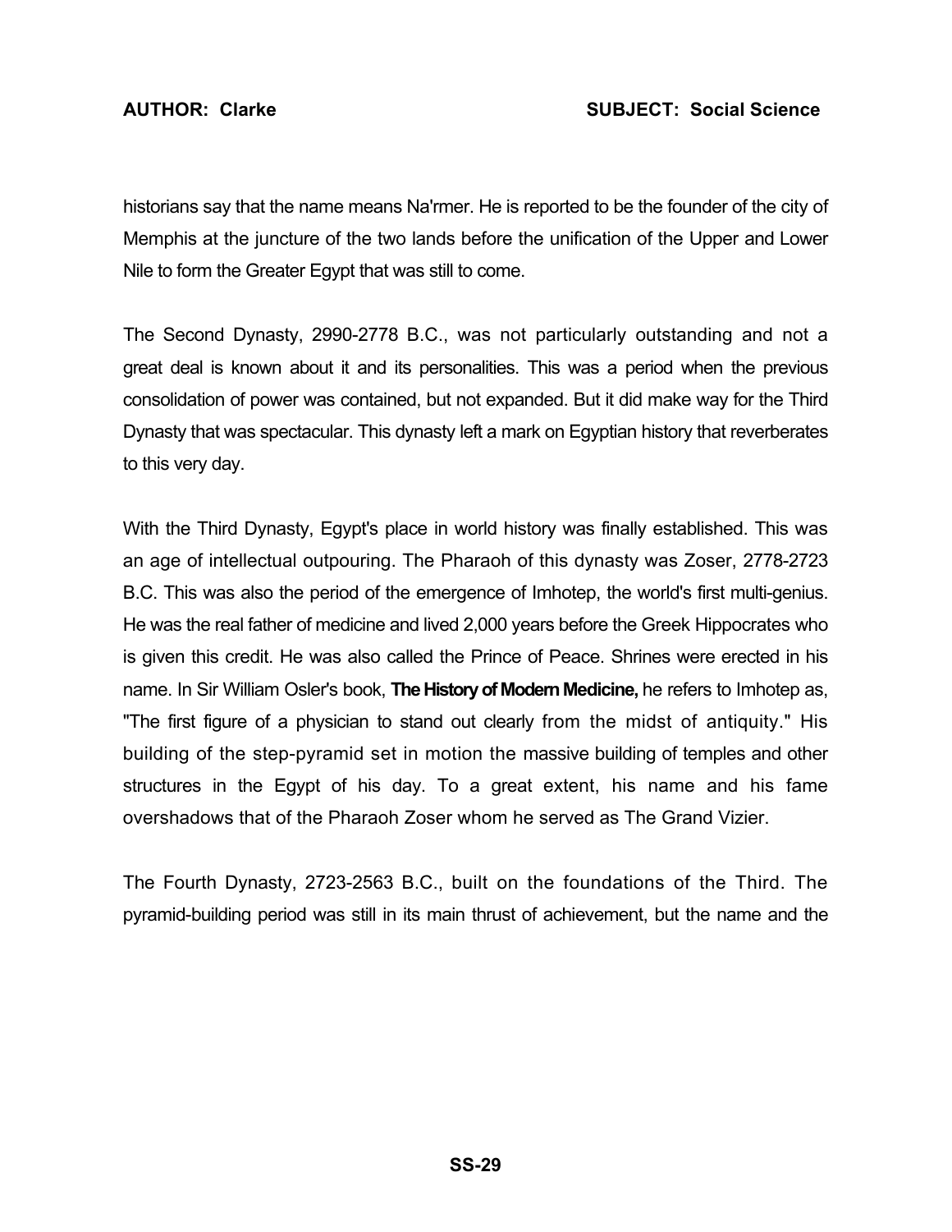historians say that the name means Na'rmer. He is reported to be the founder of the city of Memphis at the juncture of the two lands before the unification of the Upper and Lower Nile to form the Greater Egypt that was still to come.

The Second Dynasty, 2990-2778 B.C., was not particularly outstanding and not a great deal is known about it and its personalities. This was a period when the previous consolidation of power was contained, but not expanded. But it did make way for the Third Dynasty that was spectacular. This dynasty left a mark on Egyptian history that reverberates to this very day.

With the Third Dynasty, Egypt's place in world history was finally established. This was an age of intellectual outpouring. The Pharaoh of this dynasty was Zoser, 2778-2723 B.C. This was also the period of the emergence of Imhotep, the world's first multi-genius. He was the real father of medicine and lived 2,000 years before the Greek Hippocrates who is given this credit. He was also called the Prince of Peace. Shrines were erected in his name. In Sir William Osler's book, **The History of Modern Medicine,** he refers to Imhotep as, "The first figure of a physician to stand out clearly from the midst of antiquity." His building of the step-pyramid set in motion the massive building of temples and other structures in the Egypt of his day. To a great extent, his name and his fame overshadows that of the Pharaoh Zoser whom he served as The Grand Vizier.

The Fourth Dynasty, 2723-2563 B.C., built on the foundations of the Third. The pyramid-building period was still in its main thrust of achievement, but the name and the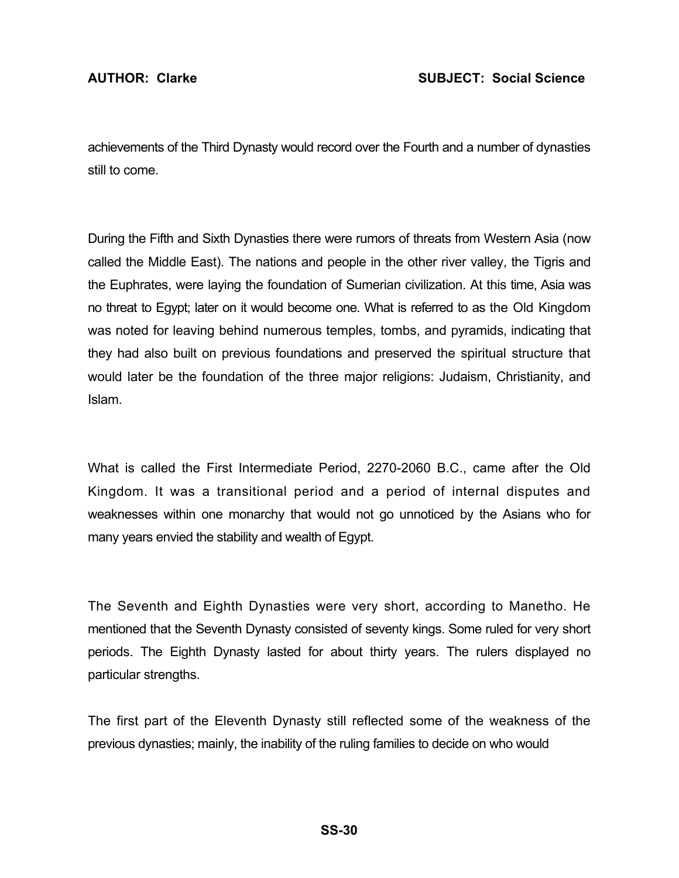achievements of the Third Dynasty would record over the Fourth and a number of dynasties still to come.

During the Fifth and Sixth Dynasties there were rumors of threats from Western Asia (now called the Middle East). The nations and people in the other river valley, the Tigris and the Euphrates, were laying the foundation of Sumerian civilization. At this time, Asia was no threat to Egypt; later on it would become one. What is referred to as the Old Kingdom was noted for leaving behind numerous temples, tombs, and pyramids, indicating that they had also built on previous foundations and preserved the spiritual structure that would later be the foundation of the three major religions: Judaism, Christianity, and Islam.

What is called the First Intermediate Period, 2270-2060 B.C., came after the Old Kingdom. It was a transitional period and a period of internal disputes and weaknesses within one monarchy that would not go unnoticed by the Asians who for many years envied the stability and wealth of Egypt.

The Seventh and Eighth Dynasties were very short, according to Manetho. He mentioned that the Seventh Dynasty consisted of seventy kings. Some ruled for very short periods. The Eighth Dynasty lasted for about thirty years. The rulers displayed no particular strengths.

The first part of the Eleventh Dynasty still reflected some of the weakness of the previous dynasties; mainly, the inability of the ruling families to decide on who would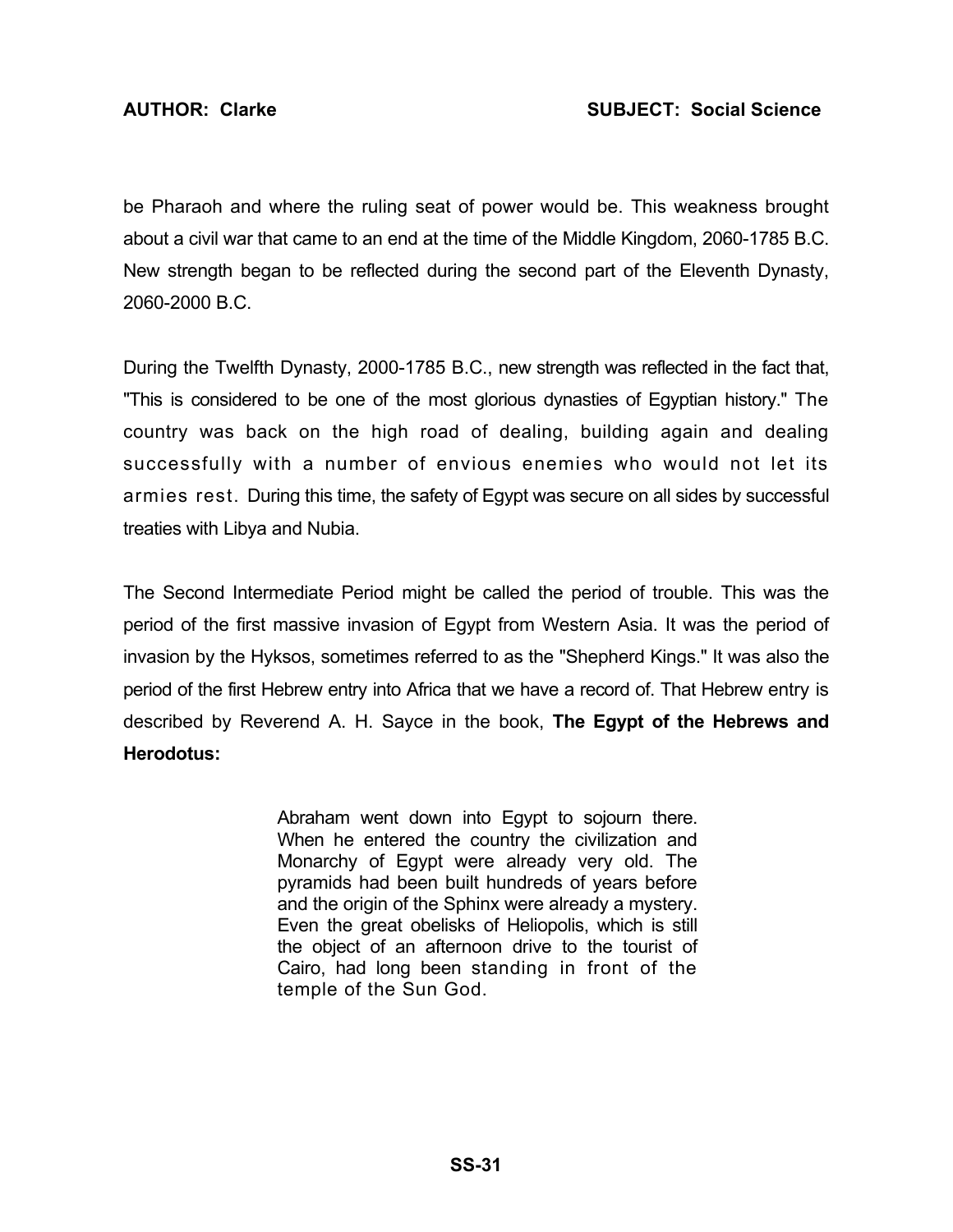be Pharaoh and where the ruling seat of power would be. This weakness brought about a civil war that came to an end at the time of the Middle Kingdom, 2060-1785 B.C. New strength began to be reflected during the second part of the Eleventh Dynasty, 2060-2000 B.C.

During the Twelfth Dynasty, 2000-1785 B.C., new strength was reflected in the fact that, "This is considered to be one of the most glorious dynasties of Egyptian history." The country was back on the high road of dealing, building again and dealing successfully with a number of envious enemies who would not let its armies rest. During this time, the safety of Egypt was secure on all sides by successful treaties with Libya and Nubia.

The Second Intermediate Period might be called the period of trouble. This was the period of the first massive invasion of Egypt from Western Asia. It was the period of invasion by the Hyksos, sometimes referred to as the "Shepherd Kings." It was also the period of the first Hebrew entry into Africa that we have a record of. That Hebrew entry is described by Reverend A. H. Sayce in the book, **The Egypt of the Hebrews and Herodotus:**

> Abraham went down into Egypt to sojourn there. When he entered the country the civilization and Monarchy of Egypt were already very old. The pyramids had been built hundreds of years before and the origin of the Sphinx were already a mystery. Even the great obelisks of Heliopolis, which is still the object of an afternoon drive to the tourist of Cairo, had long been standing in front of the temple of the Sun God.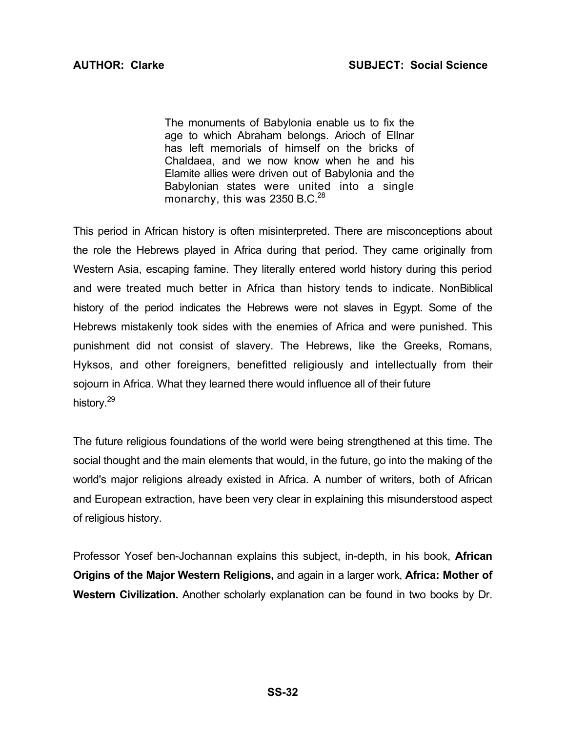> The monuments of Babylonia enable us to fix the age to which Abraham belongs. Arioch of Ellnar has left memorials of himself on the bricks of Chaldaea, and we now know when he and his Elamite allies were driven out of Babylonia and the Babylonian states were united into a single monarchy, this was 2350 B.C.[28]

This period in African history is often misinterpreted. There are misconceptions about the role the Hebrews played in Africa during that period. They came originally from Western Asia, escaping famine. They literally entered world history during this period and were treated much better in Africa than history tends to indicate. NonBiblical history of the period indicates the Hebrews were not slaves in Egypt. Some of the Hebrews mistakenly took sides with the enemies of Africa and were punished. This punishment did not consist of slavery. The Hebrews, like the Greeks, Romans, Hyksos, and other foreigners, benefitted religiously and intellectually from their sojourn in Africa. What they learned there would influence all of their future history.[29]

The future religious foundations of the world were being strengthened at this time. The social thought and the main elements that would, in the future, go into the making of the world's major religions already existed in Africa. A number of writers, both of African and European extraction, have been very clear in explaining this misunderstood aspect of religious history.

Professor Yosef ben-Jochannan explains this subject, in-depth, in his book, **African Origins of the Major Western Religions,** and again in a larger work, **Africa: Mother of Western Civilization.** Another scholarly explanation can be found in two books by Dr.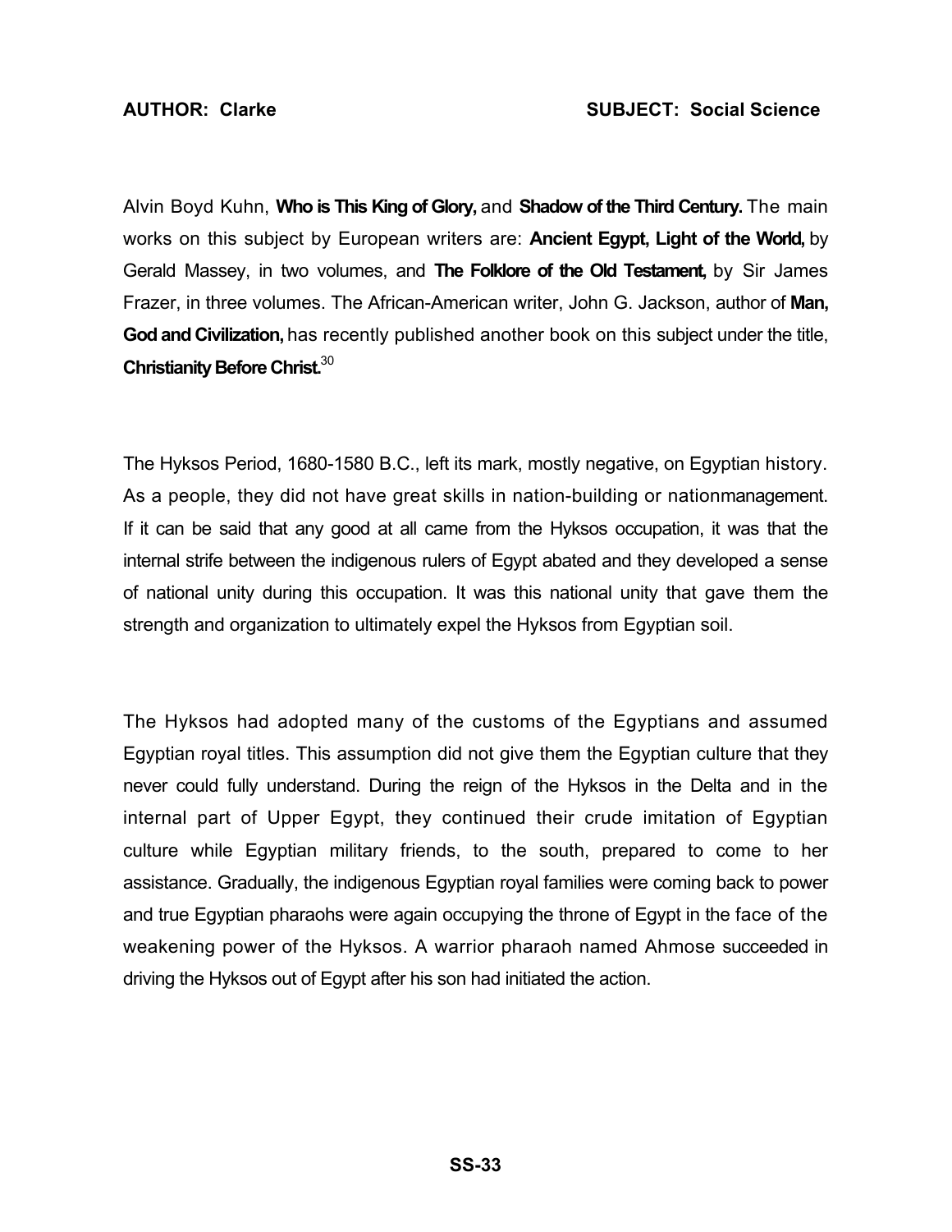Alvin Boyd Kuhn, **Who is This King of Glory,** and **Shadow of the Third Century.** The main works on this subject by European writers are: **Ancient Egypt, Light of the World,** by Gerald Massey, in two volumes, and **The Folklore of the Old Testament,** by Sir James Frazer, in three volumes. The African-American writer, John G. Jackson, author of **Man, God and Civilization,** has recently published another book on this subject under the title, **Christianity Before Christ.**[30]

The Hyksos Period, 1680-1580 B.C., left its mark, mostly negative, on Egyptian history. As a people, they did not have great skills in nation-building or nationmanagement. If it can be said that any good at all came from the Hyksos occupation, it was that the internal strife between the indigenous rulers of Egypt abated and they developed a sense of national unity during this occupation. It was this national unity that gave them the strength and organization to ultimately expel the Hyksos from Egyptian soil.

The Hyksos had adopted many of the customs of the Egyptians and assumed Egyptian royal titles. This assumption did not give them the Egyptian culture that they never could fully understand. During the reign of the Hyksos in the Delta and in the internal part of Upper Egypt, they continued their crude imitation of Egyptian culture while Egyptian military friends, to the south, prepared to come to her assistance. Gradually, the indigenous Egyptian royal families were coming back to power and true Egyptian pharaohs were again occupying the throne of Egypt in the face of the weakening power of the Hyksos. A warrior pharaoh named Ahmose succeeded in driving the Hyksos out of Egypt after his son had initiated the action.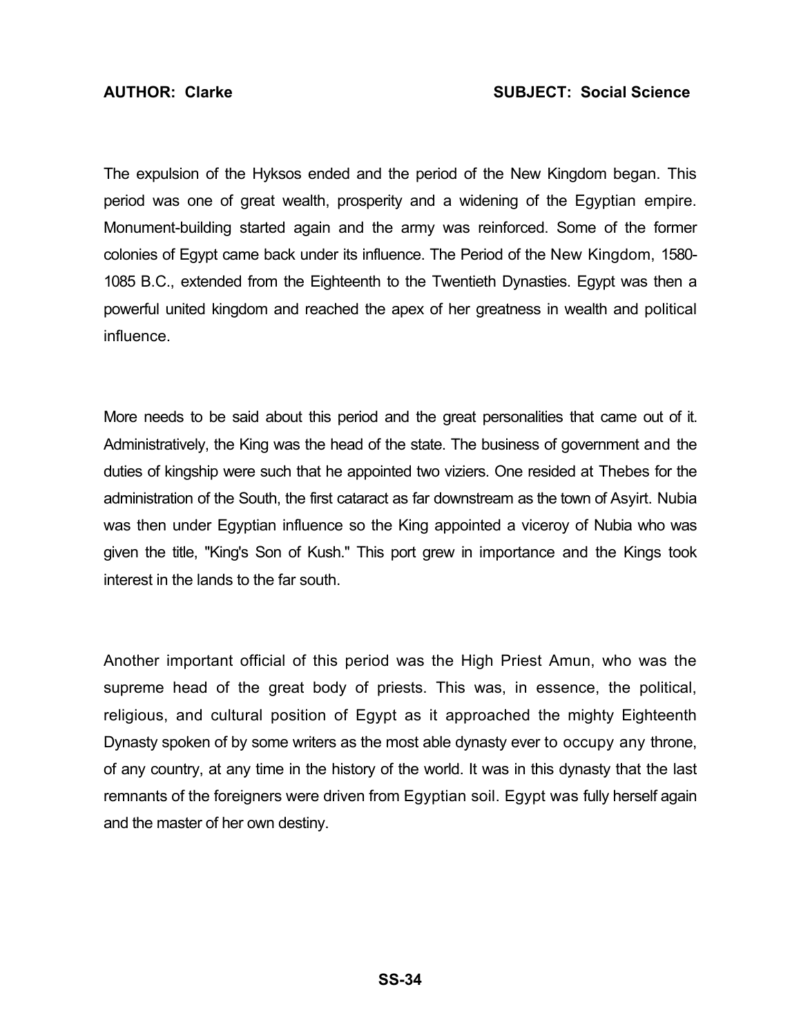The expulsion of the Hyksos ended and the period of the New Kingdom began. This period was one of great wealth, prosperity and a widening of the Egyptian empire. Monument-building started again and the army was reinforced. Some of the former colonies of Egypt came back under its influence. The Period of the New Kingdom, 1580-1085 B.C., extended from the Eighteenth to the Twentieth Dynasties. Egypt was then a powerful united kingdom and reached the apex of her greatness in wealth and political influence.

More needs to be said about this period and the great personalities that came out of it. Administratively, the King was the head of the state. The business of government and the duties of kingship were such that he appointed two viziers. One resided at Thebes for the administration of the South, the first cataract as far downstream as the town of Asyirt. Nubia was then under Egyptian influence so the King appointed a viceroy of Nubia who was given the title, "King's Son of Kush." This port grew in importance and the Kings took interest in the lands to the far south.

Another important official of this period was the High Priest Amun, who was the supreme head of the great body of priests. This was, in essence, the political, religious, and cultural position of Egypt as it approached the mighty Eighteenth Dynasty spoken of by some writers as the most able dynasty ever to occupy any throne, of any country, at any time in the history of the world. It was in this dynasty that the last remnants of the foreigners were driven from Egyptian soil. Egypt was fully herself again and the master of her own destiny.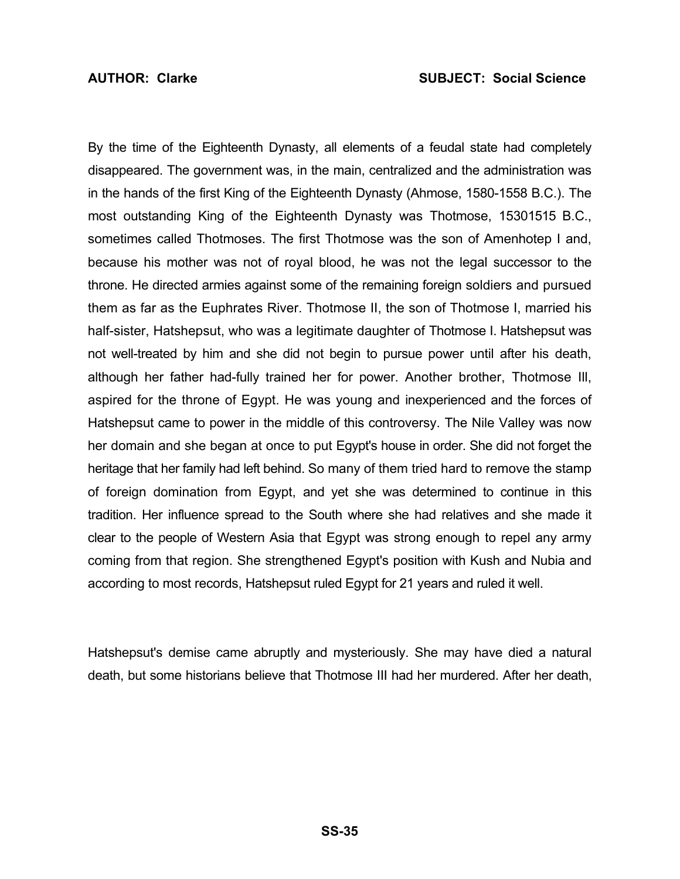By the time of the Eighteenth Dynasty, all elements of a feudal state had completely disappeared. The government was, in the main, centralized and the administration was in the hands of the first King of the Eighteenth Dynasty (Ahmose, 1580-1558 B.C.). The most outstanding King of the Eighteenth Dynasty was Thotmose, 15301515 B.C., sometimes called Thotmoses. The first Thotmose was the son of Amenhotep I and, because his mother was not of royal blood, he was not the legal successor to the throne. He directed armies against some of the remaining foreign soldiers and pursued them as far as the Euphrates River. Thotmose II, the son of Thotmose I, married his half-sister, Hatshepsut, who was a legitimate daughter of Thotmose I. Hatshepsut was not well-treated by him and she did not begin to pursue power until after his death, although her father had-fully trained her for power. Another brother, Thotmose III, aspired for the throne of Egypt. He was young and inexperienced and the forces of Hatshepsut came to power in the middle of this controversy. The Nile Valley was now her domain and she began at once to put Egypt's house in order. She did not forget the heritage that her family had left behind. So many of them tried hard to remove the stamp of foreign domination from Egypt, and yet she was determined to continue in this tradition. Her influence spread to the South where she had relatives and she made it clear to the people of Western Asia that Egypt was strong enough to repel any army coming from that region. She strengthened Egypt's position with Kush and Nubia and according to most records, Hatshepsut ruled Egypt for 21 years and ruled it well.

Hatshepsut's demise came abruptly and mysteriously. She may have died a natural death, but some historians believe that Thotmose III had her murdered. After her death,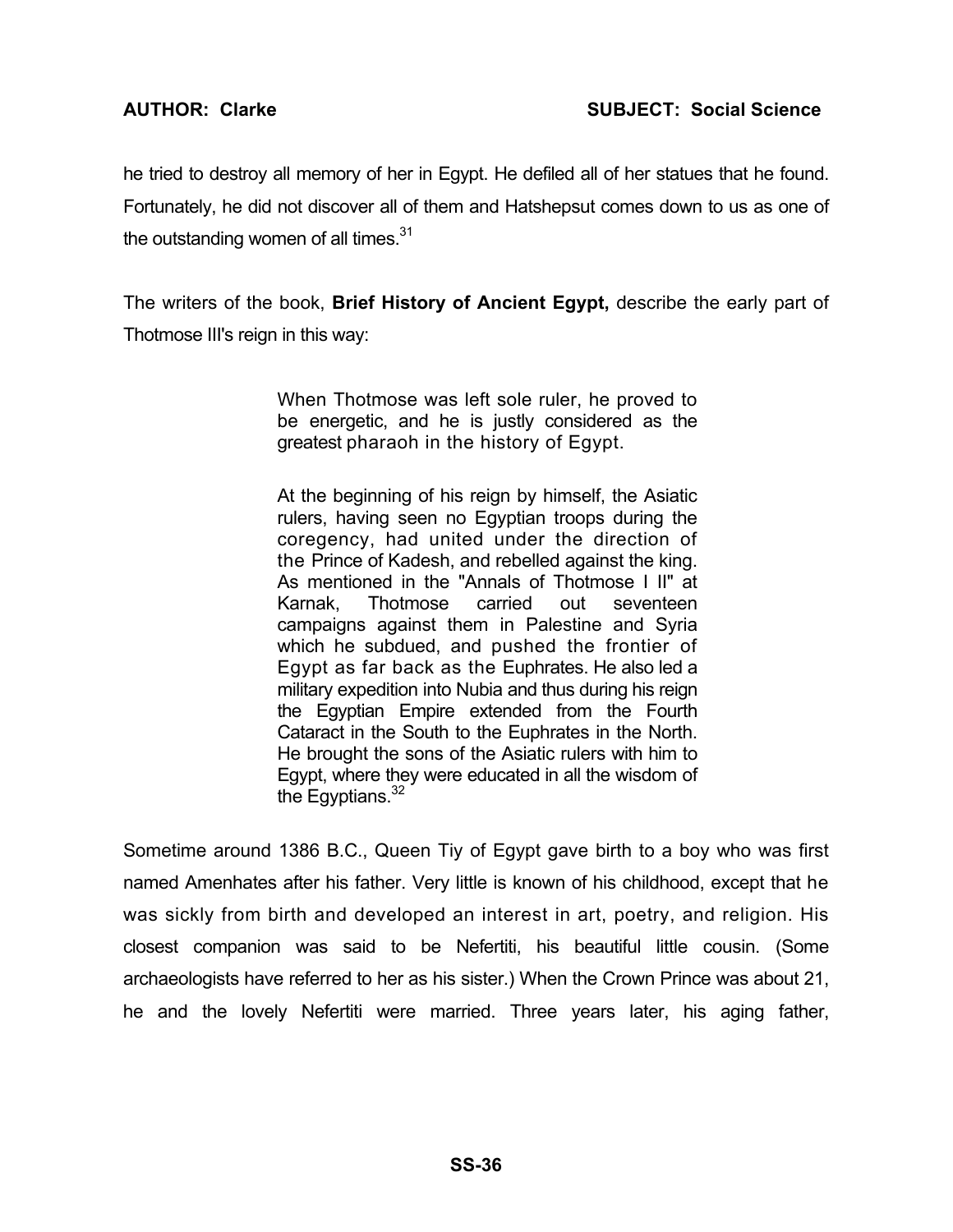he tried to destroy all memory of her in Egypt. He defiled all of her statues that he found. Fortunately, he did not discover all of them and Hatshepsut comes down to us as one of the outstanding women of all times.[31]

The writers of the book, **Brief History of Ancient Egypt,** describe the early part of Thotmose III's reign in this way:

> When Thotmose was left sole ruler, he proved to be energetic, and he is justly considered as the greatest pharaoh in the history of Egypt.
>
> At the beginning of his reign by himself, the Asiatic rulers, having seen no Egyptian troops during the coregency, had united under the direction of the Prince of Kadesh, and rebelled against the king. As mentioned in the "Annals of Thotmose I II" at Karnak, Thotmose carried out seventeen campaigns against them in Palestine and Syria which he subdued, and pushed the frontier of Egypt as far back as the Euphrates. He also led a military expedition into Nubia and thus during his reign the Egyptian Empire extended from the Fourth Cataract in the South to the Euphrates in the North. He brought the sons of the Asiatic rulers with him to Egypt, where they were educated in all the wisdom of the Egyptians.[32]

Sometime around 1386 B.C., Queen Tiy of Egypt gave birth to a boy who was first named Amenhates after his father. Very little is known of his childhood, except that he was sickly from birth and developed an interest in art, poetry, and religion. His closest companion was said to be Nefertiti, his beautiful little cousin. (Some archaeologists have referred to her as his sister.) When the Crown Prince was about 21, he and the lovely Nefertiti were married. Three years later, his aging father,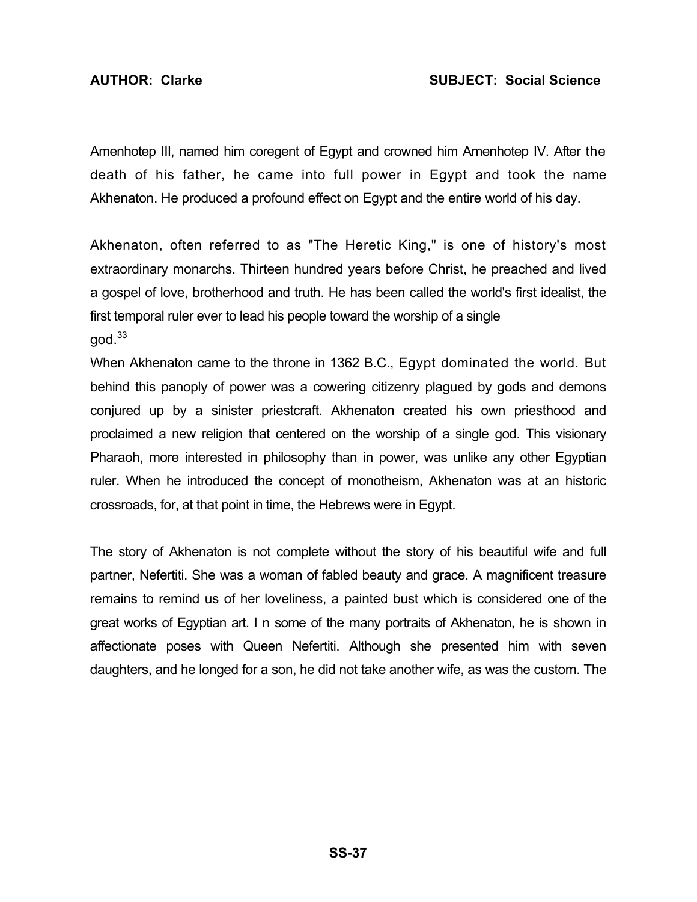Amenhotep III, named him coregent of Egypt and crowned him Amenhotep IV. After the death of his father, he came into full power in Egypt and took the name Akhenaton. He produced a profound effect on Egypt and the entire world of his day.

Akhenaton, often referred to as "The Heretic King," is one of history's most extraordinary monarchs. Thirteen hundred years before Christ, he preached and lived a gospel of love, brotherhood and truth. He has been called the world's first idealist, the first temporal ruler ever to lead his people toward the worship of a single god.[33]

When Akhenaton came to the throne in 1362 B.C., Egypt dominated the world. But behind this panoply of power was a cowering citizenry plagued by gods and demons conjured up by a sinister priestcraft. Akhenaton created his own priesthood and proclaimed a new religion that centered on the worship of a single god. This visionary Pharaoh, more interested in philosophy than in power, was unlike any other Egyptian ruler. When he introduced the concept of monotheism, Akhenaton was at an historic crossroads, for, at that point in time, the Hebrews were in Egypt.

The story of Akhenaton is not complete without the story of his beautiful wife and full partner, Nefertiti. She was a woman of fabled beauty and grace. A magnificent treasure remains to remind us of her loveliness, a painted bust which is considered one of the great works of Egyptian art. I n some of the many portraits of Akhenaton, he is shown in affectionate poses with Queen Nefertiti. Although she presented him with seven daughters, and he longed for a son, he did not take another wife, as was the custom. The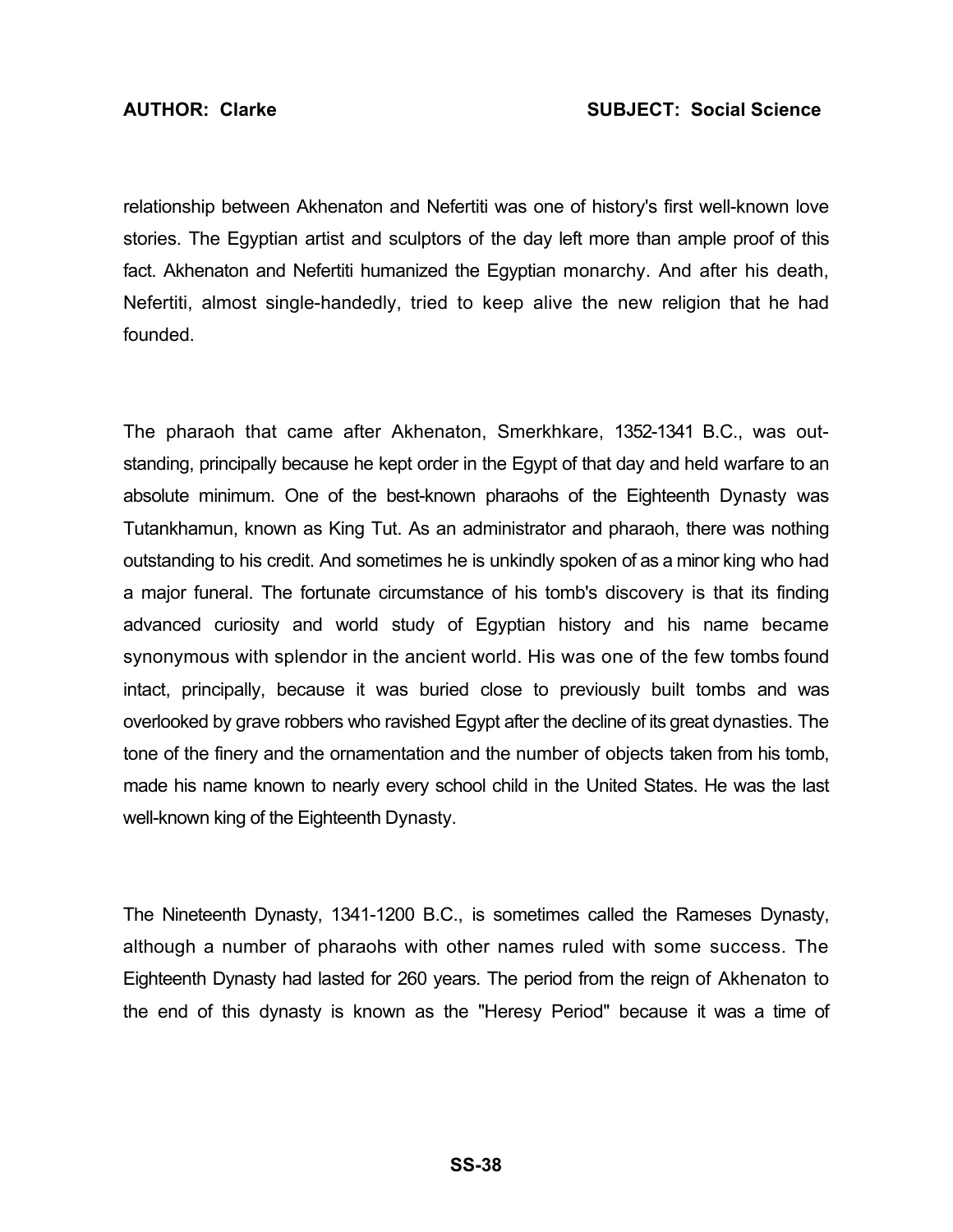relationship between Akhenaton and Nefertiti was one of history's first well-known love stories. The Egyptian artist and sculptors of the day left more than ample proof of this fact. Akhenaton and Nefertiti humanized the Egyptian monarchy. And after his death, Nefertiti, almost single-handedly, tried to keep alive the new religion that he had founded.

The pharaoh that came after Akhenaton, Smerkhkare, 1352-1341 B.C., was outstanding, principally because he kept order in the Egypt of that day and held warfare to an absolute minimum. One of the best-known pharaohs of the Eighteenth Dynasty was Tutankhamun, known as King Tut. As an administrator and pharaoh, there was nothing outstanding to his credit. And sometimes he is unkindly spoken of as a minor king who had a major funeral. The fortunate circumstance of his tomb's discovery is that its finding advanced curiosity and world study of Egyptian history and his name became synonymous with splendor in the ancient world. His was one of the few tombs found intact, principally, because it was buried close to previously built tombs and was overlooked by grave robbers who ravished Egypt after the decline of its great dynasties. The tone of the finery and the ornamentation and the number of objects taken from his tomb, made his name known to nearly every school child in the United States. He was the last well-known king of the Eighteenth Dynasty.

The Nineteenth Dynasty, 1341-1200 B.C., is sometimes called the Rameses Dynasty, although a number of pharaohs with other names ruled with some success. The Eighteenth Dynasty had lasted for 260 years. The period from the reign of Akhenaton to the end of this dynasty is known as the "Heresy Period" because it was a time of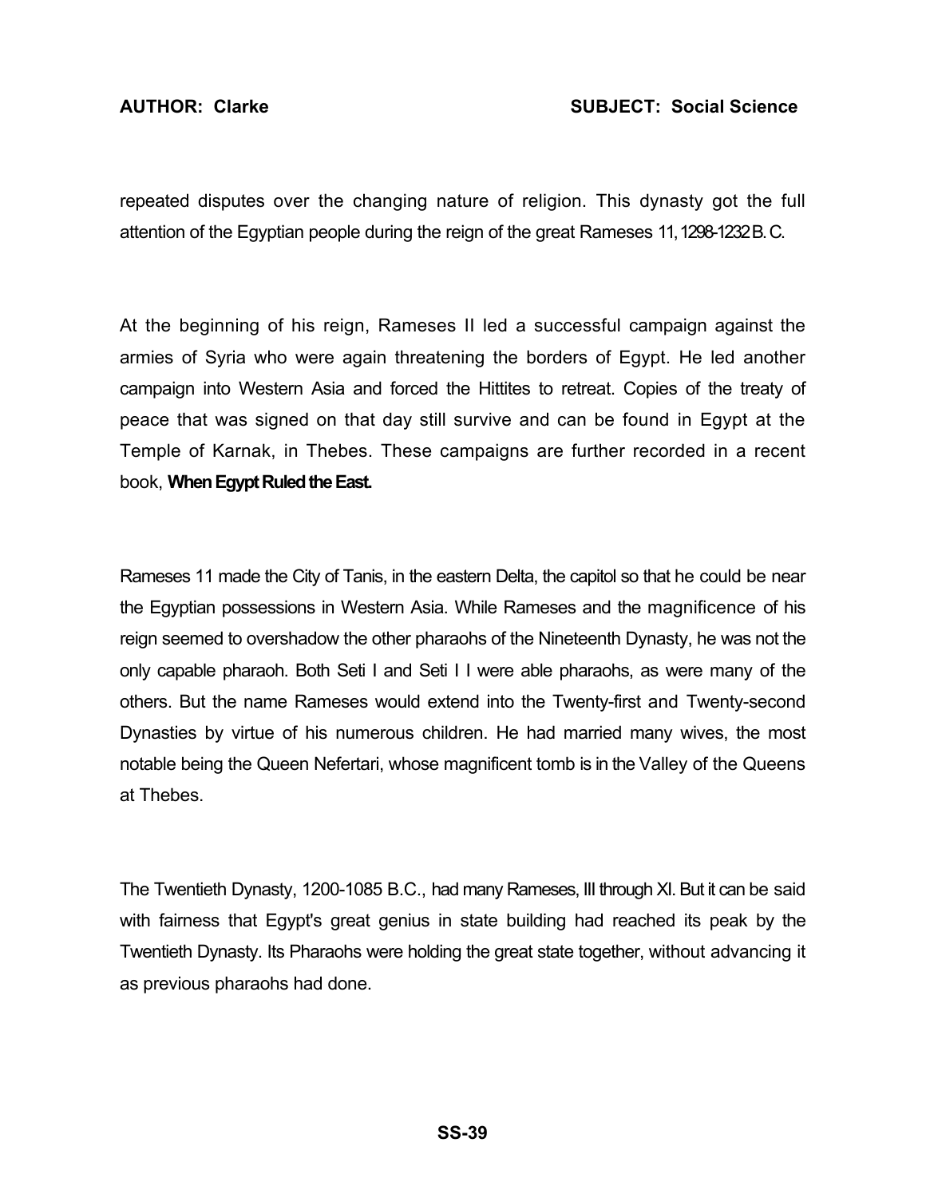repeated disputes over the changing nature of religion. This dynasty got the full attention of the Egyptian people during the reign of the great Rameses 11, 1298-1232 B.C.

At the beginning of his reign, Rameses II led a successful campaign against the armies of Syria who were again threatening the borders of Egypt. He led another campaign into Western Asia and forced the Hittites to retreat. Copies of the treaty of peace that was signed on that day still survive and can be found in Egypt at the Temple of Karnak, in Thebes. These campaigns are further recorded in a recent book, **When Egypt Ruled the East.**

Rameses 11 made the City of Tanis, in the eastern Delta, the capitol so that he could be near the Egyptian possessions in Western Asia. While Rameses and the magnificence of his reign seemed to overshadow the other pharaohs of the Nineteenth Dynasty, he was not the only capable pharaoh. Both Seti I and Seti I I were able pharaohs, as were many of the others. But the name Rameses would extend into the Twenty-first and Twenty-second Dynasties by virtue of his numerous children. He had married many wives, the most notable being the Queen Nefertari, whose magnificent tomb is in the Valley of the Queens at Thebes.

The Twentieth Dynasty, 1200-1085 B.C., had many Rameses, III through XI. But it can be said with fairness that Egypt's great genius in state building had reached its peak by the Twentieth Dynasty. Its Pharaohs were holding the great state together, without advancing it as previous pharaohs had done.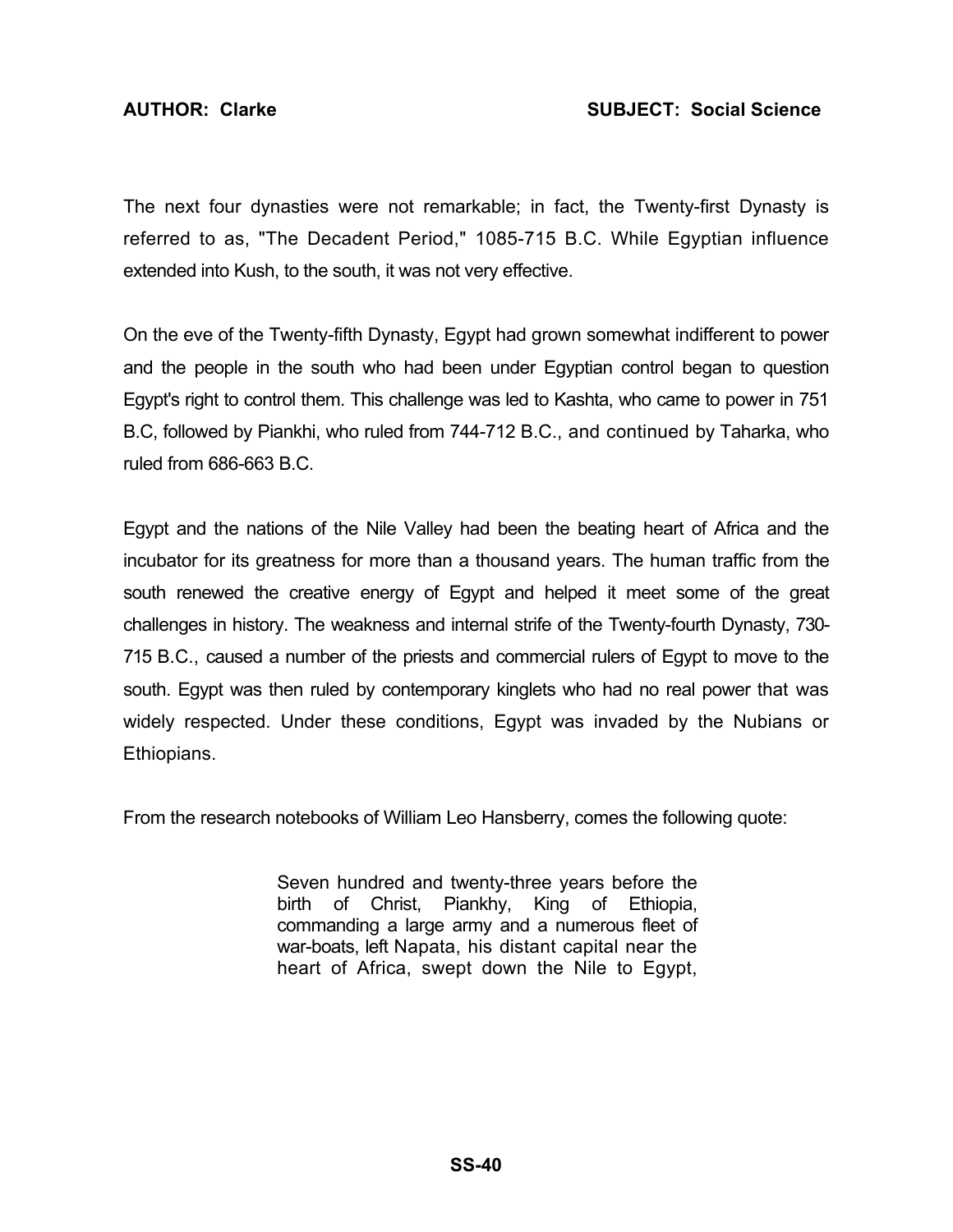The next four dynasties were not remarkable; in fact, the Twenty-first Dynasty is referred to as, "The Decadent Period," 1085-715 B.C. While Egyptian influence extended into Kush, to the south, it was not very effective.

On the eve of the Twenty-fifth Dynasty, Egypt had grown somewhat indifferent to power and the people in the south who had been under Egyptian control began to question Egypt's right to control them. This challenge was led to Kashta, who came to power in 751 B.C, followed by Piankhi, who ruled from 744-712 B.C., and continued by Taharka, who ruled from 686-663 B.C.

Egypt and the nations of the Nile Valley had been the beating heart of Africa and the incubator for its greatness for more than a thousand years. The human traffic from the south renewed the creative energy of Egypt and helped it meet some of the great challenges in history. The weakness and internal strife of the Twenty-fourth Dynasty, 730-715 B.C., caused a number of the priests and commercial rulers of Egypt to move to the south. Egypt was then ruled by contemporary kinglets who had no real power that was widely respected. Under these conditions, Egypt was invaded by the Nubians or Ethiopians.

From the research notebooks of William Leo Hansberry, comes the following quote:

> Seven hundred and twenty-three years before the birth of Christ, Piankhy, King of Ethiopia, commanding a large army and a numerous fleet of war-boats, left Napata, his distant capital near the heart of Africa, swept down the Nile to Egypt,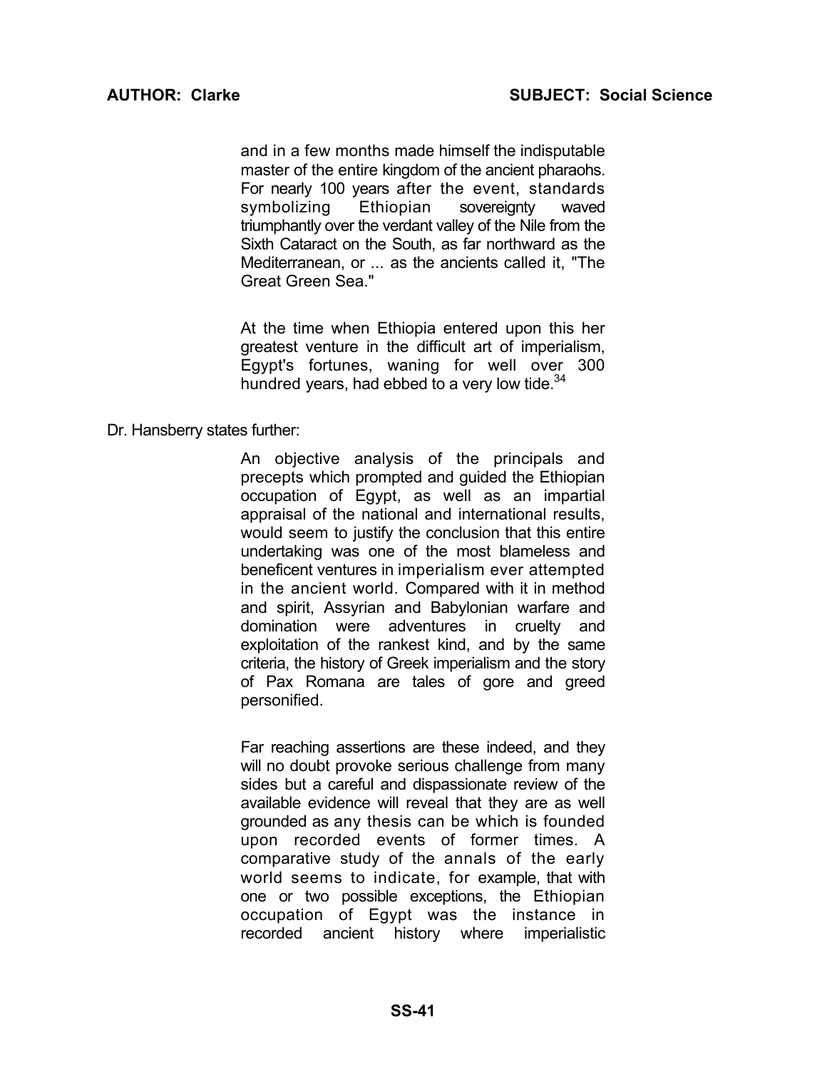> and in a few months made himself the indisputable master of the entire kingdom of the ancient pharaohs. For nearly 100 years after the event, standards symbolizing Ethiopian sovereignty waved triumphantly over the verdant valley of the Nile from the Sixth Cataract on the South, as far northward as the Mediterranean, or ... as the ancients called it, "The Great Green Sea."
>
> At the time when Ethiopia entered upon this her greatest venture in the difficult art of imperialism, Egypt's fortunes, waning for well over 300 hundred years, had ebbed to a very low tide.[34]

Dr. Hansberry states further:

> An objective analysis of the principals and precepts which prompted and guided the Ethiopian occupation of Egypt, as well as an impartial appraisal of the national and international results, would seem to justify the conclusion that this entire undertaking was one of the most blameless and beneficent ventures in imperialism ever attempted in the ancient world. Compared with it in method and spirit, Assyrian and Babylonian warfare and domination were adventures in cruelty and exploitation of the rankest kind, and by the same criteria, the history of Greek imperialism and the story of Pax Romana are tales of gore and greed personified.
>
> Far reaching assertions are these indeed, and they will no doubt provoke serious challenge from many sides but a careful and dispassionate review of the available evidence will reveal that they are as well grounded as any thesis can be which is founded upon recorded events of former times. A comparative study of the annals of the early world seems to indicate, for example, that with one or two possible exceptions, the Ethiopian occupation of Egypt was the instance in recorded ancient history where imperialistic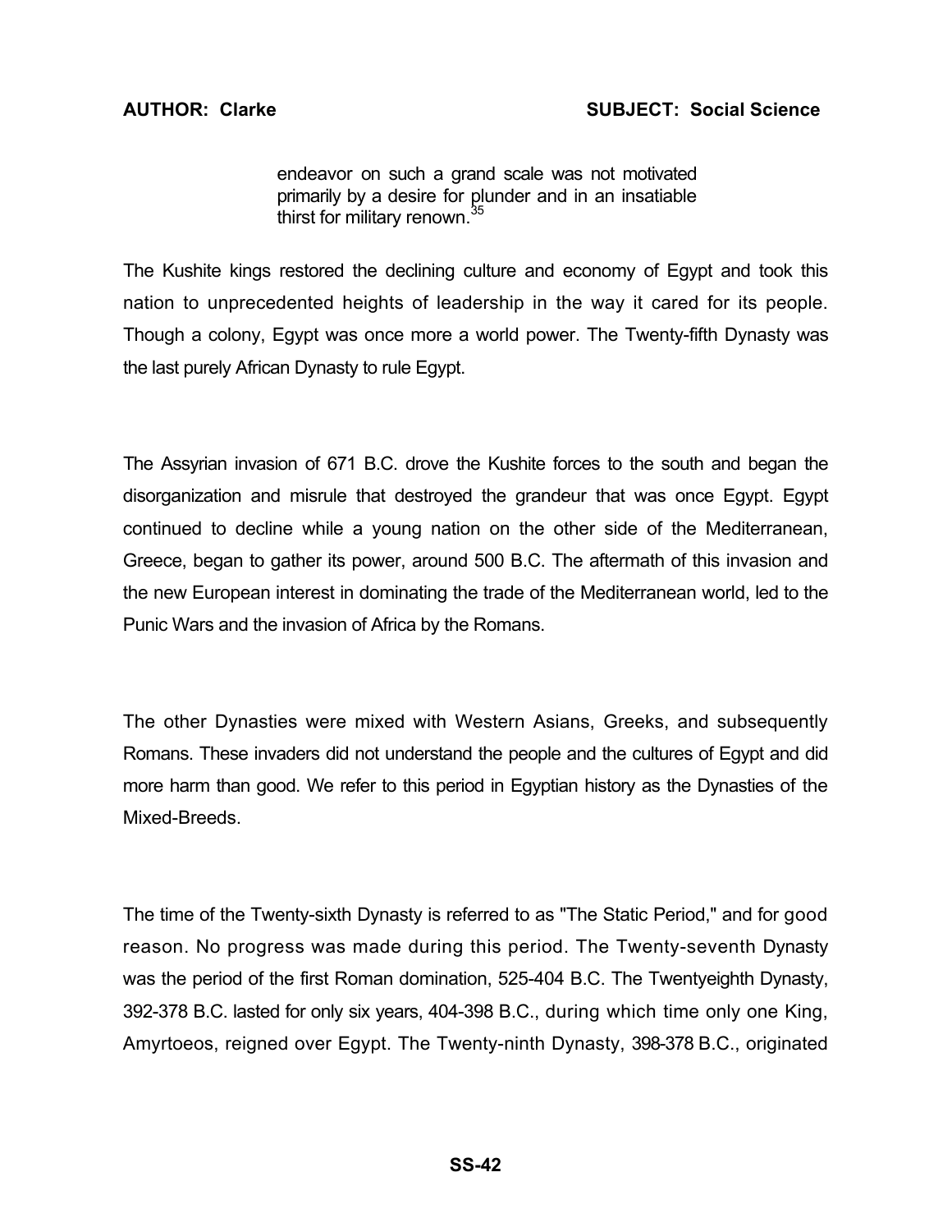> endeavor on such a grand scale was not motivated primarily by a desire for plunder and in an insatiable thirst for military renown.[35]

The Kushite kings restored the declining culture and economy of Egypt and took this nation to unprecedented heights of leadership in the way it cared for its people. Though a colony, Egypt was once more a world power. The Twenty-fifth Dynasty was the last purely African Dynasty to rule Egypt.

The Assyrian invasion of 671 B.C. drove the Kushite forces to the south and began the disorganization and misrule that destroyed the grandeur that was once Egypt. Egypt continued to decline while a young nation on the other side of the Mediterranean, Greece, began to gather its power, around 500 B.C. The aftermath of this invasion and the new European interest in dominating the trade of the Mediterranean world, led to the Punic Wars and the invasion of Africa by the Romans.

The other Dynasties were mixed with Western Asians, Greeks, and subsequently Romans. These invaders did not understand the people and the cultures of Egypt and did more harm than good. We refer to this period in Egyptian history as the Dynasties of the Mixed-Breeds.

The time of the Twenty-sixth Dynasty is referred to as "The Static Period," and for good reason. No progress was made during this period. The Twenty-seventh Dynasty was the period of the first Roman domination, 525-404 B.C. The Twentyeighth Dynasty, 392-378 B.C. lasted for only six years, 404-398 B.C., during which time only one King, Amyrtoeos, reigned over Egypt. The Twenty-ninth Dynasty, 398-378 B.C., originated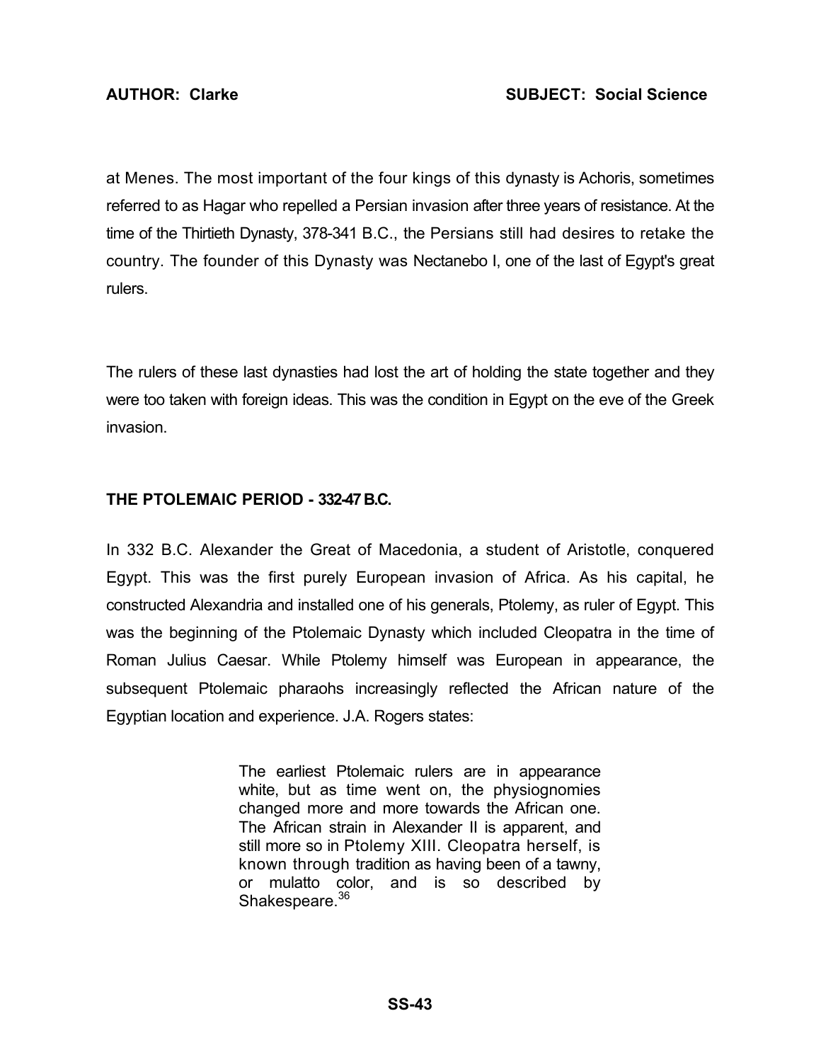at Menes. The most important of the four kings of this dynasty is Achoris, sometimes referred to as Hagar who repelled a Persian invasion after three years of resistance. At the time of the Thirtieth Dynasty, 378-341 B.C., the Persians still had desires to retake the country. The founder of this Dynasty was Nectanebo I, one of the last of Egypt's great rulers.

The rulers of these last dynasties had lost the art of holding the state together and they were too taken with foreign ideas. This was the condition in Egypt on the eve of the Greek invasion.

### THE PTOLEMAIC PERIOD - 332-47 B.C.

In 332 B.C. Alexander the Great of Macedonia, a student of Aristotle, conquered Egypt. This was the first purely European invasion of Africa. As his capital, he constructed Alexandria and installed one of his generals, Ptolemy, as ruler of Egypt. This was the beginning of the Ptolemaic Dynasty which included Cleopatra in the time of Roman Julius Caesar. While Ptolemy himself was European in appearance, the subsequent Ptolemaic pharaohs increasingly reflected the African nature of the Egyptian location and experience. J.A. Rogers states:

> The earliest Ptolemaic rulers are in appearance white, but as time went on, the physiognomies changed more and more towards the African one. The African strain in Alexander II is apparent, and still more so in Ptolemy XIII. Cleopatra herself, is known through tradition as having been of a tawny, or mulatto color, and is so described by Shakespeare.[36]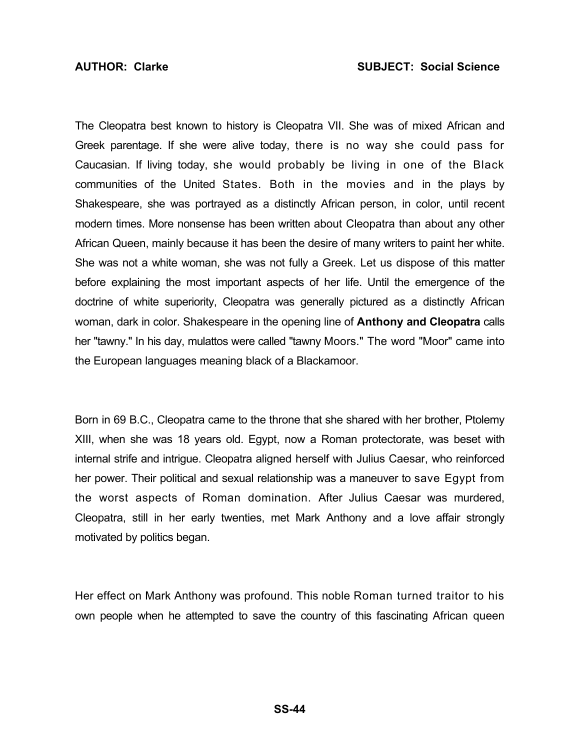**AUTHOR: Clarke** **SUBJECT: Social Science**

The Cleopatra best known to history is Cleopatra VII. She was of mixed African and Greek parentage. If she were alive today, there is no way she could pass for Caucasian. If living today, she would probably be living in one of the Black communities of the United States. Both in the movies and in the plays by Shakespeare, she was portrayed as a distinctly African person, in color, until recent modern times. More nonsense has been written about Cleopatra than about any other African Queen, mainly because it has been the desire of many writers to paint her white. She was not a white woman, she was not fully a Greek. Let us dispose of this matter before explaining the most important aspects of her life. Until the emergence of the doctrine of white superiority, Cleopatra was generally pictured as a distinctly African woman, dark in color. Shakespeare in the opening line of **Anthony and Cleopatra** calls her "tawny." In his day, mulattos were called "tawny Moors." The word "Moor" came into the European languages meaning black of a Blackamoor.

Born in 69 B.C., Cleopatra came to the throne that she shared with her brother, Ptolemy XIII, when she was 18 years old. Egypt, now a Roman protectorate, was beset with internal strife and intrigue. Cleopatra aligned herself with Julius Caesar, who reinforced her power. Their political and sexual relationship was a maneuver to save Egypt from the worst aspects of Roman domination. After Julius Caesar was murdered, Cleopatra, still in her early twenties, met Mark Anthony and a love affair strongly motivated by politics began.

Her effect on Mark Anthony was profound. This noble Roman turned traitor to his own people when he attempted to save the country of this fascinating African queen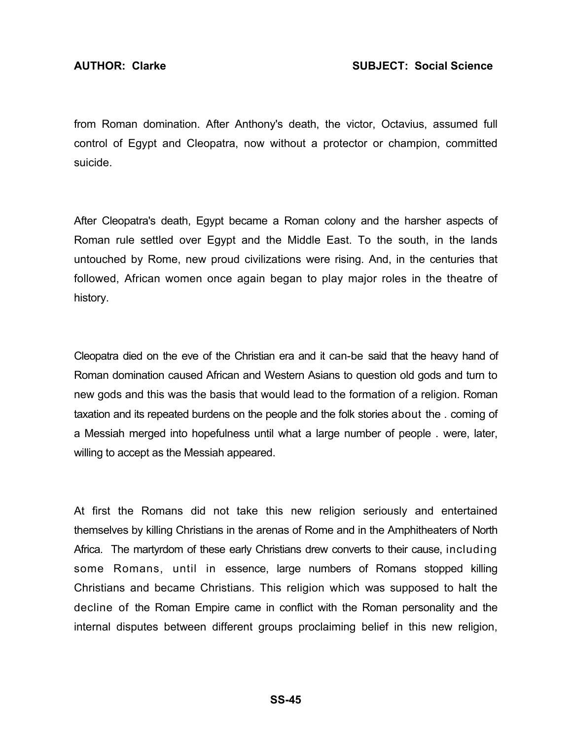from Roman domination. After Anthony's death, the victor, Octavius, assumed full control of Egypt and Cleopatra, now without a protector or champion, committed suicide.

After Cleopatra's death, Egypt became a Roman colony and the harsher aspects of Roman rule settled over Egypt and the Middle East. To the south, in the lands untouched by Rome, new proud civilizations were rising. And, in the centuries that followed, African women once again began to play major roles in the theatre of history.

Cleopatra died on the eve of the Christian era and it can-be said that the heavy hand of Roman domination caused African and Western Asians to question old gods and turn to new gods and this was the basis that would lead to the formation of a religion. Roman taxation and its repeated burdens on the people and the folk stories about the . coming of a Messiah merged into hopefulness until what a large number of people . were, later, willing to accept as the Messiah appeared.

At first the Romans did not take this new religion seriously and entertained themselves by killing Christians in the arenas of Rome and in the Amphitheaters of North Africa. The martyrdom of these early Christians drew converts to their cause, including some Romans, until in essence, large numbers of Romans stopped killing Christians and became Christians. This religion which was supposed to halt the decline of the Roman Empire came in conflict with the Roman personality and the internal disputes between different groups proclaiming belief in this new religion,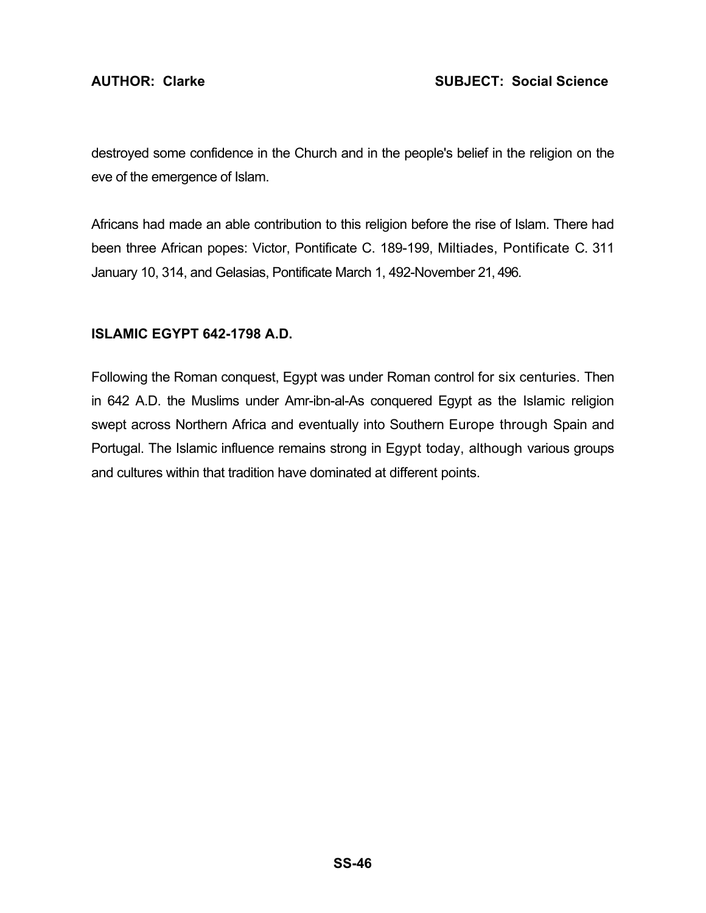destroyed some confidence in the Church and in the people's belief in the religion on the eve of the emergence of Islam.

Africans had made an able contribution to this religion before the rise of Islam. There had been three African popes: Victor, Pontificate C. 189-199, Miltiades, Pontificate C. 311 January 10, 314, and Gelasias, Pontificate March 1, 492-November 21, 496.

## ISLAMIC EGYPT 642-1798 A.D.

Following the Roman conquest, Egypt was under Roman control for six centuries. Then in 642 A.D. the Muslims under Amr-ibn-al-As conquered Egypt as the Islamic religion swept across Northern Africa and eventually into Southern Europe through Spain and Portugal. The Islamic influence remains strong in Egypt today, although various groups and cultures within that tradition have dominated at different points.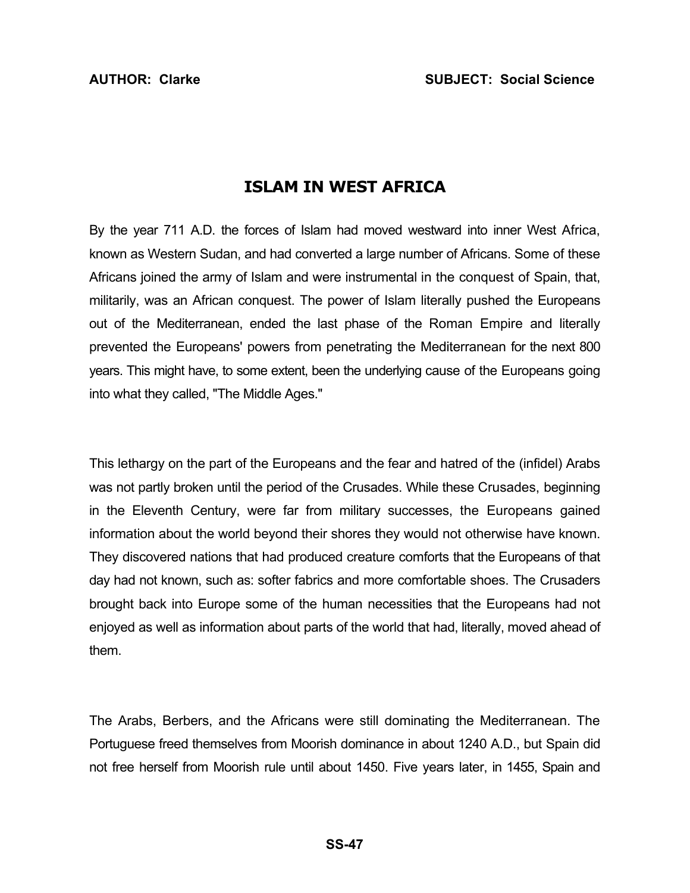# ISLAM IN WEST AFRICA

By the year 711 A.D. the forces of Islam had moved westward into inner West Africa, known as Western Sudan, and had converted a large number of Africans. Some of these Africans joined the army of Islam and were instrumental in the conquest of Spain, that, militarily, was an African conquest. The power of Islam literally pushed the Europeans out of the Mediterranean, ended the last phase of the Roman Empire and literally prevented the Europeans' powers from penetrating the Mediterranean for the next 800 years. This might have, to some extent, been the underlying cause of the Europeans going into what they called, "The Middle Ages."

This lethargy on the part of the Europeans and the fear and hatred of the (infidel) Arabs was not partly broken until the period of the Crusades. While these Crusades, beginning in the Eleventh Century, were far from military successes, the Europeans gained information about the world beyond their shores they would not otherwise have known. They discovered nations that had produced creature comforts that the Europeans of that day had not known, such as: softer fabrics and more comfortable shoes. The Crusaders brought back into Europe some of the human necessities that the Europeans had not enjoyed as well as information about parts of the world that had, literally, moved ahead of them.

The Arabs, Berbers, and the Africans were still dominating the Mediterranean. The Portuguese freed themselves from Moorish dominance in about 1240 A.D., but Spain did not free herself from Moorish rule until about 1450. Five years later, in 1455, Spain and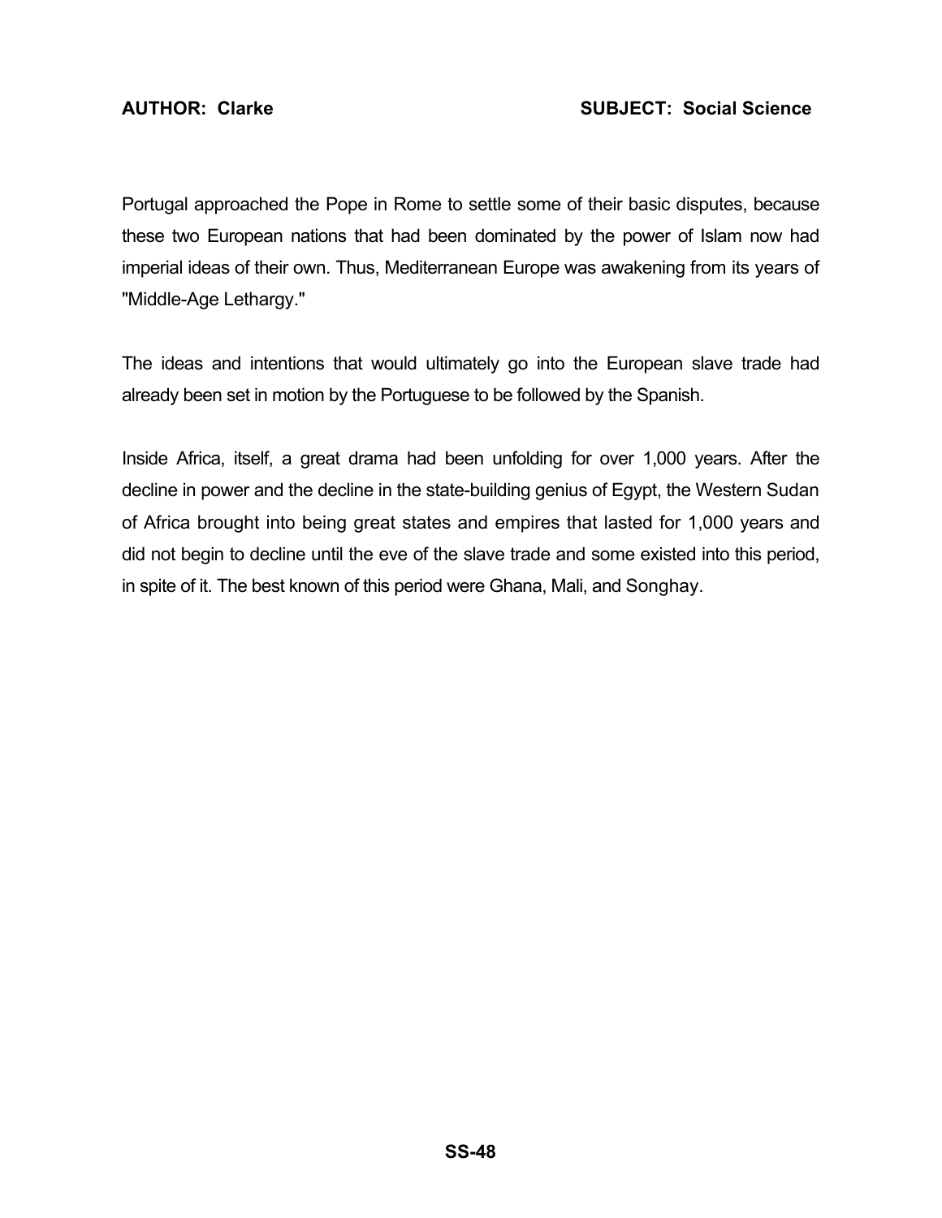Portugal approached the Pope in Rome to settle some of their basic disputes, because these two European nations that had been dominated by the power of Islam now had imperial ideas of their own. Thus, Mediterranean Europe was awakening from its years of "Middle-Age Lethargy."

The ideas and intentions that would ultimately go into the European slave trade had already been set in motion by the Portuguese to be followed by the Spanish.

Inside Africa, itself, a great drama had been unfolding for over 1,000 years. After the decline in power and the decline in the state-building genius of Egypt, the Western Sudan of Africa brought into being great states and empires that lasted for 1,000 years and did not begin to decline until the eve of the slave trade and some existed into this period, in spite of it. The best known of this period were Ghana, Mali, and Songhay.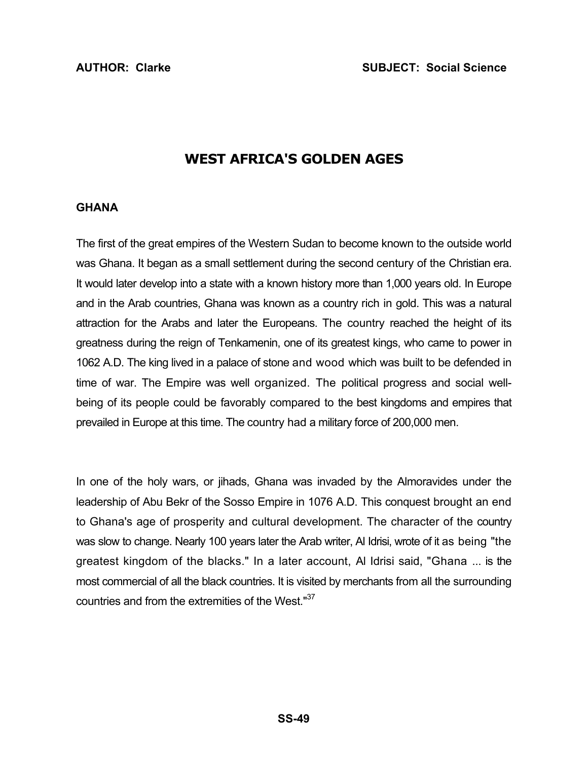**AUTHOR: Clarke** **SUBJECT: Social Science**

# WEST AFRICA'S GOLDEN AGES

## GHANA

The first of the great empires of the Western Sudan to become known to the outside world was Ghana. It began as a small settlement during the second century of the Christian era. It would later develop into a state with a known history more than 1,000 years old. In Europe and in the Arab countries, Ghana was known as a country rich in gold. This was a natural attraction for the Arabs and later the Europeans. The country reached the height of its greatness during the reign of Tenkamenin, one of its greatest kings, who came to power in 1062 A.D. The king lived in a palace of stone and wood which was built to be defended in time of war. The Empire was well organized. The political progress and social well-being of its people could be favorably compared to the best kingdoms and empires that prevailed in Europe at this time. The country had a military force of 200,000 men.

In one of the holy wars, or jihads, Ghana was invaded by the Almoravides under the leadership of Abu Bekr of the Sosso Empire in 1076 A.D. This conquest brought an end to Ghana's age of prosperity and cultural development. The character of the country was slow to change. Nearly 100 years later the Arab writer, Al Idrisi, wrote of it as being "the greatest kingdom of the blacks." In a later account, Al Idrisi said, "Ghana ... is the most commercial of all the black countries. It is visited by merchants from all the surrounding countries and from the extremities of the West."[37]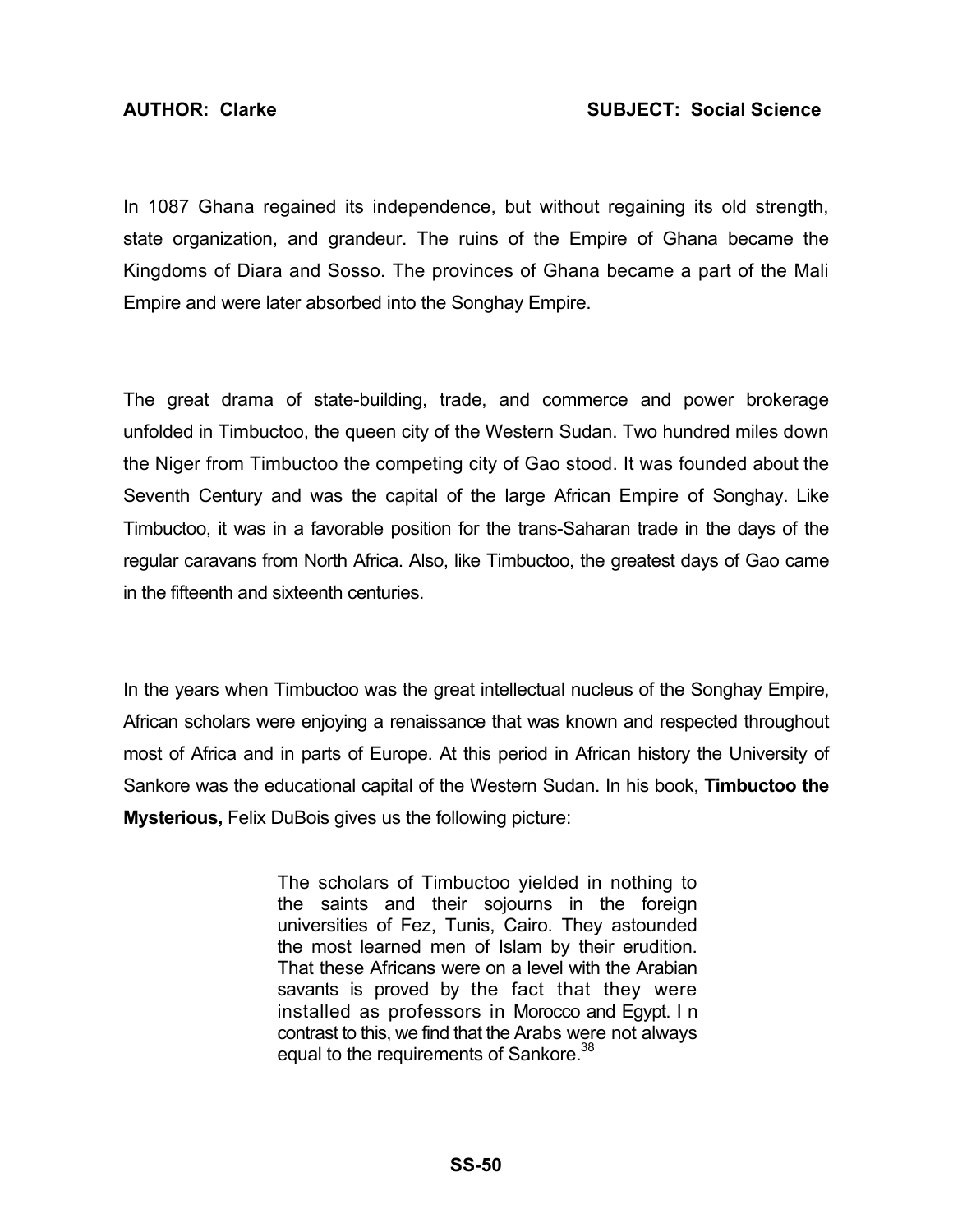In 1087 Ghana regained its independence, but without regaining its old strength, state organization, and grandeur. The ruins of the Empire of Ghana became the Kingdoms of Diara and Sosso. The provinces of Ghana became a part of the Mali Empire and were later absorbed into the Songhay Empire.

The great drama of state-building, trade, and commerce and power brokerage unfolded in Timbuctoo, the queen city of the Western Sudan. Two hundred miles down the Niger from Timbuctoo the competing city of Gao stood. It was founded about the Seventh Century and was the capital of the large African Empire of Songhay. Like Timbuctoo, it was in a favorable position for the trans-Saharan trade in the days of the regular caravans from North Africa. Also, like Timbuctoo, the greatest days of Gao came in the fifteenth and sixteenth centuries.

In the years when Timbuctoo was the great intellectual nucleus of the Songhay Empire, African scholars were enjoying a renaissance that was known and respected throughout most of Africa and in parts of Europe. At this period in African history the University of Sankore was the educational capital of the Western Sudan. In his book, **Timbuctoo the Mysterious,** Felix DuBois gives us the following picture:

> The scholars of Timbuctoo yielded in nothing to the saints and their sojourns in the foreign universities of Fez, Tunis, Cairo. They astounded the most learned men of Islam by their erudition. That these Africans were on a level with the Arabian savants is proved by the fact that they were installed as professors in Morocco and Egypt. In contrast to this, we find that the Arabs were not always equal to the requirements of Sankore.[38]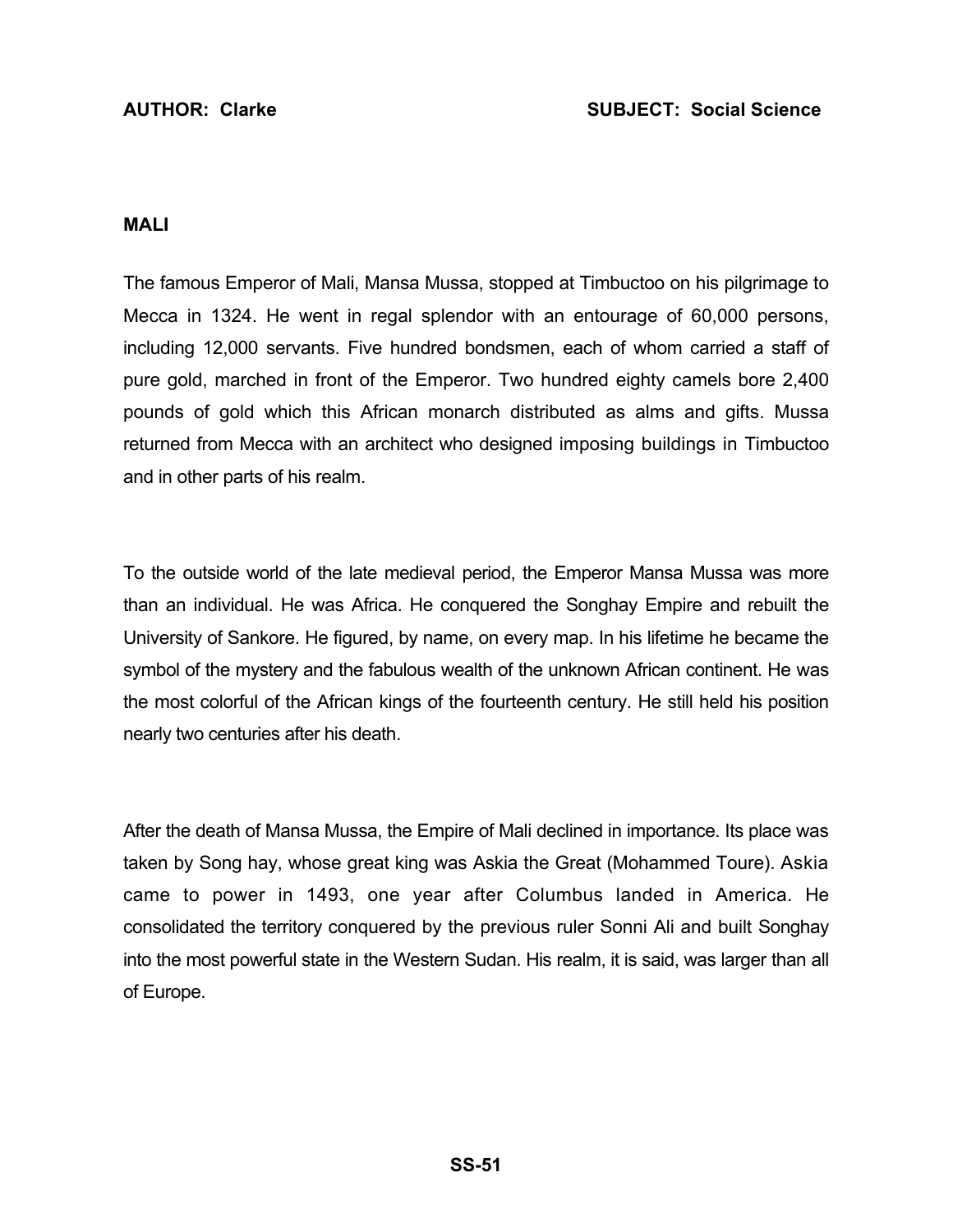**AUTHOR: Clarke** **SUBJECT: Social Science**

**MALI**

The famous Emperor of Mali, Mansa Mussa, stopped at Timbuctoo on his pilgrimage to Mecca in 1324. He went in regal splendor with an entourage of 60,000 persons, including 12,000 servants. Five hundred bondsmen, each of whom carried a staff of pure gold, marched in front of the Emperor. Two hundred eighty camels bore 2,400 pounds of gold which this African monarch distributed as alms and gifts. Mussa returned from Mecca with an architect who designed imposing buildings in Timbuctoo and in other parts of his realm.

To the outside world of the late medieval period, the Emperor Mansa Mussa was more than an individual. He was Africa. He conquered the Songhay Empire and rebuilt the University of Sankore. He figured, by name, on every map. In his lifetime he became the symbol of the mystery and the fabulous wealth of the unknown African continent. He was the most colorful of the African kings of the fourteenth century. He still held his position nearly two centuries after his death.

After the death of Mansa Mussa, the Empire of Mali declined in importance. Its place was taken by Song hay, whose great king was Askia the Great (Mohammed Toure). Askia came to power in 1493, one year after Columbus landed in America. He consolidated the territory conquered by the previous ruler Sonni Ali and built Songhay into the most powerful state in the Western Sudan. His realm, it is said, was larger than all of Europe.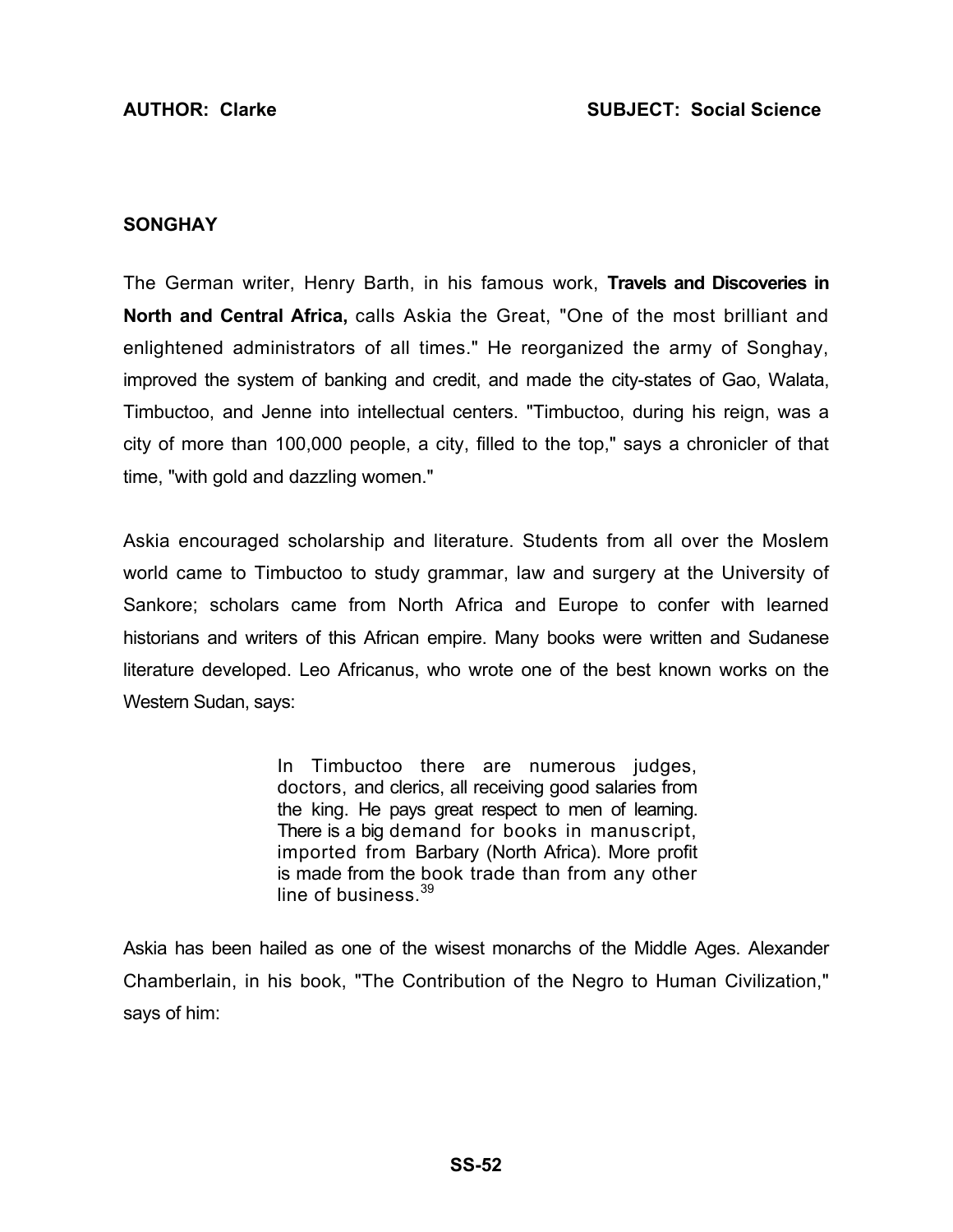## SONGHAY

The German writer, Henry Barth, in his famous work, **Travels and Discoveries in North and Central Africa,** calls Askia the Great, "One of the most brilliant and enlightened administrators of all times." He reorganized the army of Songhay, improved the system of banking and credit, and made the city-states of Gao, Walata, Timbuctoo, and Jenne into intellectual centers. "Timbuctoo, during his reign, was a city of more than 100,000 people, a city, filled to the top," says a chronicler of that time, "with gold and dazzling women."

Askia encouraged scholarship and literature. Students from all over the Moslem world came to Timbuctoo to study grammar, law and surgery at the University of Sankore; scholars came from North Africa and Europe to confer with learned historians and writers of this African empire. Many books were written and Sudanese literature developed. Leo Africanus, who wrote one of the best known works on the Western Sudan, says:

> In Timbuctoo there are numerous judges, doctors, and clerics, all receiving good salaries from the king. He pays great respect to men of learning. There is a big demand for books in manuscript, imported from Barbary (North Africa). More profit is made from the book trade than from any other line of business.[39]

Askia has been hailed as one of the wisest monarchs of the Middle Ages. Alexander Chamberlain, in his book, "The Contribution of the Negro to Human Civilization," says of him: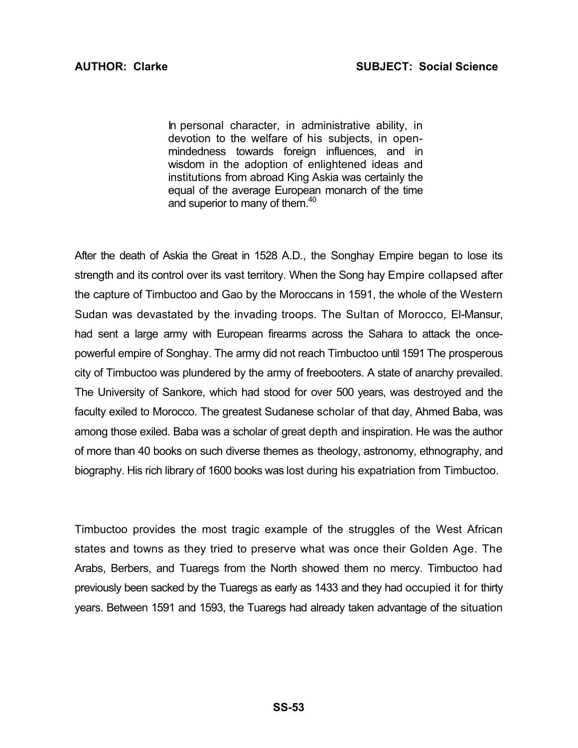> In personal character, in administrative ability, in devotion to the welfare of his subjects, in open-mindedness towards foreign influences, and in wisdom in the adoption of enlightened ideas and institutions from abroad King Askia was certainly the equal of the average European monarch of the time and superior to many of them.[40]

After the death of Askia the Great in 1528 A.D., the Songhay Empire began to lose its strength and its control over its vast territory. When the Song hay Empire collapsed after the capture of Timbuctoo and Gao by the Moroccans in 1591, the whole of the Western Sudan was devastated by the invading troops. The Sultan of Morocco, El-Mansur, had sent a large army with European firearms across the Sahara to attack the once-powerful empire of Songhay. The army did not reach Timbuctoo until 1591 The prosperous city of Timbuctoo was plundered by the army of freebooters. A state of anarchy prevailed. The University of Sankore, which had stood for over 500 years, was destroyed and the faculty exiled to Morocco. The greatest Sudanese scholar of that day, Ahmed Baba, was among those exiled. Baba was a scholar of great depth and inspiration. He was the author of more than 40 books on such diverse themes as theology, astronomy, ethnography, and biography. His rich library of 1600 books was lost during his expatriation from Timbuctoo.

Timbuctoo provides the most tragic example of the struggles of the West African states and towns as they tried to preserve what was once their Golden Age. The Arabs, Berbers, and Tuaregs from the North showed them no mercy. Timbuctoo had previously been sacked by the Tuaregs as early as 1433 and they had occupied it for thirty years. Between 1591 and 1593, the Tuaregs had already taken advantage of the situation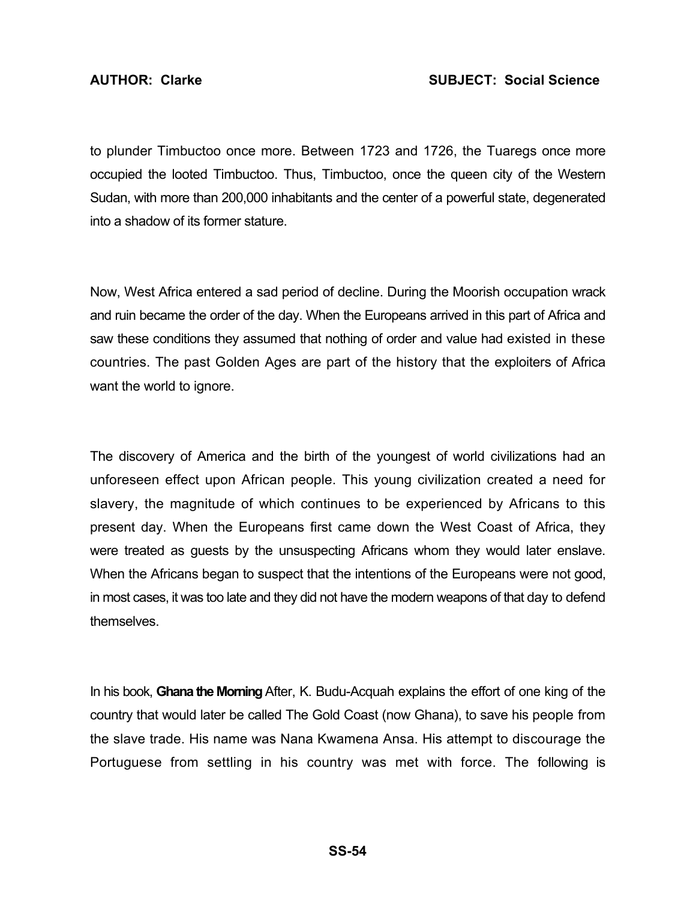to plunder Timbuctoo once more. Between 1723 and 1726, the Tuaregs once more occupied the looted Timbuctoo. Thus, Timbuctoo, once the queen city of the Western Sudan, with more than 200,000 inhabitants and the center of a powerful state, degenerated into a shadow of its former stature.

Now, West Africa entered a sad period of decline. During the Moorish occupation wrack and ruin became the order of the day. When the Europeans arrived in this part of Africa and saw these conditions they assumed that nothing of order and value had existed in these countries. The past Golden Ages are part of the history that the exploiters of Africa want the world to ignore.

The discovery of America and the birth of the youngest of world civilizations had an unforeseen effect upon African people. This young civilization created a need for slavery, the magnitude of which continues to be experienced by Africans to this present day. When the Europeans first came down the West Coast of Africa, they were treated as guests by the unsuspecting Africans whom they would later enslave. When the Africans began to suspect that the intentions of the Europeans were not good, in most cases, it was too late and they did not have the modern weapons of that day to defend themselves.

In his book, **Ghana the Morning** After, K. Budu-Acquah explains the effort of one king of the country that would later be called The Gold Coast (now Ghana), to save his people from the slave trade. His name was Nana Kwamena Ansa. His attempt to discourage the Portuguese from settling in his country was met with force. The following is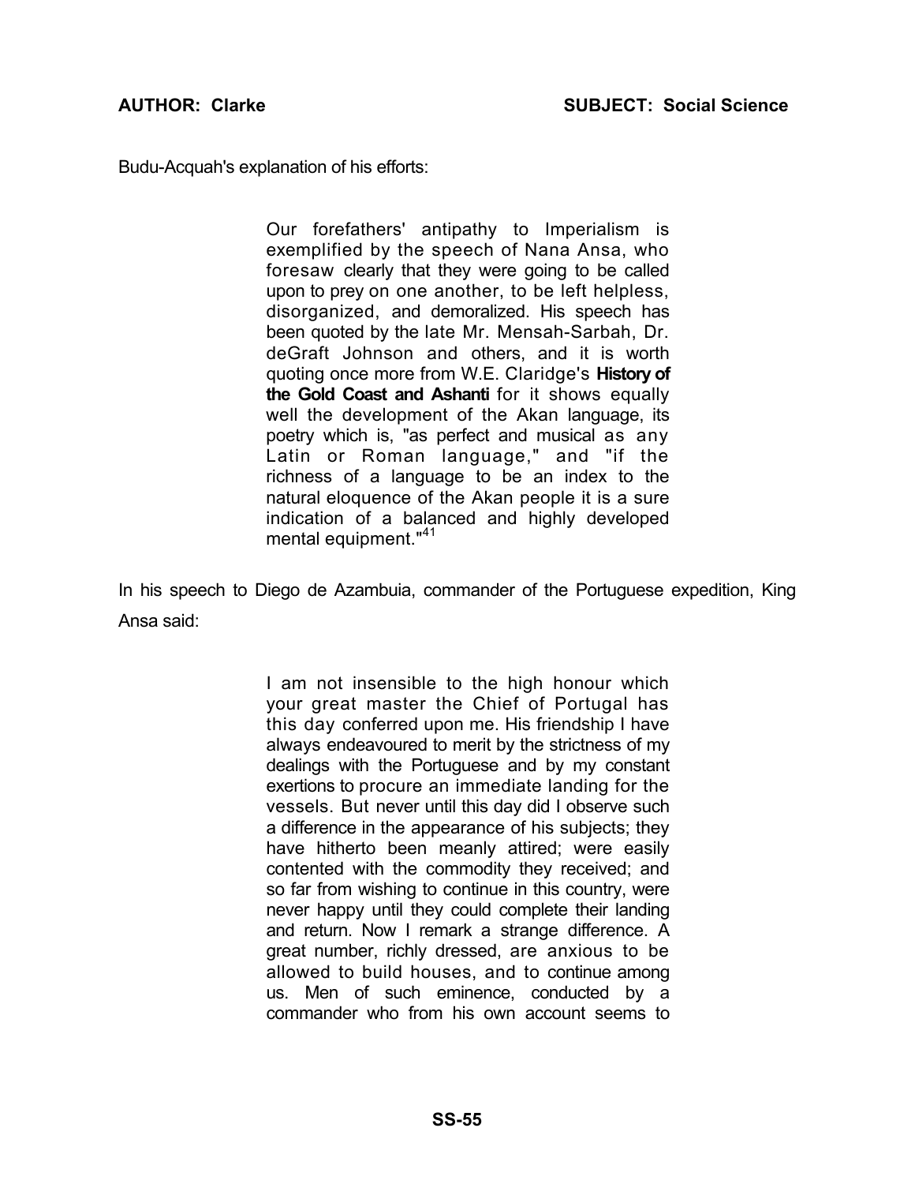Budu-Acquah's explanation of his efforts:

> Our forefathers' antipathy to Imperialism is exemplified by the speech of Nana Ansa, who foresaw clearly that they were going to be called upon to prey on one another, to be left helpless, disorganized, and demoralized. His speech has been quoted by the late Mr. Mensah-Sarbah, Dr. deGraft Johnson and others, and it is worth quoting once more from W.E. Claridge's **History of the Gold Coast and Ashanti** for it shows equally well the development of the Akan language, its poetry which is, "as perfect and musical as any Latin or Roman language," and "if the richness of a language to be an index to the natural eloquence of the Akan people it is a sure indication of a balanced and highly developed mental equipment."[41]

In his speech to Diego de Azambuia, commander of the Portuguese expedition, King Ansa said:

> I am not insensible to the high honour which your great master the Chief of Portugal has this day conferred upon me. His friendship I have always endeavoured to merit by the strictness of my dealings with the Portuguese and by my constant exertions to procure an immediate landing for the vessels. But never until this day did I observe such a difference in the appearance of his subjects; they have hitherto been meanly attired; were easily contented with the commodity they received; and so far from wishing to continue in this country, were never happy until they could complete their landing and return. Now I remark a strange difference. A great number, richly dressed, are anxious to be allowed to build houses, and to continue among us. Men of such eminence, conducted by a commander who from his own account seems to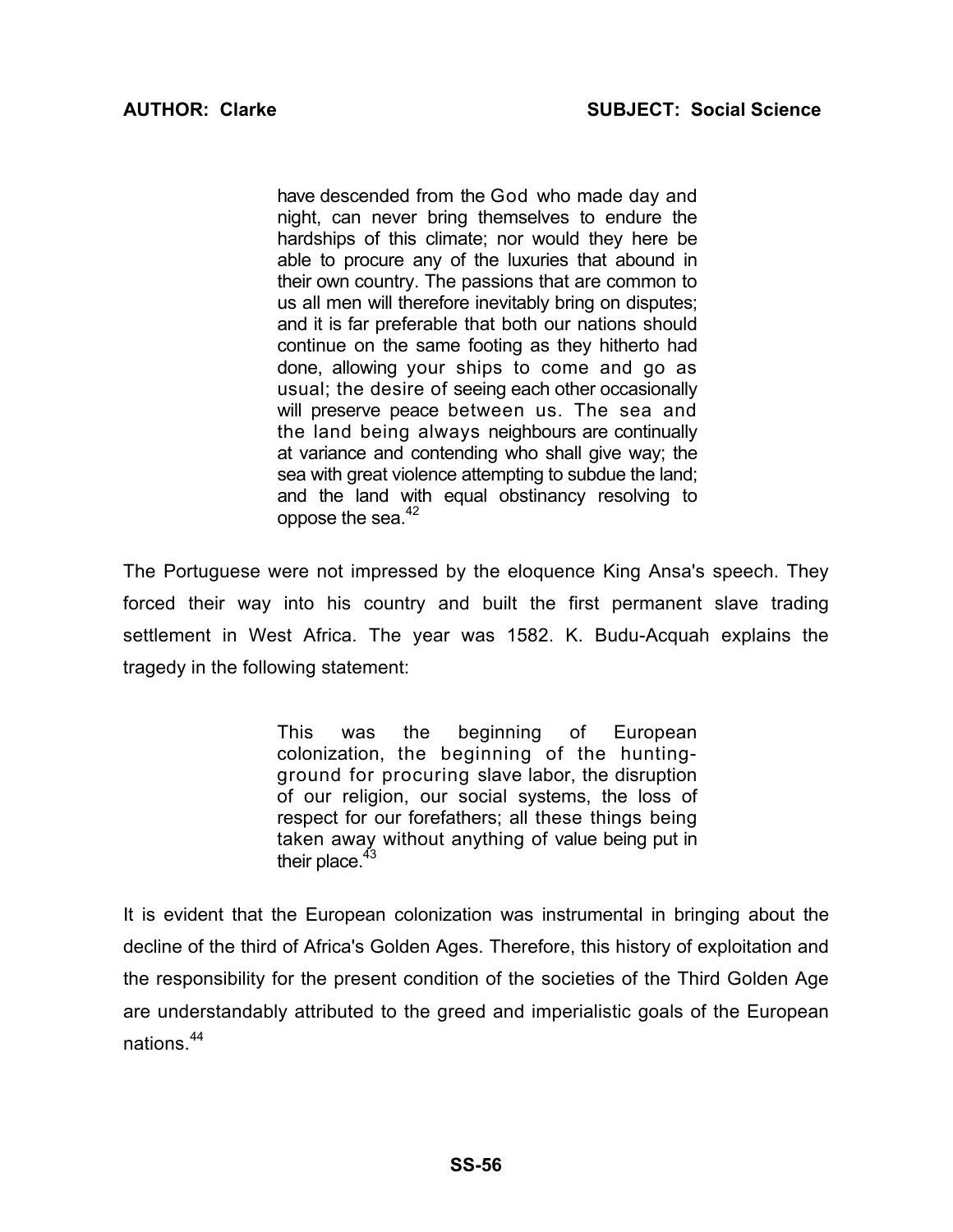> have descended from the God who made day and night, can never bring themselves to endure the hardships of this climate; nor would they here be able to procure any of the luxuries that abound in their own country. The passions that are common to us all men will therefore inevitably bring on disputes; and it is far preferable that both our nations should continue on the same footing as they hitherto had done, allowing your ships to come and go as usual; the desire of seeing each other occasionally will preserve peace between us. The sea and the land being always neighbours are continually at variance and contending who shall give way; the sea with great violence attempting to subdue the land; and the land with equal obstinancy resolving to oppose the sea.[42]

The Portuguese were not impressed by the eloquence King Ansa's speech. They forced their way into his country and built the first permanent slave trading settlement in West Africa. The year was 1582. K. Budu-Acquah explains the tragedy in the following statement:

> This was the beginning of European colonization, the beginning of the hunting-ground for procuring slave labor, the disruption of our religion, our social systems, the loss of respect for our forefathers; all these things being taken away without anything of value being put in their place.[43]

It is evident that the European colonization was instrumental in bringing about the decline of the third of Africa's Golden Ages. Therefore, this history of exploitation and the responsibility for the present condition of the societies of the Third Golden Age are understandably attributed to the greed and imperialistic goals of the European nations.[44]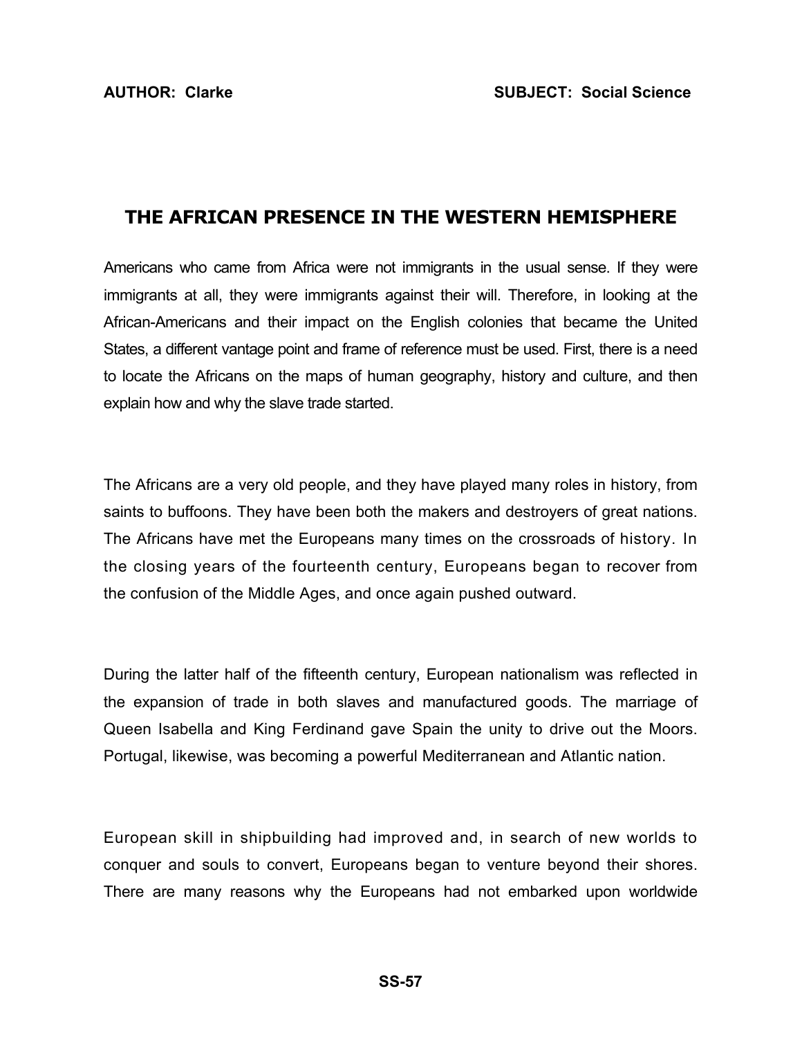**AUTHOR: Clarke** **SUBJECT: Social Science**

## THE AFRICAN PRESENCE IN THE WESTERN HEMISPHERE

Americans who came from Africa were not immigrants in the usual sense. If they were immigrants at all, they were immigrants against their will. Therefore, in looking at the African-Americans and their impact on the English colonies that became the United States, a different vantage point and frame of reference must be used. First, there is a need to locate the Africans on the maps of human geography, history and culture, and then explain how and why the slave trade started.

The Africans are a very old people, and they have played many roles in history, from saints to buffoons. They have been both the makers and destroyers of great nations. The Africans have met the Europeans many times on the crossroads of history. In the closing years of the fourteenth century, Europeans began to recover from the confusion of the Middle Ages, and once again pushed outward.

During the latter half of the fifteenth century, European nationalism was reflected in the expansion of trade in both slaves and manufactured goods. The marriage of Queen Isabella and King Ferdinand gave Spain the unity to drive out the Moors. Portugal, likewise, was becoming a powerful Mediterranean and Atlantic nation.

European skill in shipbuilding had improved and, in search of new worlds to conquer and souls to convert, Europeans began to venture beyond their shores. There are many reasons why the Europeans had not embarked upon worldwide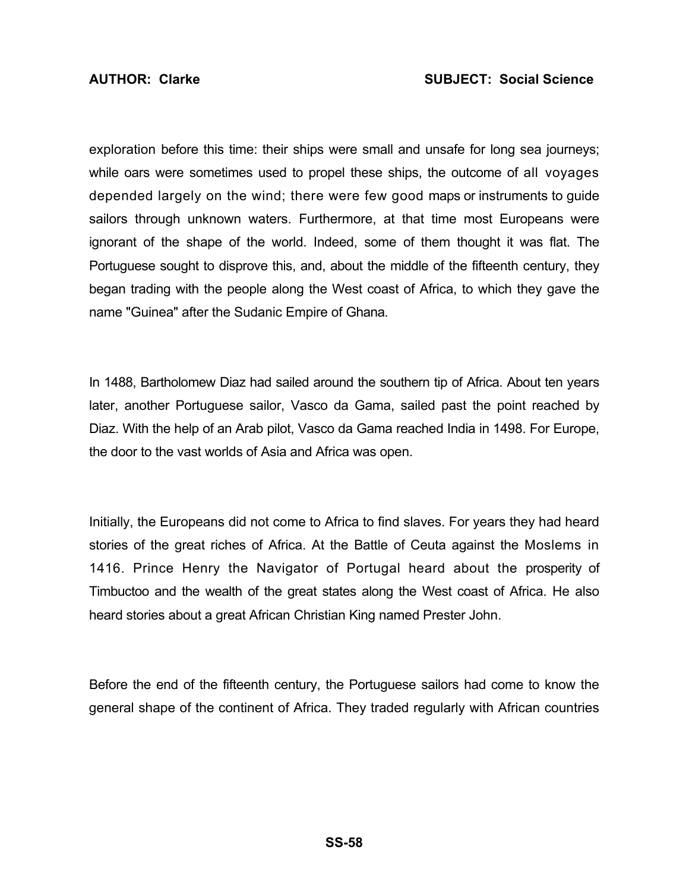exploration before this time: their ships were small and unsafe for long sea journeys; while oars were sometimes used to propel these ships, the outcome of all voyages depended largely on the wind; there were few good maps or instruments to guide sailors through unknown waters. Furthermore, at that time most Europeans were ignorant of the shape of the world. Indeed, some of them thought it was flat. The Portuguese sought to disprove this, and, about the middle of the fifteenth century, they began trading with the people along the West coast of Africa, to which they gave the name "Guinea" after the Sudanic Empire of Ghana.

In 1488, Bartholomew Diaz had sailed around the southern tip of Africa. About ten years later, another Portuguese sailor, Vasco da Gama, sailed past the point reached by Diaz. With the help of an Arab pilot, Vasco da Gama reached India in 1498. For Europe, the door to the vast worlds of Asia and Africa was open.

Initially, the Europeans did not come to Africa to find slaves. For years they had heard stories of the great riches of Africa. At the Battle of Ceuta against the Moslems in 1416. Prince Henry the Navigator of Portugal heard about the prosperity of Timbuctoo and the wealth of the great states along the West coast of Africa. He also heard stories about a great African Christian King named Prester John.

Before the end of the fifteenth century, the Portuguese sailors had come to know the general shape of the continent of Africa. They traded regularly with African countries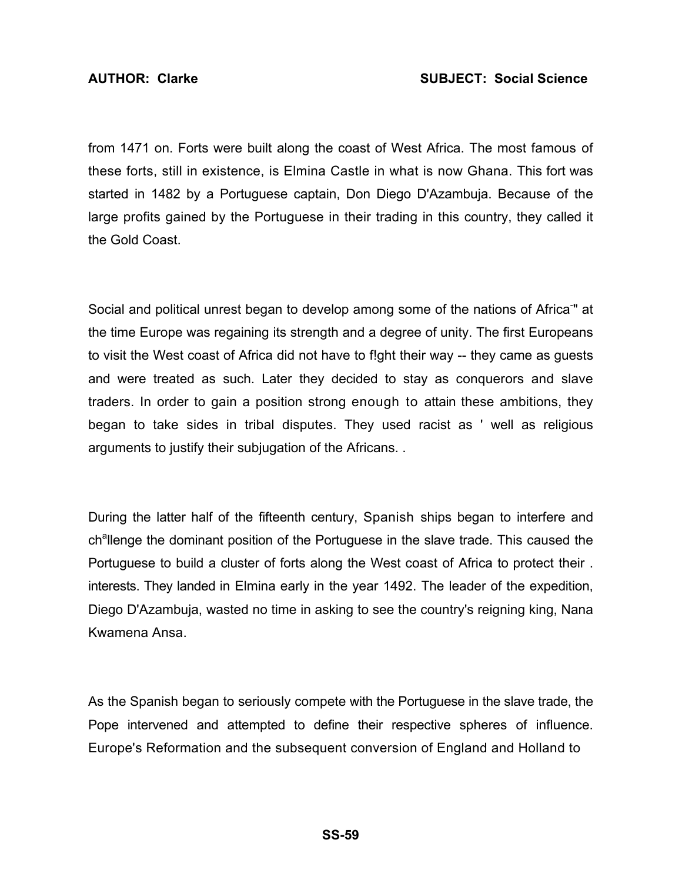from 1471 on. Forts were built along the coast of West Africa. The most famous of these forts, still in existence, is Elmina Castle in what is now Ghana. This fort was started in 1482 by a Portuguese captain, Don Diego D'Azambuja. Because of the large profits gained by the Portuguese in their trading in this country, they called it the Gold Coast.

Social and political unrest began to develop among some of the nations of Africa" at the time Europe was regaining its strength and a degree of unity. The first Europeans to visit the West coast of Africa did not have to f!ght their way -- they came as guests and were treated as such. Later they decided to stay as conquerors and slave traders. In order to gain a position strong enough to attain these ambitions, they began to take sides in tribal disputes. They used racist as ' well as religious arguments to justify their subjugation of the Africans. .

During the latter half of the fifteenth century, Spanish ships began to interfere and challenge the dominant position of the Portuguese in the slave trade. This caused the Portuguese to build a cluster of forts along the West coast of Africa to protect their . interests. They landed in Elmina early in the year 1492. The leader of the expedition, Diego D'Azambuja, wasted no time in asking to see the country's reigning king, Nana Kwamena Ansa.

As the Spanish began to seriously compete with the Portuguese in the slave trade, the Pope intervened and attempted to define their respective spheres of influence. Europe's Reformation and the subsequent conversion of England and Holland to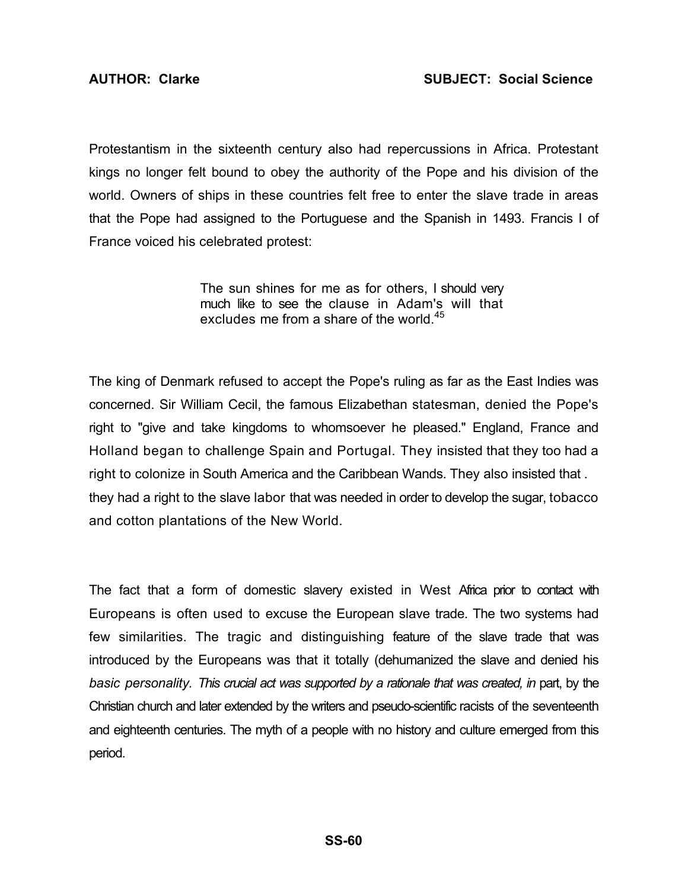Protestantism in the sixteenth century also had repercussions in Africa. Protestant kings no longer felt bound to obey the authority of the Pope and his division of the world. Owners of ships in these countries felt free to enter the slave trade in areas that the Pope had assigned to the Portuguese and the Spanish in 1493. Francis I of France voiced his celebrated protest:

> The sun shines for me as for others, I should very much like to see the clause in Adam's will that excludes me from a share of the world.[45]

The king of Denmark refused to accept the Pope's ruling as far as the East Indies was concerned. Sir William Cecil, the famous Elizabethan statesman, denied the Pope's right to "give and take kingdoms to whomsoever he pleased." England, France and Holland began to challenge Spain and Portugal. They insisted that they too had a right to colonize in South America and the Caribbean Wands. They also insisted that . they had a right to the slave labor that was needed in order to develop the sugar, tobacco and cotton plantations of the New World.

The fact that a form of domestic slavery existed in West Africa prior to contact with Europeans is often used to excuse the European slave trade. The two systems had few similarities. The tragic and distinguishing feature of the slave trade that was introduced by the Europeans was that it totally (dehumanized the slave and denied his *basic personality. This crucial act was supported by a rationale that was created, in* part, by the Christian church and later extended by the writers and pseudo-scientific racists of the seventeenth and eighteenth centuries. The myth of a people with no history and culture emerged from this period.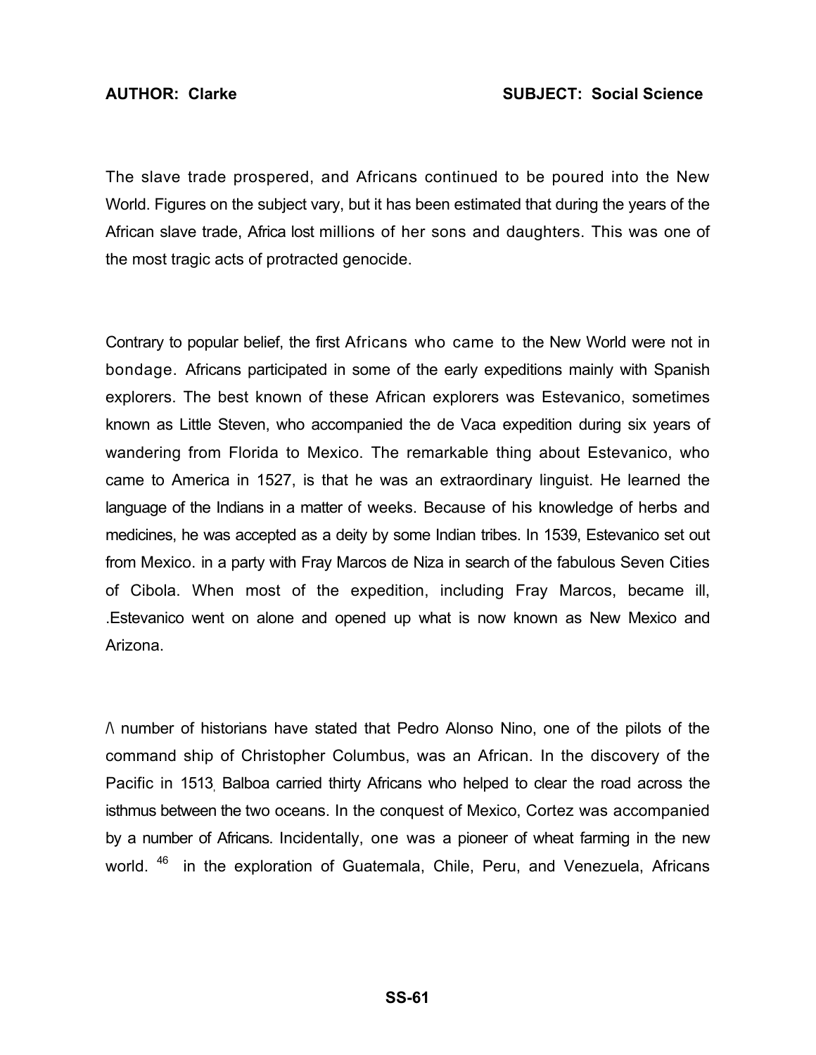The slave trade prospered, and Africans continued to be poured into the New World. Figures on the subject vary, but it has been estimated that during the years of the African slave trade, Africa lost millions of her sons and daughters. This was one of the most tragic acts of protracted genocide.

Contrary to popular belief, the first Africans who came to the New World were not in bondage. Africans participated in some of the early expeditions mainly with Spanish explorers. The best known of these African explorers was Estevanico, sometimes known as Little Steven, who accompanied the de Vaca expedition during six years of wandering from Florida to Mexico. The remarkable thing about Estevanico, who came to America in 1527, is that he was an extraordinary linguist. He learned the language of the Indians in a matter of weeks. Because of his knowledge of herbs and medicines, he was accepted as a deity by some Indian tribes. In 1539, Estevanico set out from Mexico. in a party with Fray Marcos de Niza in search of the fabulous Seven Cities of Cibola. When most of the expedition, including Fray Marcos, became ill, .Estevanico went on alone and opened up what is now known as New Mexico and Arizona.

/\ number of historians have stated that Pedro Alonso Nino, one of the pilots of the command ship of Christopher Columbus, was an African. In the discovery of the Pacific in 1513, Balboa carried thirty Africans who helped to clear the road across the isthmus between the two oceans. In the conquest of Mexico, Cortez was accompanied by a number of Africans. Incidentally, one was a pioneer of wheat farming in the new world. [46] in the exploration of Guatemala, Chile, Peru, and Venezuela, Africans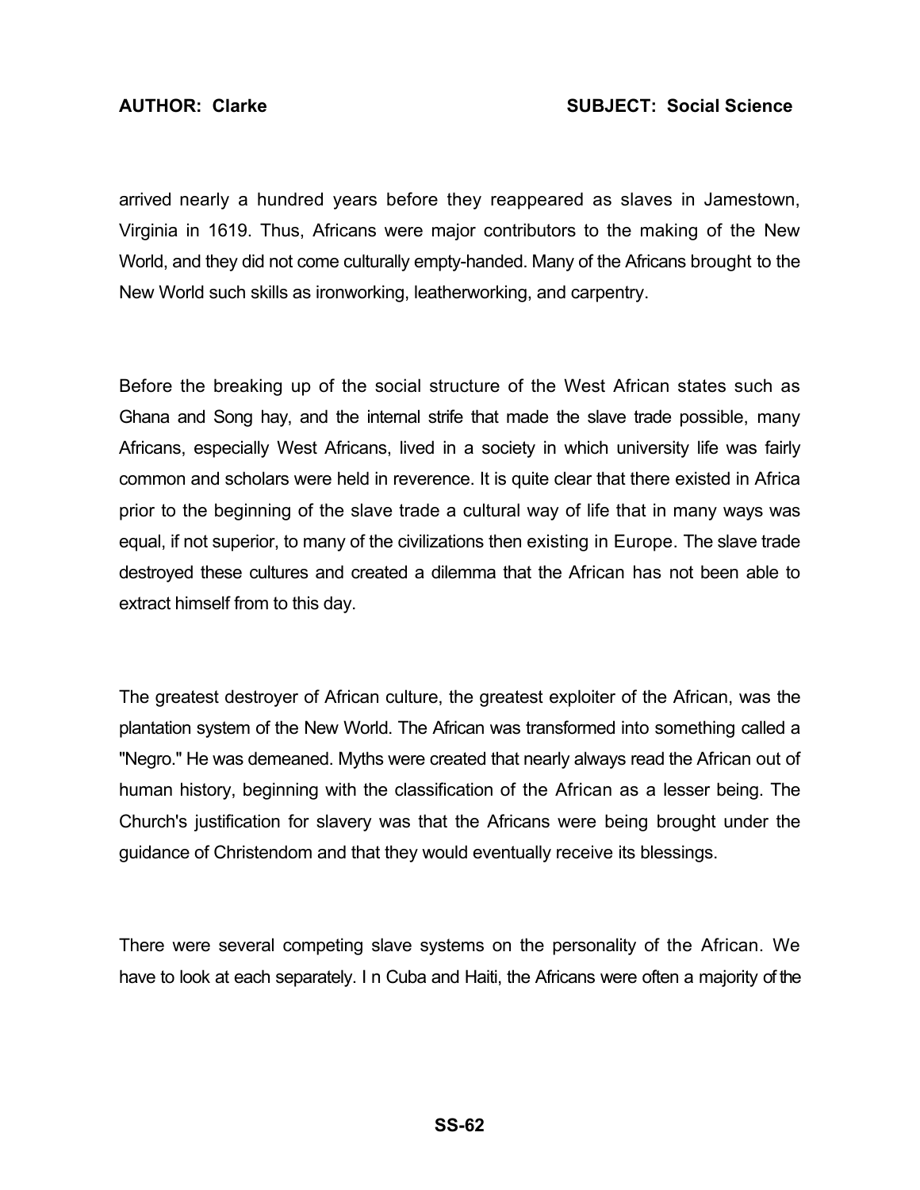arrived nearly a hundred years before they reappeared as slaves in Jamestown, Virginia in 1619. Thus, Africans were major contributors to the making of the New World, and they did not come culturally empty-handed. Many of the Africans brought to the New World such skills as ironworking, leatherworking, and carpentry.

Before the breaking up of the social structure of the West African states such as Ghana and Song hay, and the internal strife that made the slave trade possible, many Africans, especially West Africans, lived in a society in which university life was fairly common and scholars were held in reverence. It is quite clear that there existed in Africa prior to the beginning of the slave trade a cultural way of life that in many ways was equal, if not superior, to many of the civilizations then existing in Europe. The slave trade destroyed these cultures and created a dilemma that the African has not been able to extract himself from to this day.

The greatest destroyer of African culture, the greatest exploiter of the African, was the plantation system of the New World. The African was transformed into something called a "Negro." He was demeaned. Myths were created that nearly always read the African out of human history, beginning with the classification of the African as a lesser being. The Church's justification for slavery was that the Africans were being brought under the guidance of Christendom and that they would eventually receive its blessings.

There were several competing slave systems on the personality of the African. We have to look at each separately. I n Cuba and Haiti, the Africans were often a majority of the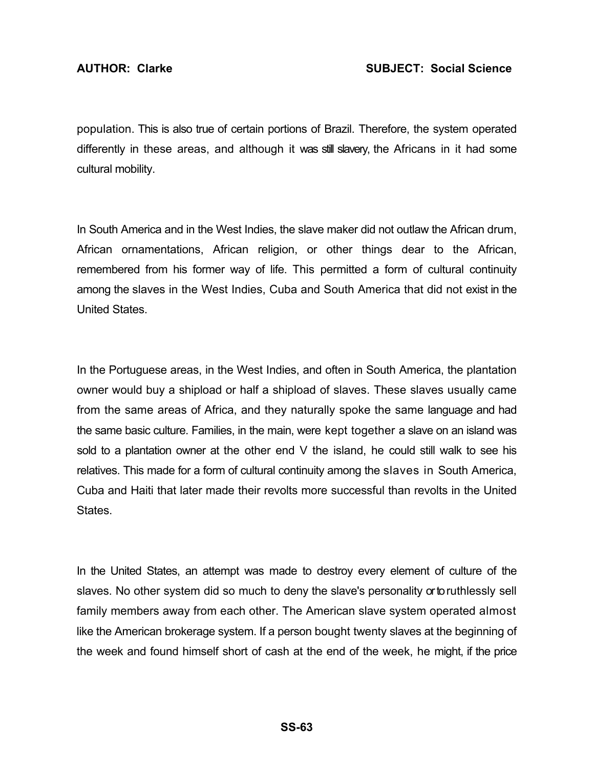population. This is also true of certain portions of Brazil. Therefore, the system operated differently in these areas, and although it was still slavery, the Africans in it had some cultural mobility.

In South America and in the West Indies, the slave maker did not outlaw the African drum, African ornamentations, African religion, or other things dear to the African, remembered from his former way of life. This permitted a form of cultural continuity among the slaves in the West Indies, Cuba and South America that did not exist in the United States.

In the Portuguese areas, in the West Indies, and often in South America, the plantation owner would buy a shipload or half a shipload of slaves. These slaves usually came from the same areas of Africa, and they naturally spoke the same language and had the same basic culture. Families, in the main, were kept together a slave on an island was sold to a plantation owner at the other end V the island, he could still walk to see his relatives. This made for a form of cultural continuity among the slaves in South America, Cuba and Haiti that later made their revolts more successful than revolts in the United States.

In the United States, an attempt was made to destroy every element of culture of the slaves. No other system did so much to deny the slave's personality or to ruthlessly sell family members away from each other. The American slave system operated almost like the American brokerage system. If a person bought twenty slaves at the beginning of the week and found himself short of cash at the end of the week, he might, if the price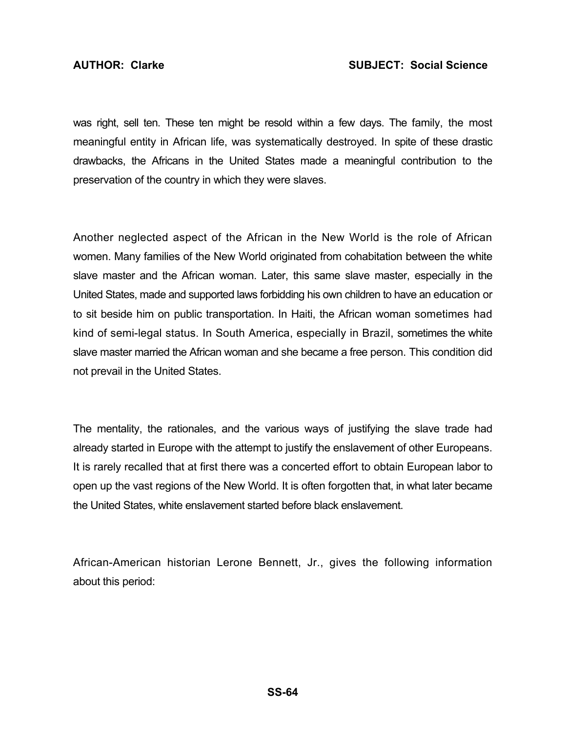was right, sell ten. These ten might be resold within a few days. The family, the most meaningful entity in African life, was systematically destroyed. In spite of these drastic drawbacks, the Africans in the United States made a meaningful contribution to the preservation of the country in which they were slaves.

Another neglected aspect of the African in the New World is the role of African women. Many families of the New World originated from cohabitation between the white slave master and the African woman. Later, this same slave master, especially in the United States, made and supported laws forbidding his own children to have an education or to sit beside him on public transportation. In Haiti, the African woman sometimes had kind of semi-legal status. In South America, especially in Brazil, sometimes the white slave master married the African woman and she became a free person. This condition did not prevail in the United States.

The mentality, the rationales, and the various ways of justifying the slave trade had already started in Europe with the attempt to justify the enslavement of other Europeans. It is rarely recalled that at first there was a concerted effort to obtain European labor to open up the vast regions of the New World. It is often forgotten that, in what later became the United States, white enslavement started before black enslavement.

African-American historian Lerone Bennett, Jr., gives the following information about this period: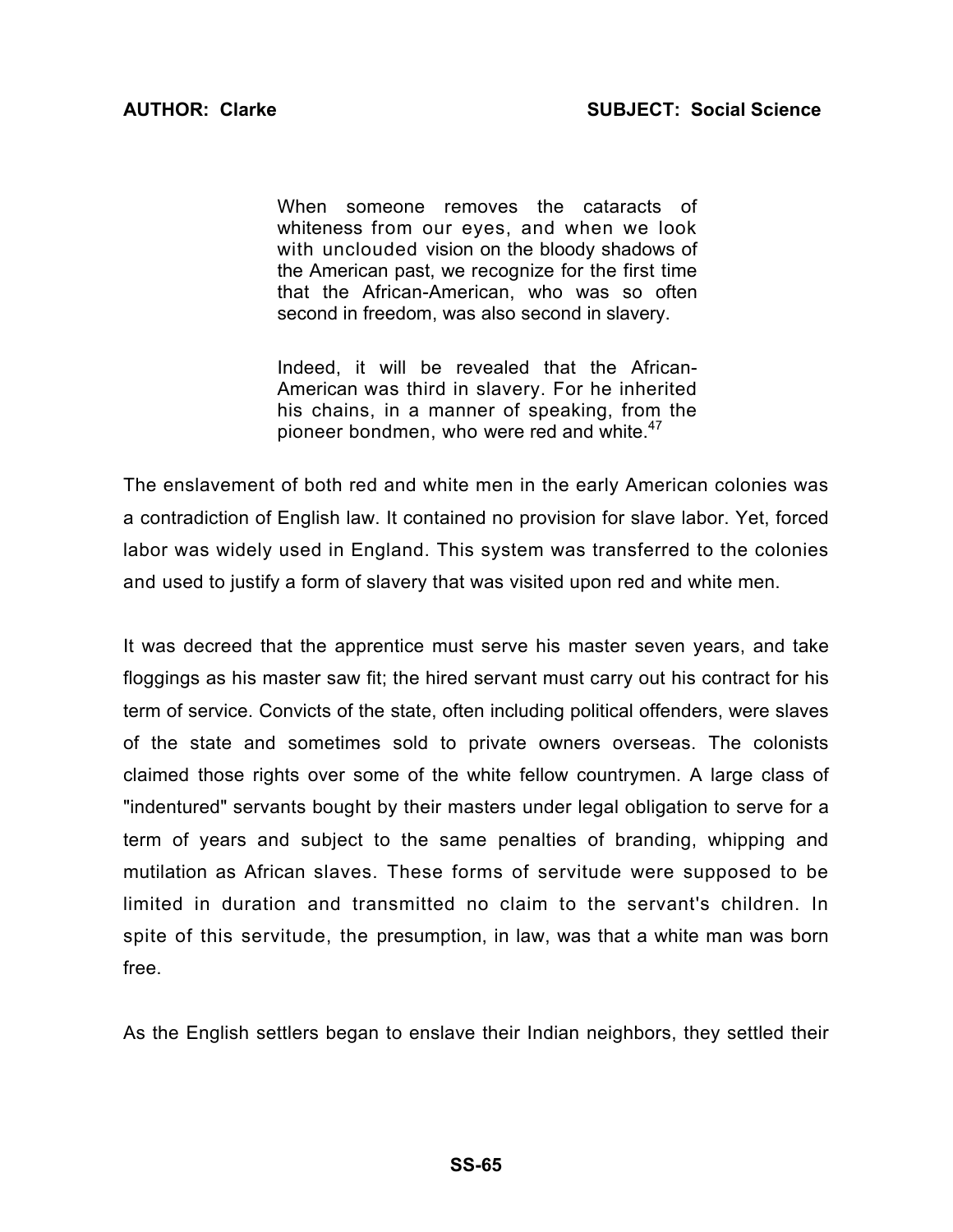> When someone removes the cataracts of whiteness from our eyes, and when we look with unclouded vision on the bloody shadows of the American past, we recognize for the first time that the African-American, who was so often second in freedom, was also second in slavery.
>
> Indeed, it will be revealed that the African-American was third in slavery. For he inherited his chains, in a manner of speaking, from the pioneer bondmen, who were red and white.[47]

The enslavement of both red and white men in the early American colonies was a contradiction of English law. It contained no provision for slave labor. Yet, forced labor was widely used in England. This system was transferred to the colonies and used to justify a form of slavery that was visited upon red and white men.

It was decreed that the apprentice must serve his master seven years, and take floggings as his master saw fit; the hired servant must carry out his contract for his term of service. Convicts of the state, often including political offenders, were slaves of the state and sometimes sold to private owners overseas. The colonists claimed those rights over some of the white fellow countrymen. A large class of "indentured" servants bought by their masters under legal obligation to serve for a term of years and subject to the same penalties of branding, whipping and mutilation as African slaves. These forms of servitude were supposed to be limited in duration and transmitted no claim to the servant's children. In spite of this servitude, the presumption, in law, was that a white man was born free.

As the English settlers began to enslave their Indian neighbors, they settled their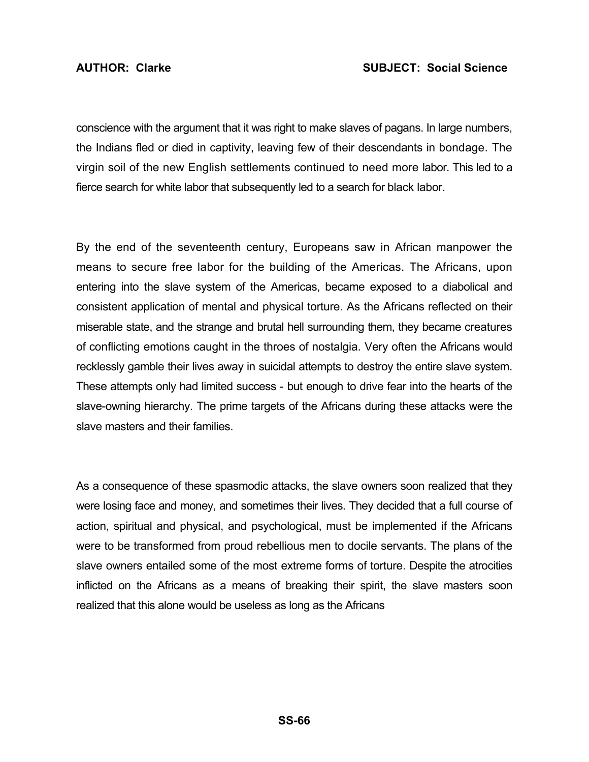conscience with the argument that it was right to make slaves of pagans. In large numbers, the Indians fled or died in captivity, leaving few of their descendants in bondage. The virgin soil of the new English settlements continued to need more labor. This led to a fierce search for white labor that subsequently led to a search for black labor.

By the end of the seventeenth century, Europeans saw in African manpower the means to secure free labor for the building of the Americas. The Africans, upon entering into the slave system of the Americas, became exposed to a diabolical and consistent application of mental and physical torture. As the Africans reflected on their miserable state, and the strange and brutal hell surrounding them, they became creatures of conflicting emotions caught in the throes of nostalgia. Very often the Africans would recklessly gamble their lives away in suicidal attempts to destroy the entire slave system. These attempts only had limited success - but enough to drive fear into the hearts of the slave-owning hierarchy. The prime targets of the Africans during these attacks were the slave masters and their families.

As a consequence of these spasmodic attacks, the slave owners soon realized that they were losing face and money, and sometimes their lives. They decided that a full course of action, spiritual and physical, and psychological, must be implemented if the Africans were to be transformed from proud rebellious men to docile servants. The plans of the slave owners entailed some of the most extreme forms of torture. Despite the atrocities inflicted on the Africans as a means of breaking their spirit, the slave masters soon realized that this alone would be useless as long as the Africans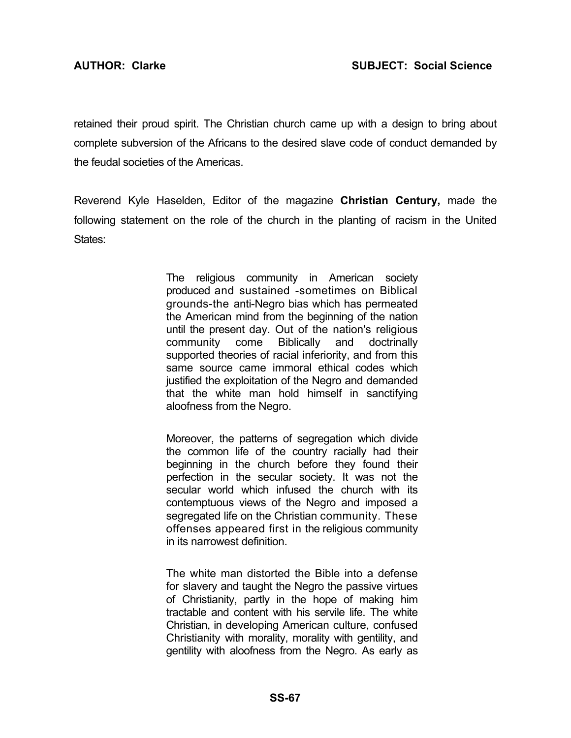retained their proud spirit. The Christian church came up with a design to bring about complete subversion of the Africans to the desired slave code of conduct demanded by the feudal societies of the Americas.

Reverend Kyle Haselden, Editor of the magazine **Christian Century,** made the following statement on the role of the church in the planting of racism in the United States:

> The religious community in American society produced and sustained -sometimes on Biblical grounds-the anti-Negro bias which has permeated the American mind from the beginning of the nation until the present day. Out of the nation's religious community come Biblically and doctrinally supported theories of racial inferiority, and from this same source came immoral ethical codes which justified the exploitation of the Negro and demanded that the white man hold himself in sanctifying aloofness from the Negro.
>
> Moreover, the patterns of segregation which divide the common life of the country racially had their beginning in the church before they found their perfection in the secular society. It was not the secular world which infused the church with its contemptuous views of the Negro and imposed a segregated life on the Christian community. These offenses appeared first in the religious community in its narrowest definition.
>
> The white man distorted the Bible into a defense for slavery and taught the Negro the passive virtues of Christianity, partly in the hope of making him tractable and content with his servile life. The white Christian, in developing American culture, confused Christianity with morality, morality with gentility, and gentility with aloofness from the Negro. As early as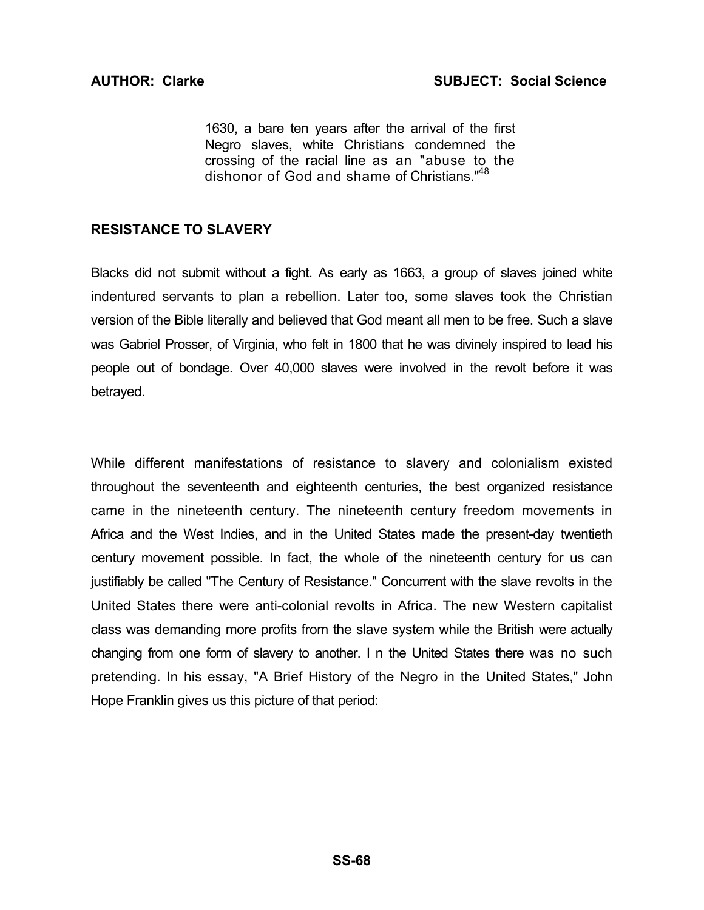1630, a bare ten years after the arrival of the first Negro slaves, white Christians condemned the crossing of the racial line as an "abuse to the dishonor of God and shame of Christians."[48]

## RESISTANCE TO SLAVERY

Blacks did not submit without a fight. As early as 1663, a group of slaves joined white indentured servants to plan a rebellion. Later too, some slaves took the Christian version of the Bible literally and believed that God meant all men to be free. Such a slave was Gabriel Prosser, of Virginia, who felt in 1800 that he was divinely inspired to lead his people out of bondage. Over 40,000 slaves were involved in the revolt before it was betrayed.

While different manifestations of resistance to slavery and colonialism existed throughout the seventeenth and eighteenth centuries, the best organized resistance came in the nineteenth century. The nineteenth century freedom movements in Africa and the West Indies, and in the United States made the present-day twentieth century movement possible. In fact, the whole of the nineteenth century for us can justifiably be called "The Century of Resistance." Concurrent with the slave revolts in the United States there were anti-colonial revolts in Africa. The new Western capitalist class was demanding more profits from the slave system while the British were actually changing from one form of slavery to another. I n the United States there was no such pretending. In his essay, "A Brief History of the Negro in the United States," John Hope Franklin gives us this picture of that period: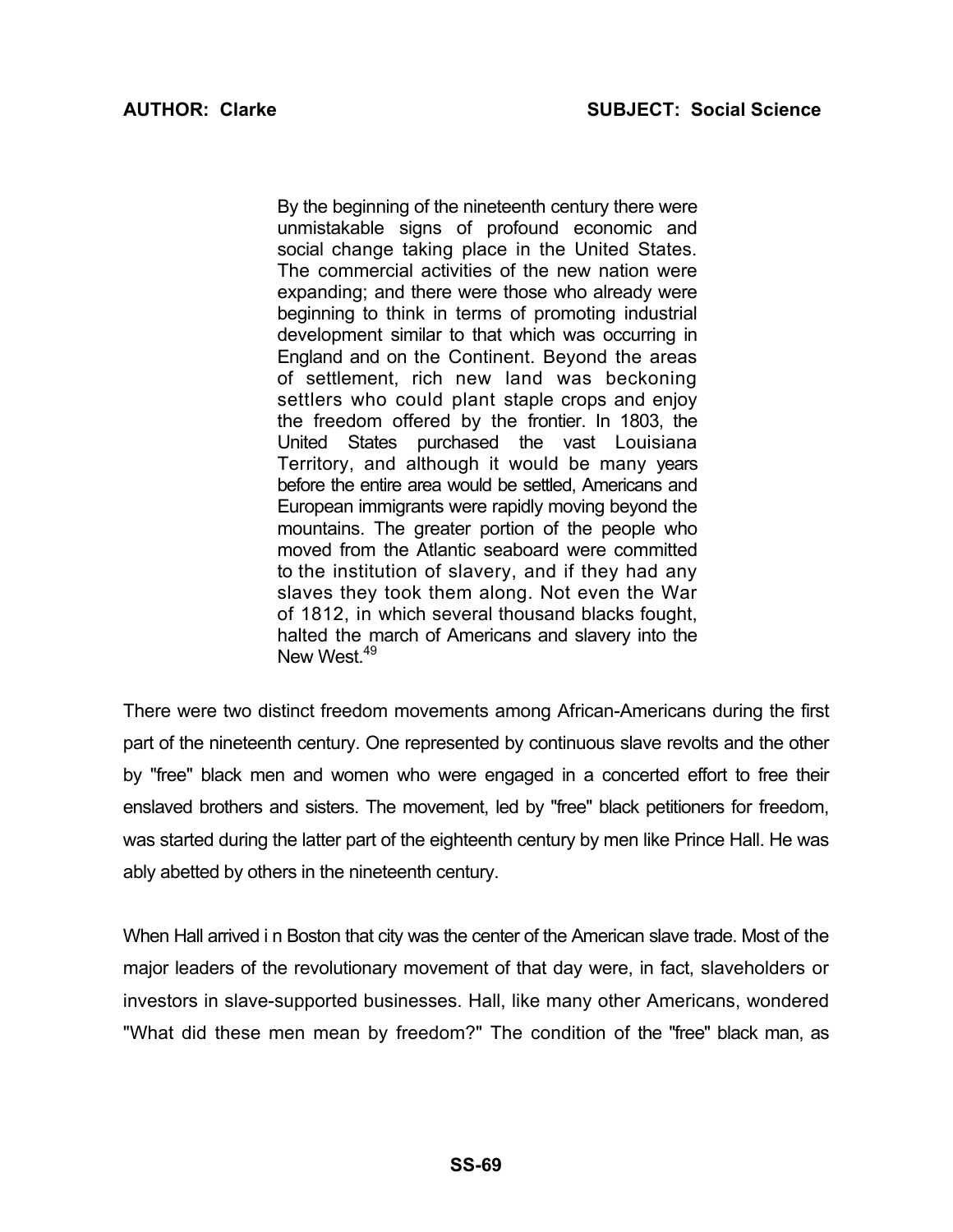> By the beginning of the nineteenth century there were unmistakable signs of profound economic and social change taking place in the United States. The commercial activities of the new nation were expanding; and there were those who already were beginning to think in terms of promoting industrial development similar to that which was occurring in England and on the Continent. Beyond the areas of settlement, rich new land was beckoning settlers who could plant staple crops and enjoy the freedom offered by the frontier. In 1803, the United States purchased the vast Louisiana Territory, and although it would be many years before the entire area would be settled, Americans and European immigrants were rapidly moving beyond the mountains. The greater portion of the people who moved from the Atlantic seaboard were committed to the institution of slavery, and if they had any slaves they took them along. Not even the War of 1812, in which several thousand blacks fought, halted the march of Americans and slavery into the New West.[49]

There were two distinct freedom movements among African-Americans during the first part of the nineteenth century. One represented by continuous slave revolts and the other by "free" black men and women who were engaged in a concerted effort to free their enslaved brothers and sisters. The movement, led by "free" black petitioners for freedom, was started during the latter part of the eighteenth century by men like Prince Hall. He was ably abetted by others in the nineteenth century.

When Hall arrived i n Boston that city was the center of the American slave trade. Most of the major leaders of the revolutionary movement of that day were, in fact, slaveholders or investors in slave-supported businesses. Hall, like many other Americans, wondered "What did these men mean by freedom?" The condition of the "free" black man, as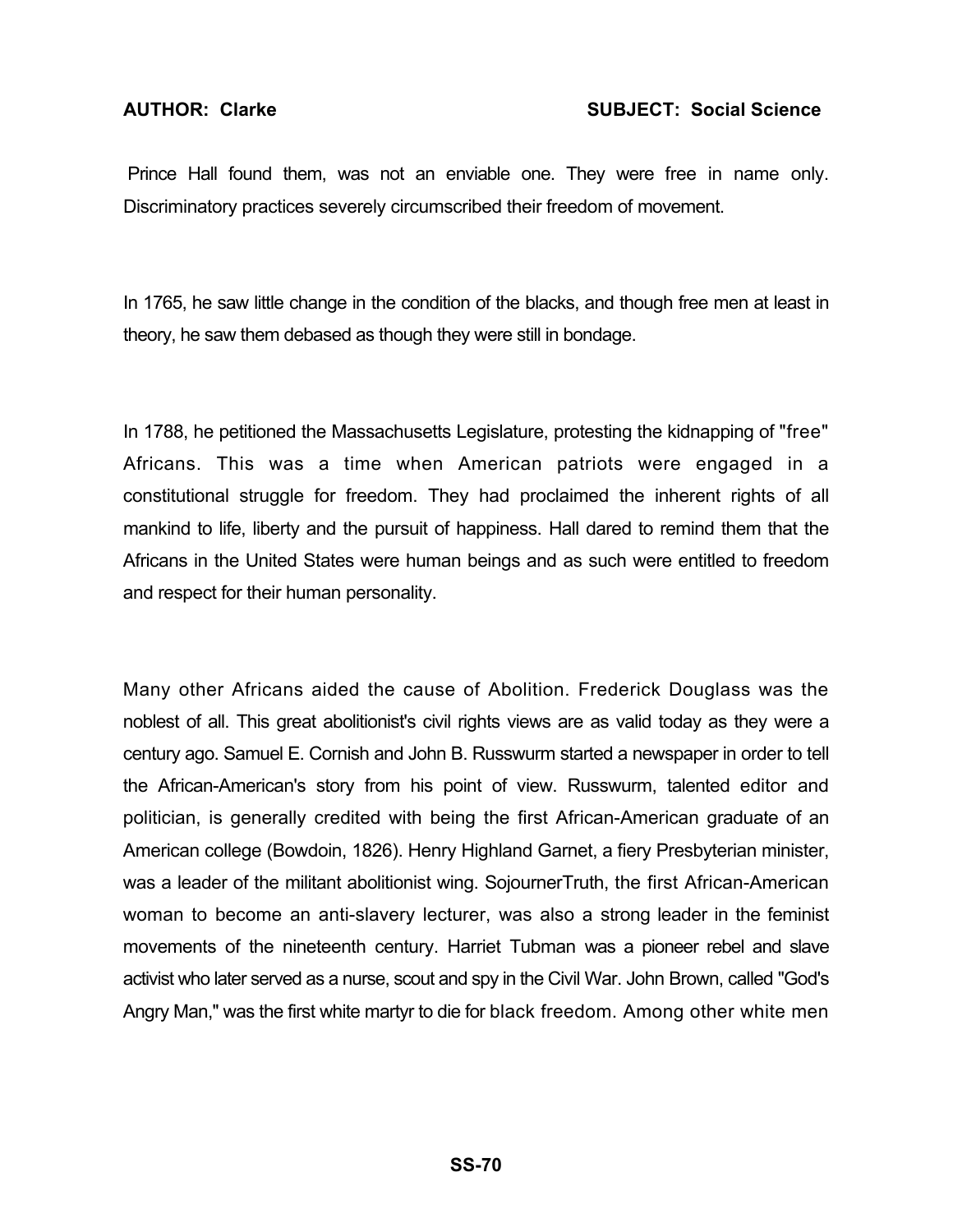Prince Hall found them, was not an enviable one. They were free in name only. Discriminatory practices severely circumscribed their freedom of movement.

In 1765, he saw little change in the condition of the blacks, and though free men at least in theory, he saw them debased as though they were still in bondage.

In 1788, he petitioned the Massachusetts Legislature, protesting the kidnapping of "free" Africans. This was a time when American patriots were engaged in a constitutional struggle for freedom. They had proclaimed the inherent rights of all mankind to life, liberty and the pursuit of happiness. Hall dared to remind them that the Africans in the United States were human beings and as such were entitled to freedom and respect for their human personality.

Many other Africans aided the cause of Abolition. Frederick Douglass was the noblest of all. This great abolitionist's civil rights views are as valid today as they were a century ago. Samuel E. Cornish and John B. Russwurm started a newspaper in order to tell the African-American's story from his point of view. Russwurm, talented editor and politician, is generally credited with being the first African-American graduate of an American college (Bowdoin, 1826). Henry Highland Garnet, a fiery Presbyterian minister, was a leader of the militant abolitionist wing. SojournerTruth, the first African-American woman to become an anti-slavery lecturer, was also a strong leader in the feminist movements of the nineteenth century. Harriet Tubman was a pioneer rebel and slave activist who later served as a nurse, scout and spy in the Civil War. John Brown, called "God's Angry Man," was the first white martyr to die for black freedom. Among other white men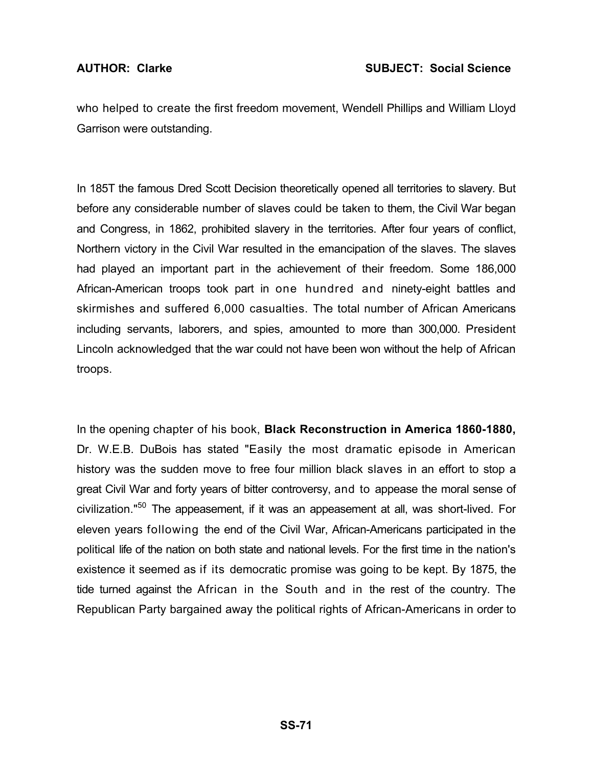who helped to create the first freedom movement, Wendell Phillips and William Lloyd Garrison were outstanding.

In 185T the famous Dred Scott Decision theoretically opened all territories to slavery. But before any considerable number of slaves could be taken to them, the Civil War began and Congress, in 1862, prohibited slavery in the territories. After four years of conflict, Northern victory in the Civil War resulted in the emancipation of the slaves. The slaves had played an important part in the achievement of their freedom. Some 186,000 African-American troops took part in one hundred and ninety-eight battles and skirmishes and suffered 6,000 casualties. The total number of African Americans including servants, laborers, and spies, amounted to more than 300,000. President Lincoln acknowledged that the war could not have been won without the help of African troops.

In the opening chapter of his book, **Black Reconstruction in America 1860-1880,** Dr. W.E.B. DuBois has stated "Easily the most dramatic episode in American history was the sudden move to free four million black slaves in an effort to stop a great Civil War and forty years of bitter controversy, and to appease the moral sense of civilization."[50] The appeasement, if it was an appeasement at all, was short-lived. For eleven years following the end of the Civil War, African-Americans participated in the political life of the nation on both state and national levels. For the first time in the nation's existence it seemed as if its democratic promise was going to be kept. By 1875, the tide turned against the African in the South and in the rest of the country. The Republican Party bargained away the political rights of African-Americans in order to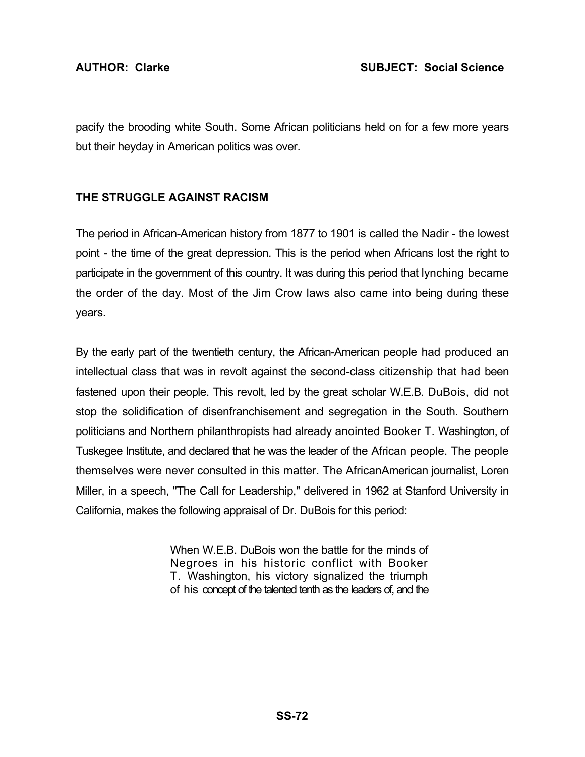pacify the brooding white South. Some African politicians held on for a few more years but their heyday in American politics was over.

## THE STRUGGLE AGAINST RACISM

The period in African-American history from 1877 to 1901 is called the Nadir - the lowest point - the time of the great depression. This is the period when Africans lost the right to participate in the government of this country. It was during this period that lynching became the order of the day. Most of the Jim Crow laws also came into being during these years.

By the early part of the twentieth century, the African-American people had produced an intellectual class that was in revolt against the second-class citizenship that had been fastened upon their people. This revolt, led by the great scholar W.E.B. DuBois, did not stop the solidification of disenfranchisement and segregation in the South. Southern politicians and Northern philanthropists had already anointed Booker T. Washington, of Tuskegee Institute, and declared that he was the leader of the African people. The people themselves were never consulted in this matter. The AfricanAmerican journalist, Loren Miller, in a speech, "The Call for Leadership," delivered in 1962 at Stanford University in California, makes the following appraisal of Dr. DuBois for this period:

> When W.E.B. DuBois won the battle for the minds of Negroes in his historic conflict with Booker T. Washington, his victory signalized the triumph of his concept of the talented tenth as the leaders of, and the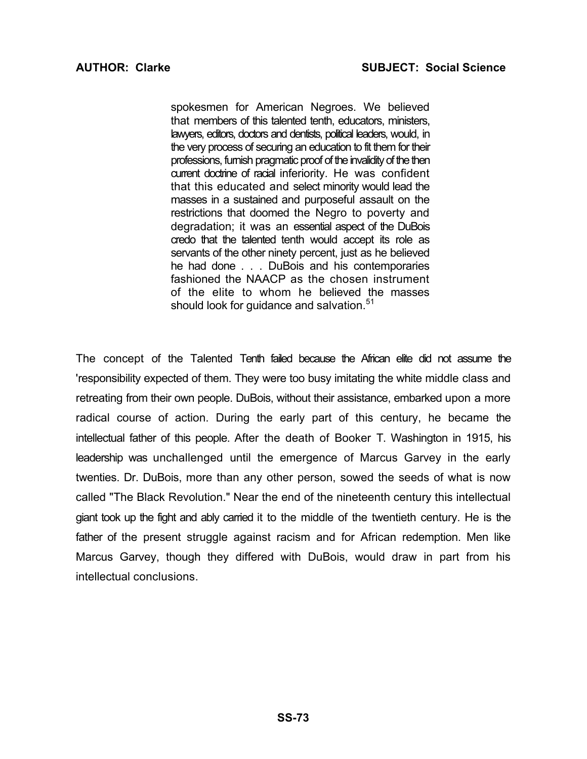> spokesmen for American Negroes. We believed that members of this talented tenth, educators, ministers, lawyers, editors, doctors and dentists, political leaders, would, in the very process of securing an education to fit them for their professions, furnish pragmatic proof of the invalidity of the then current doctrine of racial inferiority. He was confident that this educated and select minority would lead the masses in a sustained and purposeful assault on the restrictions that doomed the Negro to poverty and degradation; it was an essential aspect of the DuBois credo that the talented tenth would accept its role as servants of the other ninety percent, just as he believed he had done . . . DuBois and his contemporaries fashioned the NAACP as the chosen instrument of the elite to whom he believed the masses should look for guidance and salvation.[51]

The concept of the Talented Tenth failed because the African elite did not assume the 'responsibility expected of them. They were too busy imitating the white middle class and retreating from their own people. DuBois, without their assistance, embarked upon a more radical course of action. During the early part of this century, he became the intellectual father of this people. After the death of Booker T. Washington in 1915, his leadership was unchallenged until the emergence of Marcus Garvey in the early twenties. Dr. DuBois, more than any other person, sowed the seeds of what is now called "The Black Revolution." Near the end of the nineteenth century this intellectual giant took up the fight and ably carried it to the middle of the twentieth century. He is the father of the present struggle against racism and for African redemption. Men like Marcus Garvey, though they differed with DuBois, would draw in part from his intellectual conclusions.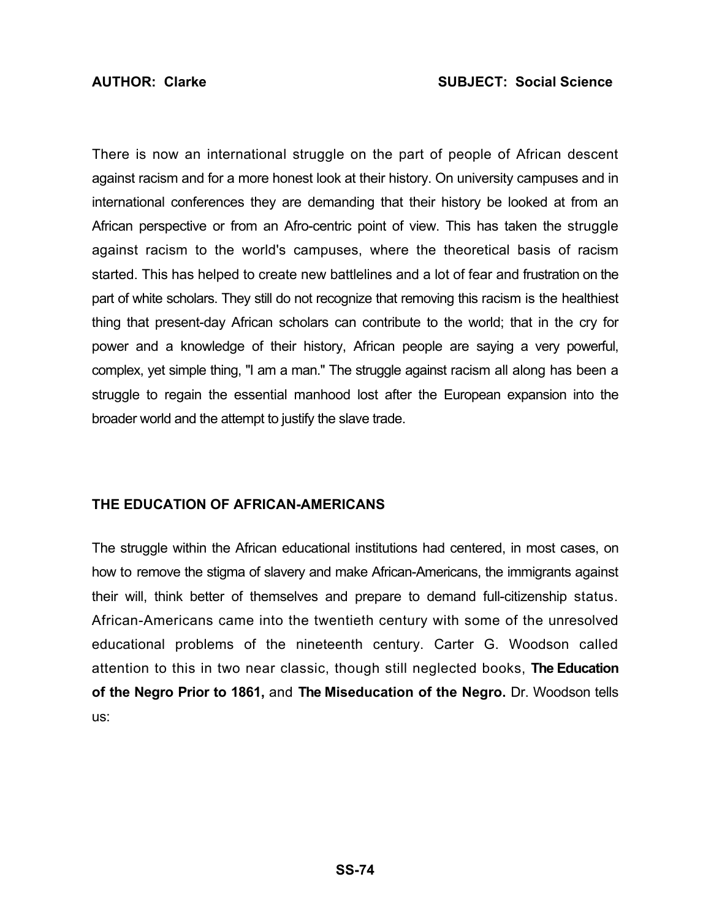There is now an international struggle on the part of people of African descent against racism and for a more honest look at their history. On university campuses and in international conferences they are demanding that their history be looked at from an African perspective or from an Afro-centric point of view. This has taken the struggle against racism to the world's campuses, where the theoretical basis of racism started. This has helped to create new battlelines and a lot of fear and frustration on the part of white scholars. They still do not recognize that removing this racism is the healthiest thing that present-day African scholars can contribute to the world; that in the cry for power and a knowledge of their history, African people are saying a very powerful, complex, yet simple thing, "I am a man." The struggle against racism all along has been a struggle to regain the essential manhood lost after the European expansion into the broader world and the attempt to justify the slave trade.

## THE EDUCATION OF AFRICAN-AMERICANS

The struggle within the African educational institutions had centered, in most cases, on how to remove the stigma of slavery and make African-Americans, the immigrants against their will, think better of themselves and prepare to demand full-citizenship status. African-Americans came into the twentieth century with some of the unresolved educational problems of the nineteenth century. Carter G. Woodson called attention to this in two near classic, though still neglected books, **The Education of the Negro Prior to 1861,** and **The Miseducation of the Negro.** Dr. Woodson tells us: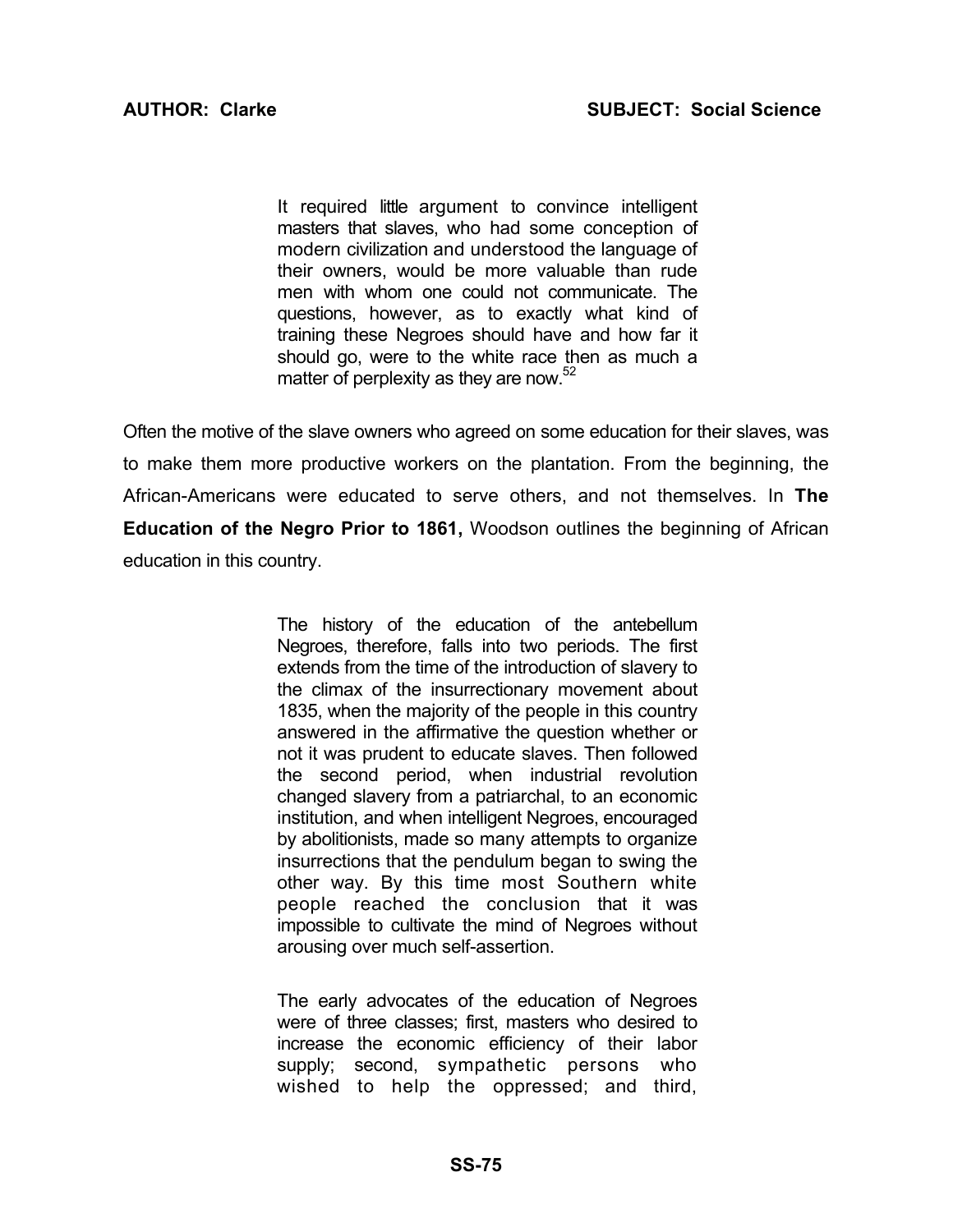> It required little argument to convince intelligent masters that slaves, who had some conception of modern civilization and understood the language of their owners, would be more valuable than rude men with whom one could not communicate. The questions, however, as to exactly what kind of training these Negroes should have and how far it should go, were to the white race then as much a matter of perplexity as they are now.[52]

Often the motive of the slave owners who agreed on some education for their slaves, was to make them more productive workers on the plantation. From the beginning, the African-Americans were educated to serve others, and not themselves. In **The Education of the Negro Prior to 1861,** Woodson outlines the beginning of African education in this country.

> The history of the education of the antebellum Negroes, therefore, falls into two periods. The first extends from the time of the introduction of slavery to the climax of the insurrectionary movement about 1835, when the majority of the people in this country answered in the affirmative the question whether or not it was prudent to educate slaves. Then followed the second period, when industrial revolution changed slavery from a patriarchal, to an economic institution, and when intelligent Negroes, encouraged by abolitionists, made so many attempts to organize insurrections that the pendulum began to swing the other way. By this time most Southern white people reached the conclusion that it was impossible to cultivate the mind of Negroes without arousing over much self-assertion.
>
> The early advocates of the education of Negroes were of three classes; first, masters who desired to increase the economic efficiency of their labor supply; second, sympathetic persons who wished to help the oppressed; and third,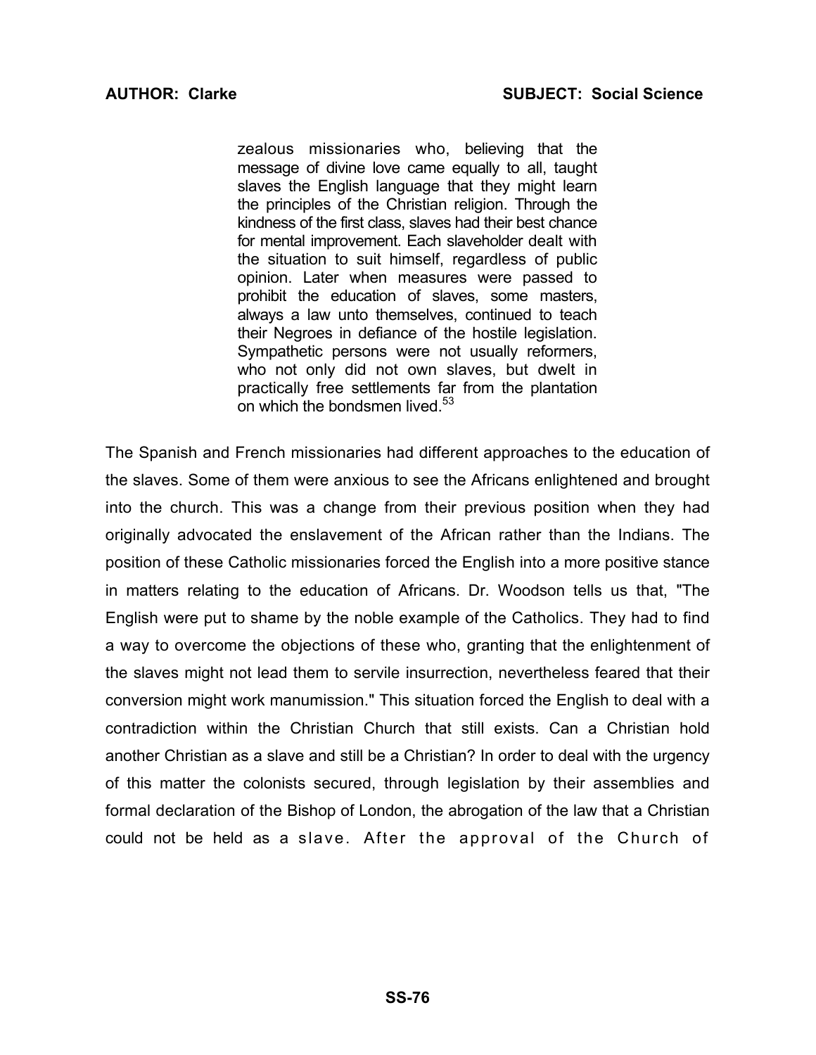> zealous missionaries who, believing that the message of divine love came equally to all, taught slaves the English language that they might learn the principles of the Christian religion. Through the kindness of the first class, slaves had their best chance for mental improvement. Each slaveholder dealt with the situation to suit himself, regardless of public opinion. Later when measures were passed to prohibit the education of slaves, some masters, always a law unto themselves, continued to teach their Negroes in defiance of the hostile legislation. Sympathetic persons were not usually reformers, who not only did not own slaves, but dwelt in practically free settlements far from the plantation on which the bondsmen lived.[53]

The Spanish and French missionaries had different approaches to the education of the slaves. Some of them were anxious to see the Africans enlightened and brought into the church. This was a change from their previous position when they had originally advocated the enslavement of the African rather than the Indians. The position of these Catholic missionaries forced the English into a more positive stance in matters relating to the education of Africans. Dr. Woodson tells us that, "The English were put to shame by the noble example of the Catholics. They had to find a way to overcome the objections of these who, granting that the enlightenment of the slaves might not lead them to servile insurrection, nevertheless feared that their conversion might work manumission." This situation forced the English to deal with a contradiction within the Christian Church that still exists. Can a Christian hold another Christian as a slave and still be a Christian? In order to deal with the urgency of this matter the colonists secured, through legislation by their assemblies and formal declaration of the Bishop of London, the abrogation of the law that a Christian could not be held as a slave. After the approval of the Church of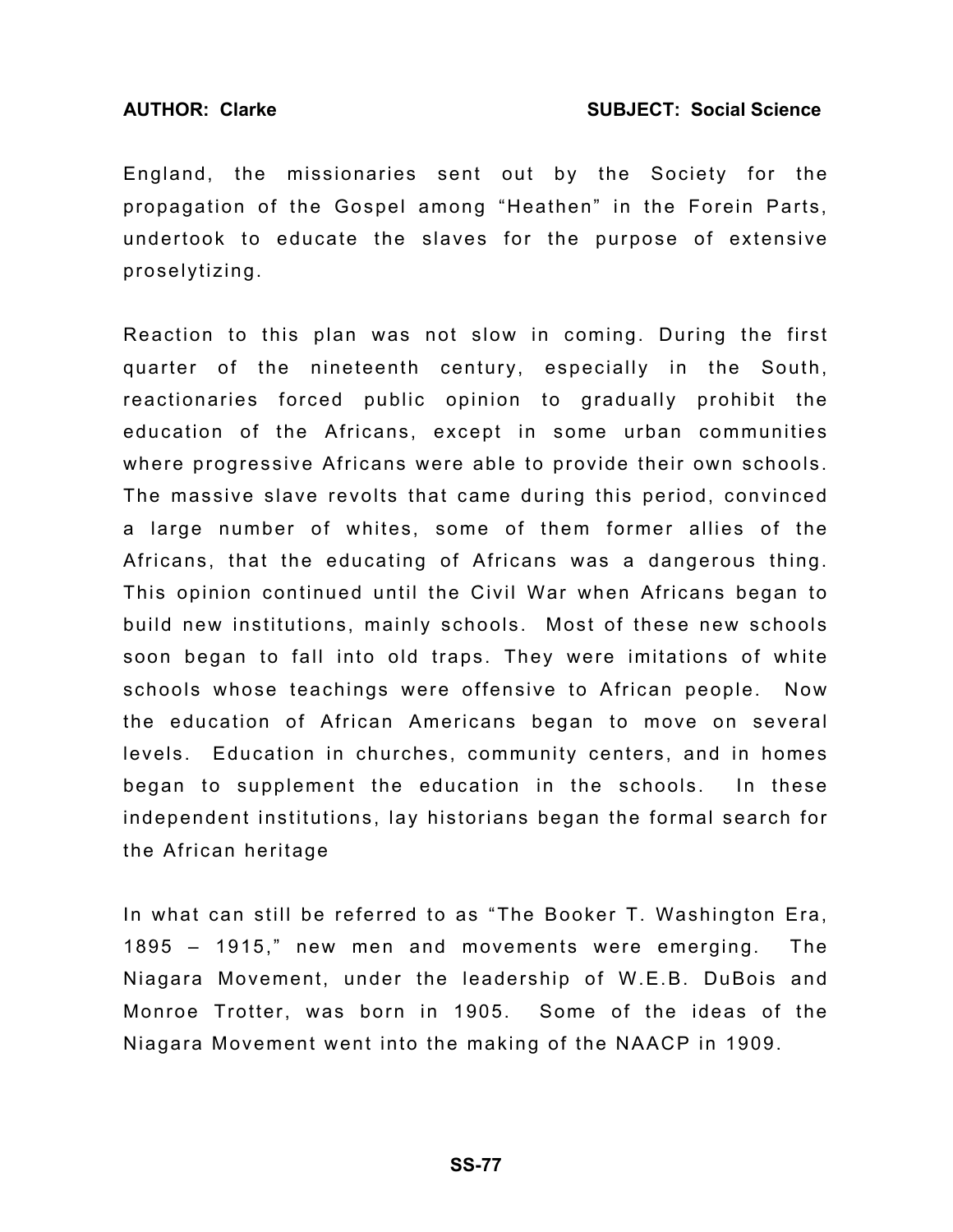England, the missionaries sent out by the Society for the propagation of the Gospel among "Heathen" in the Forein Parts, undertook to educate the slaves for the purpose of extensive proselytizing.

Reaction to this plan was not slow in coming. During the first quarter of the nineteenth century, especially in the South, reactionaries forced public opinion to gradually prohibit the education of the Africans, except in some urban communities where progressive Africans were able to provide their own schools. The massive slave revolts that came during this period, convinced a large number of whites, some of them former allies of the Africans, that the educating of Africans was a dangerous thing. This opinion continued until the Civil War when Africans began to build new institutions, mainly schools. Most of these new schools soon began to fall into old traps. They were imitations of white schools whose teachings were offensive to African people. Now the education of African Americans began to move on several levels. Education in churches, community centers, and in homes began to supplement the education in the schools. In these independent institutions, lay historians began the formal search for the African heritage

In what can still be referred to as "The Booker T. Washington Era, 1895 – 1915," new men and movements were emerging. The Niagara Movement, under the leadership of W.E.B. DuBois and Monroe Trotter, was born in 1905. Some of the ideas of the Niagara Movement went into the making of the NAACP in 1909.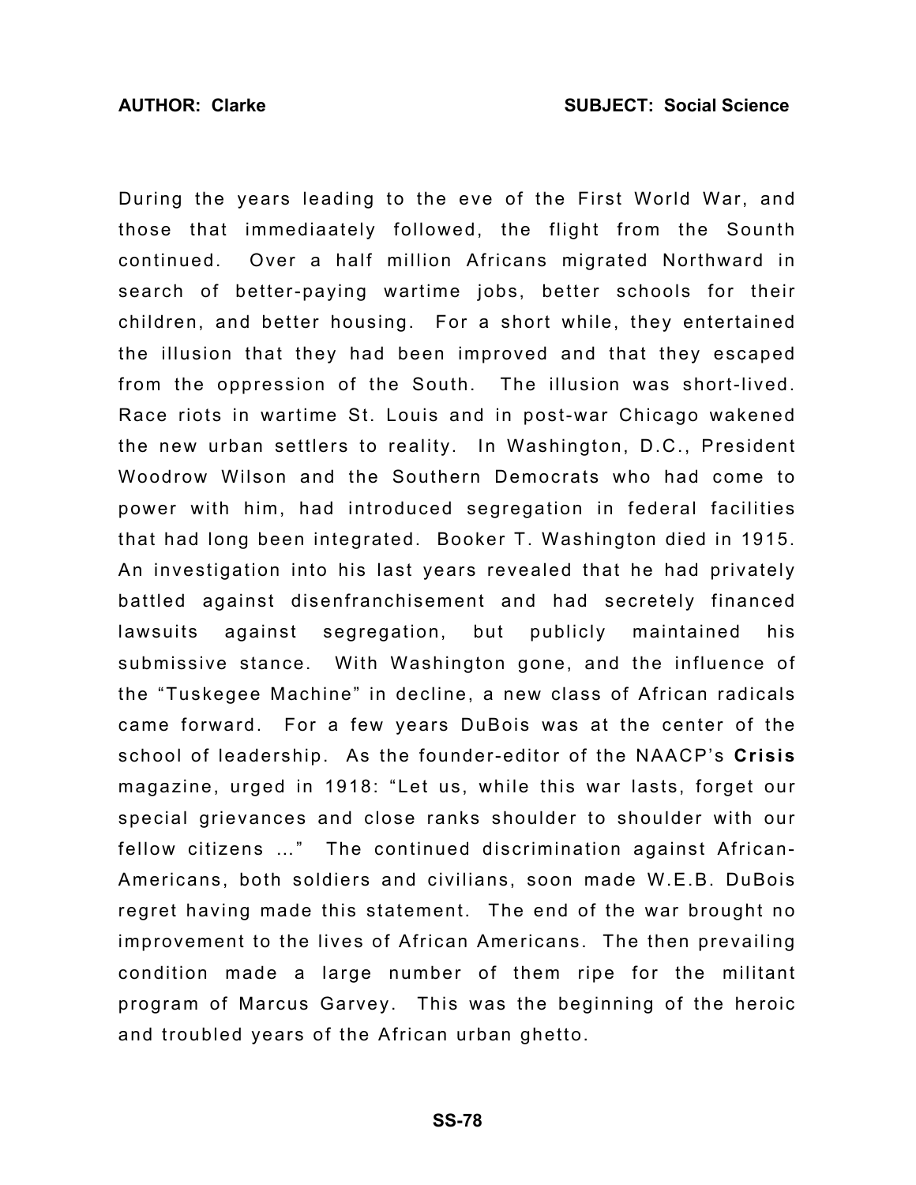During the years leading to the eve of the First World War, and those that immediaately followed, the flight from the Sounth continued. Over a half million Africans migrated Northward in search of better-paying wartime jobs, better schools for their children, and better housing. For a short while, they entertained the illusion that they had been improved and that they escaped from the oppression of the South. The illusion was short-lived. Race riots in wartime St. Louis and in post-war Chicago wakened the new urban settlers to reality. In Washington, D.C., President Woodrow Wilson and the Southern Democrats who had come to power with him, had introduced segregation in federal facilities that had long been integrated. Booker T. Washington died in 1915. An investigation into his last years revealed that he had privately battled against disenfranchisement and had secretely financed lawsuits against segregation, but publicly maintained his submissive stance. With Washington gone, and the influence of the "Tuskegee Machine" in decline, a new class of African radicals came forward. For a few years DuBois was at the center of the school of leadership. As the founder-editor of the NAACP's **Crisis** magazine, urged in 1918: "Let us, while this war lasts, forget our special grievances and close ranks shoulder to shoulder with our fellow citizens ..." The continued discrimination against African-Americans, both soldiers and civilians, soon made W.E.B. DuBois regret having made this statement. The end of the war brought no improvement to the lives of African Americans. The then prevailing condition made a large number of them ripe for the militant program of Marcus Garvey. This was the beginning of the heroic and troubled years of the African urban ghetto.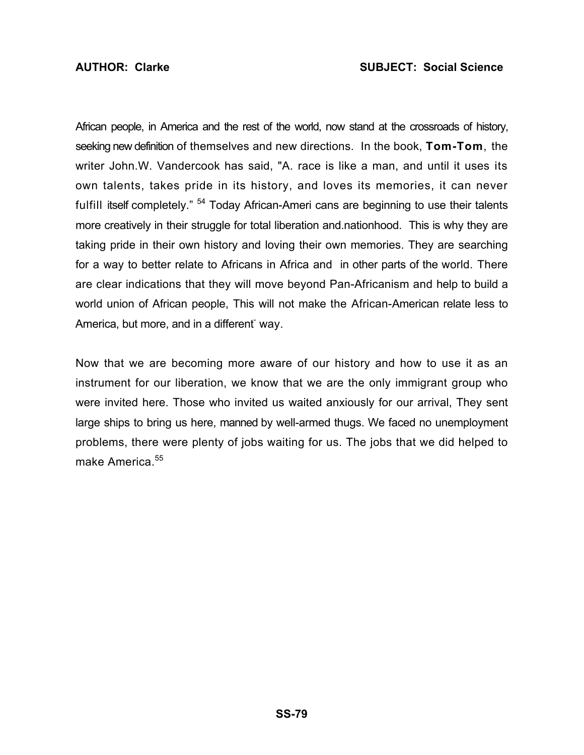African people, in America and the rest of the world, now stand at the crossroads of history, seeking new definition of themselves and new directions. In the book, **Tom-Tom**, the writer John.W. Vandercook has said, "A. race is like a man, and until it uses its own talents, takes pride in its history, and loves its memories, it can never fulfill itself completely."[54] Today African-Ameri cans are beginning to use their talents more creatively in their struggle for total liberation and.nationhood. This is why they are taking pride in their own history and loving their own memories. They are searching for a way to better relate to Africans in Africa and in other parts of the world. There are clear indications that they will move beyond Pan-Africanism and help to build a world union of African people, This will not make the African-American relate less to America, but more, and in a different way.

Now that we are becoming more aware of our history and how to use it as an instrument for our liberation, we know that we are the only immigrant group who were invited here. Those who invited us waited anxiously for our arrival, They sent large ships to bring us here, manned by well-armed thugs. We faced no unemployment problems, there were plenty of jobs waiting for us. The jobs that we did helped to make America.[55]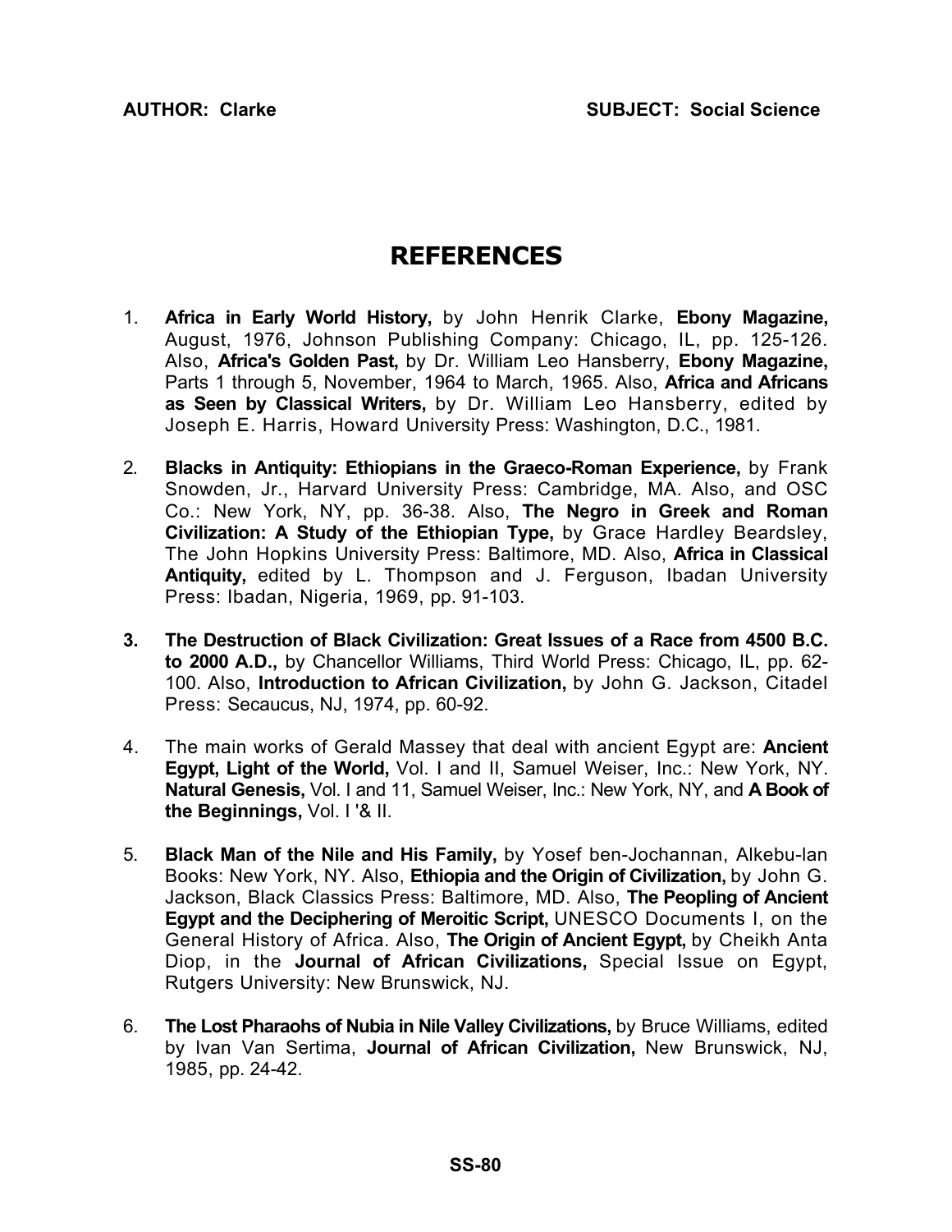# REFERENCES

1. **Africa in Early World History,** by John Henrik Clarke, **Ebony Magazine,** August, 1976, Johnson Publishing Company: Chicago, IL, pp. 125-126. Also, **Africa's Golden Past,** by Dr. William Leo Hansberry, **Ebony Magazine,** Parts 1 through 5, November, 1964 to March, 1965. Also, **Africa and Africans as Seen by Classical Writers,** by Dr. William Leo Hansberry, edited by Joseph E. Harris, Howard University Press: Washington, D.C., 1981.

2. **Blacks in Antiquity: Ethiopians in the Graeco-Roman Experience,** by Frank Snowden, Jr., Harvard University Press: Cambridge, MA. Also, and OSC Co.: New York, NY, pp. 36-38. Also, **The Negro in Greek and Roman Civilization: A Study of the Ethiopian Type,** by Grace Hardley Beardsley, The John Hopkins University Press: Baltimore, MD. Also, **Africa in Classical Antiquity,** edited by L. Thompson and J. Ferguson, Ibadan University Press: Ibadan, Nigeria, 1969, pp. 91-103.

3. **The Destruction of Black Civilization: Great Issues of a Race from 4500 B.C. to 2000 A.D.,** by Chancellor Williams, Third World Press: Chicago, IL, pp. 62-100. Also, **Introduction to African Civilization,** by John G. Jackson, Citadel Press: Secaucus, NJ, 1974, pp. 60-92.

4. The main works of Gerald Massey that deal with ancient Egypt are: **Ancient Egypt, Light of the World,** Vol. I and II, Samuel Weiser, Inc.: New York, NY. **Natural Genesis,** Vol. I and 11, Samuel Weiser, Inc.: New York, NY, and **A Book of the Beginnings,** Vol. I '& II.

5. **Black Man of the Nile and His Family,** by Yosef ben-Jochannan, Alkebu-lan Books: New York, NY. Also, **Ethiopia and the Origin of Civilization,** by John G. Jackson, Black Classics Press: Baltimore, MD. Also, **The Peopling of Ancient Egypt and the Deciphering of Meroitic Script,** UNESCO Documents I, on the General History of Africa. Also, **The Origin of Ancient Egypt,** by Cheikh Anta Diop, in the **Journal of African Civilizations,** Special Issue on Egypt, Rutgers University: New Brunswick, NJ.

6. **The Lost Pharaohs of Nubia in Nile Valley Civilizations,** by Bruce Williams, edited by Ivan Van Sertima, **Journal of African Civilization,** New Brunswick, NJ, 1985, pp. 24-42.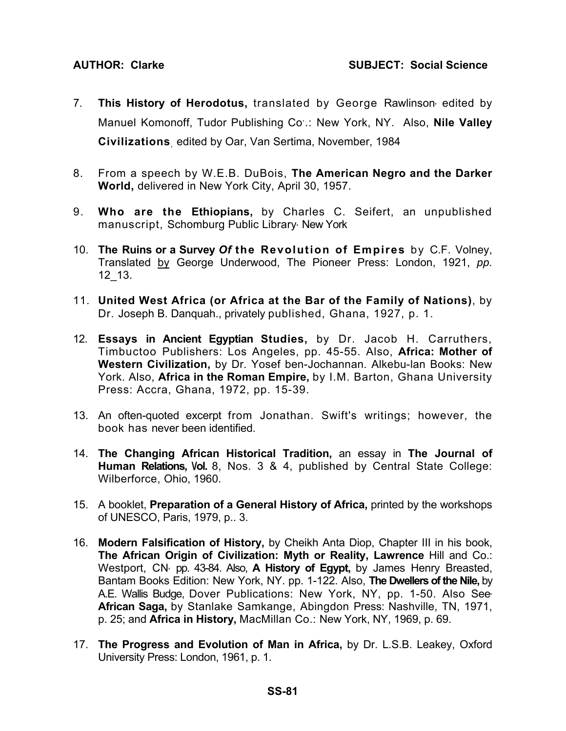7. **This History of Herodotus,** translated by George Rawlinson, edited by Manuel Komonoff, Tudor Publishing Co'.: New York, NY. Also, **Nile Valley Civilizations**, edited by Oar, Van Sertima, November, 1984

8. From a speech by W.E.B. DuBois, **The American Negro and the Darker World,** delivered in New York City, April 30, 1957.

9. **Who are the Ethiopians,** by Charles C. Seifert, an unpublished manuscript, Schomburg Public Library, New York

10. **The Ruins or a Survey *Of* the Revolution of Empires** by C.F. Volney, Translated by George Underwood, The Pioneer Press: London, 1921, *pp.* 12_13.

11. **United West Africa (or Africa at the Bar of the Family of Nations)**, by Dr. Joseph B. Danquah., privately published, Ghana, 1927, p. 1.

12. **Essays in Ancient Egyptian Studies,** by Dr. Jacob H. Carruthers, Timbuctoo Publishers: Los Angeles, pp. 45-55. Also, **Africa: Mother of Western Civilization,** by Dr. Yosef ben-Jochannan. Alkebu-lan Books: New York. Also, **Africa in the Roman Empire,** by I.M. Barton, Ghana University Press: Accra, Ghana, 1972, pp. 15-39.

13. An often-quoted excerpt from Jonathan. Swift's writings; however, the book has never been identified.

14. **The Changing African Historical Tradition,** an essay in **The Journal of Human Relations, Vol.** 8, Nos. 3 & 4, published by Central State College: Wilberforce, Ohio, 1960.

15. A booklet, **Preparation of a General History of Africa,** printed by the workshops of UNESCO, Paris, 1979, p.. 3.

16. **Modern Falsification of History,** by Cheikh Anta Diop, Chapter III in his book, **The African Origin of Civilization: Myth or Reality, Lawrence** Hill and Co.: Westport, CN, pp. 43-84. Also, **A History of Egypt,** by James Henry Breasted, Bantam Books Edition: New York, NY. pp. 1-122. Also, **The Dwellers of the Nile,** by A.E. Wallis Budge, Dover Publications: New York, NY, pp. 1-50. Also See, **African Saga,** by Stanlake Samkange, Abingdon Press: Nashville, TN, 1971, p. 25; and **Africa in History,** MacMillan Co.: New York, NY, 1969, p. 69.

17. **The Progress and Evolution of Man in Africa,** by Dr. L.S.B. Leakey, Oxford University Press: London, 1961, p. 1.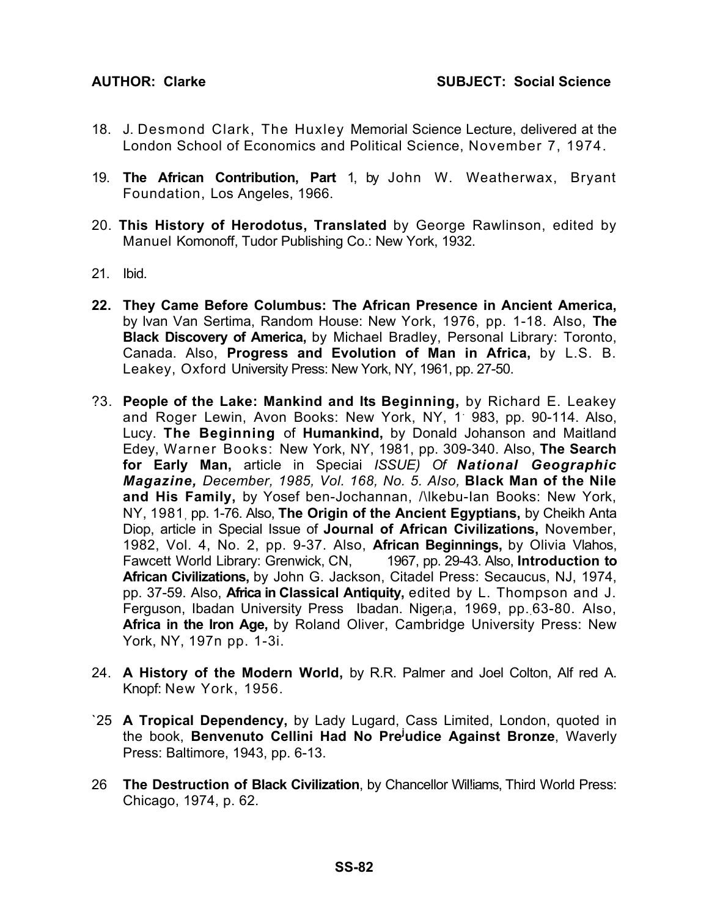18. J. Desmond Clark, The Huxley Memorial Science Lecture, delivered at the London School of Economics and Political Science, November 7, 1974.

19. **The African Contribution, Part** 1, by John W. Weatherwax, Bryant Foundation, Los Angeles, 1966.

20. **This History of Herodotus, Translated** by George Rawlinson, edited by Manuel Komonoff, Tudor Publishing Co.: New York, 1932.

21. Ibid.

22. **They Came Before Columbus: The African Presence in Ancient America,** by Ivan Van Sertima, Random House: New York, 1976, pp. 1-18. Also, **The Black Discovery of America,** by Michael Bradley, Personal Library: Toronto, Canada. Also, **Progress and Evolution of Man in Africa,** by L.S. B. Leakey, Oxford University Press: New York, NY, 1961, pp. 27-50.

?3. **People of the Lake: Mankind and Its Beginning,** by Richard E. Leakey and Roger Lewin, Avon Books: New York, NY, 1· 983, pp. 90-114. Also, Lucy. **The Beginning** of **Humankind,** by Donald Johanson and Maitland Edey, Warner Books: New York, NY, 1981, pp. 309-340. Also, **The Search for Early Man,** article in Speciai *ISSUE) Of **National Geographic Magazine,** December, 1985, Vol. 168, No. 5. Also,* **Black Man of the Nile and His Family,** by Yosef ben-Jochannan, /\lkebu-Ian Books: New York, NY, 1981, pp. 1-76. Also, **The Origin of the Ancient Egyptians,** by Cheikh Anta Diop, article in Special Issue of **Journal of African Civilizations,** November, 1982, Vol. 4, No. 2, pp. 9-37. Also, **African Beginnings,** by Olivia Vlahos, Fawcett World Library: Grenwick, CN, 1967, pp. 29-43. Also, **Introduction to African Civilizations,** by John G. Jackson, Citadel Press: Secaucus, NJ, 1974, pp. 37-59. Also, **Africa in Classical Antiquity,** edited by L. Thompson and J. Ferguson, Ibadan University Press Ibadan. Nigeria, 1969, pp. 63-80. Also, **Africa in the Iron Age,** by Roland Oliver, Cambridge University Press: New York, NY, 197n pp. 1-3i.

24. **A History of the Modern World,** by R.R. Palmer and Joel Colton, Alf red A. Knopf: New York, 1956.

`25 **A Tropical Dependency,** by Lady Lugard, Cass Limited, London, quoted in the book, **Benvenuto Cellini Had No Prejudice Against Bronze**, Waverly Press: Baltimore, 1943, pp. 6-13.

26 **The Destruction of Black Civilization**, by Chancellor Williams, Third World Press: Chicago, 1974, p. 62.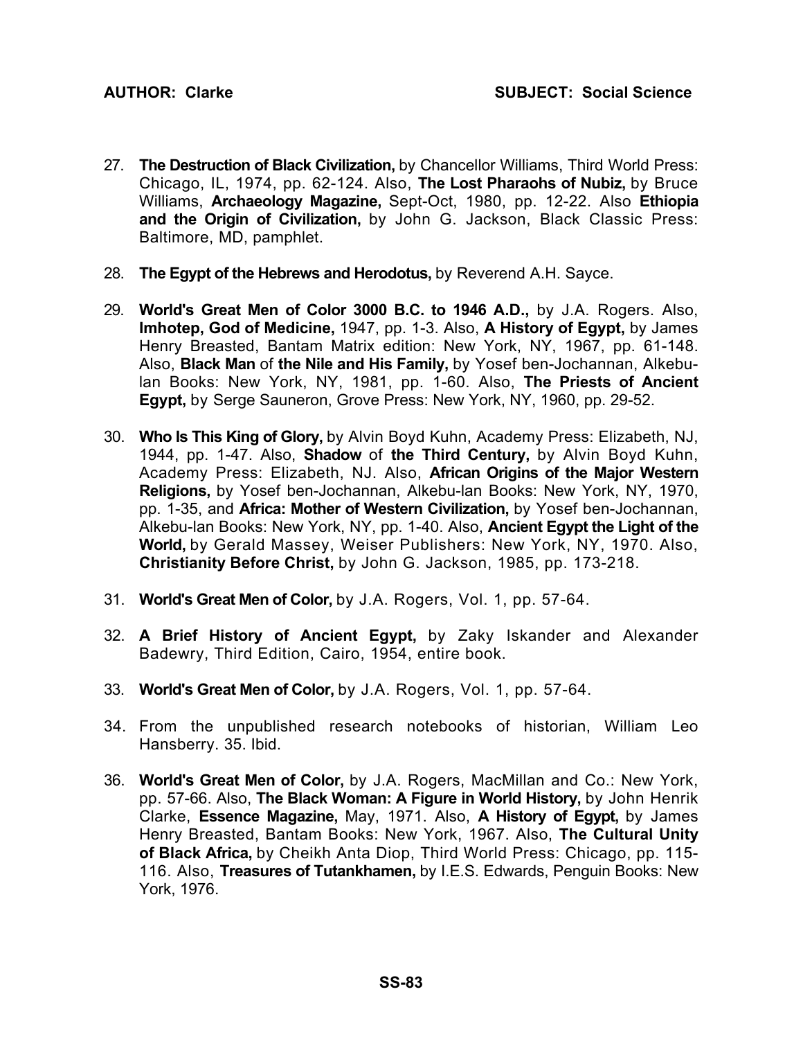27. **The Destruction of Black Civilization,** by Chancellor Williams, Third World Press: Chicago, IL, 1974, pp. 62-124. Also, **The Lost Pharaohs of Nubiz,** by Bruce Williams, **Archaeology Magazine,** Sept-Oct, 1980, pp. 12-22. Also **Ethiopia and the Origin of Civilization,** by John G. Jackson, Black Classic Press: Baltimore, MD, pamphlet.

28. **The Egypt of the Hebrews and Herodotus,** by Reverend A.H. Sayce.

29. **World's Great Men of Color 3000 B.C. to 1946 A.D.,** by J.A. Rogers. Also, **Imhotep, God of Medicine,** 1947, pp. 1-3. Also, **A History of Egypt,** by James Henry Breasted, Bantam Matrix edition: New York, NY, 1967, pp. 61-148. Also, **Black Man** of **the Nile and His Family,** by Yosef ben-Jochannan, Alkebu-lan Books: New York, NY, 1981, pp. 1-60. Also, **The Priests of Ancient Egypt,** by Serge Sauneron, Grove Press: New York, NY, 1960, pp. 29-52.

30. **Who Is This King of Glory,** by Alvin Boyd Kuhn, Academy Press: Elizabeth, NJ, 1944, pp. 1-47. Also, **Shadow** of **the Third Century,** by Alvin Boyd Kuhn, Academy Press: Elizabeth, NJ. Also, **African Origins of the Major Western Religions,** by Yosef ben-Jochannan, Alkebu-lan Books: New York, NY, 1970, pp. 1-35, and **Africa: Mother of Western Civilization,** by Yosef ben-Jochannan, Alkebu-lan Books: New York, NY, pp. 1-40. Also, **Ancient Egypt the Light of the World,** by Gerald Massey, Weiser Publishers: New York, NY, 1970. Also, **Christianity Before Christ,** by John G. Jackson, 1985, pp. 173-218.

31. **World's Great Men of Color,** by J.A. Rogers, Vol. 1, pp. 57-64.

32. **A Brief History of Ancient Egypt,** by Zaky Iskander and Alexander Badewry, Third Edition, Cairo, 1954, entire book.

33. **World's Great Men of Color,** by J.A. Rogers, Vol. 1, pp. 57-64.

34. From the unpublished research notebooks of historian, William Leo Hansberry. 35. Ibid.

36. **World's Great Men of Color,** by J.A. Rogers, MacMillan and Co.: New York, pp. 57-66. Also, **The Black Woman: A Figure in World History,** by John Henrik Clarke, **Essence Magazine,** May, 1971. Also, **A History of Egypt,** by James Henry Breasted, Bantam Books: New York, 1967. Also, **The Cultural Unity of Black Africa,** by Cheikh Anta Diop, Third World Press: Chicago, pp. 115-116. Also, **Treasures of Tutankhamen,** by I.E.S. Edwards, Penguin Books: New York, 1976.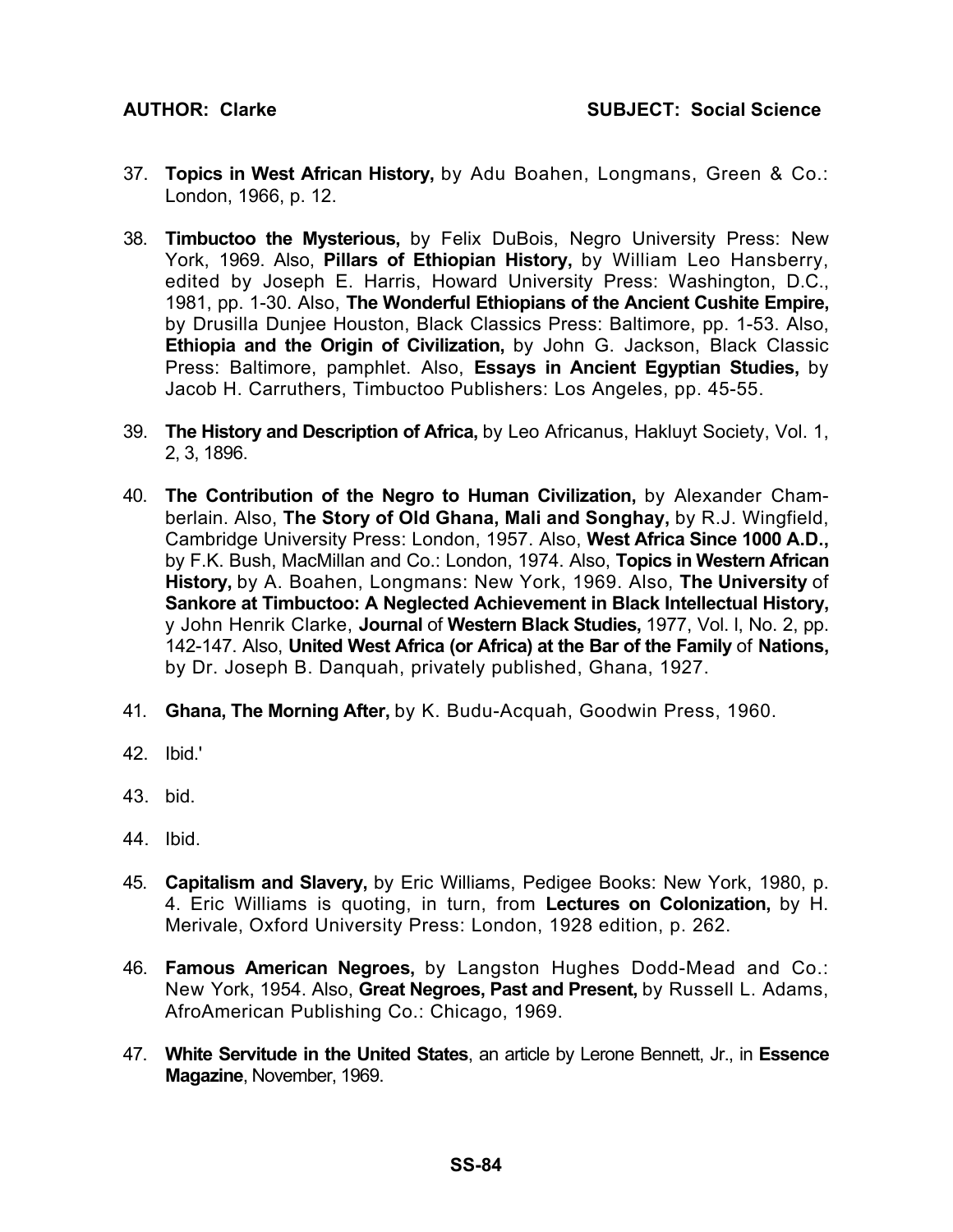37. **Topics in West African History,** by Adu Boahen, Longmans, Green & Co.: London, 1966, p. 12.

38. **Timbuctoo the Mysterious,** by Felix DuBois, Negro University Press: New York, 1969. Also, **Pillars of Ethiopian History,** by William Leo Hansberry, edited by Joseph E. Harris, Howard University Press: Washington, D.C., 1981, pp. 1-30. Also, **The Wonderful Ethiopians of the Ancient Cushite Empire,** by Drusilla Dunjee Houston, Black Classics Press: Baltimore, pp. 1-53. Also, **Ethiopia and the Origin of Civilization,** by John G. Jackson, Black Classic Press: Baltimore, pamphlet. Also, **Essays in Ancient Egyptian Studies,** by Jacob H. Carruthers, Timbuctoo Publishers: Los Angeles, pp. 45-55.

39. **The History and Description of Africa,** by Leo Africanus, Hakluyt Society, Vol. 1, 2, 3, 1896.

40. **The Contribution of the Negro to Human Civilization,** by Alexander Chamberlain. Also, **The Story of Old Ghana, Mali and Songhay,** by R.J. Wingfield, Cambridge University Press: London, 1957. Also, **West Africa Since 1000 A.D.,** by F.K. Bush, MacMillan and Co.: London, 1974. Also, **Topics in Western African History,** by A. Boahen, Longmans: New York, 1969. Also, **The University** of **Sankore at Timbuctoo: A Neglected Achievement in Black Intellectual History,** y John Henrik Clarke, **Journal** of **Western Black Studies,** 1977, Vol. l, No. 2, pp. 142-147. Also, **United West Africa (or Africa) at the Bar of the Family** of **Nations,** by Dr. Joseph B. Danquah, privately published, Ghana, 1927.

41. **Ghana, The Morning After,** by K. Budu-Acquah, Goodwin Press, 1960.

42. Ibid.'

43. bid.

44. Ibid.

45. **Capitalism and Slavery,** by Eric Williams, Pedigee Books: New York, 1980, p. 4. Eric Williams is quoting, in turn, from **Lectures on Colonization,** by H. Merivale, Oxford University Press: London, 1928 edition, p. 262.

46. **Famous American Negroes,** by Langston Hughes Dodd-Mead and Co.: New York, 1954. Also, **Great Negroes, Past and Present,** by Russell L. Adams, AfroAmerican Publishing Co.: Chicago, 1969.

47. **White Servitude in the United States**, an article by Lerone Bennett, Jr., in **Essence Magazine**, November, 1969.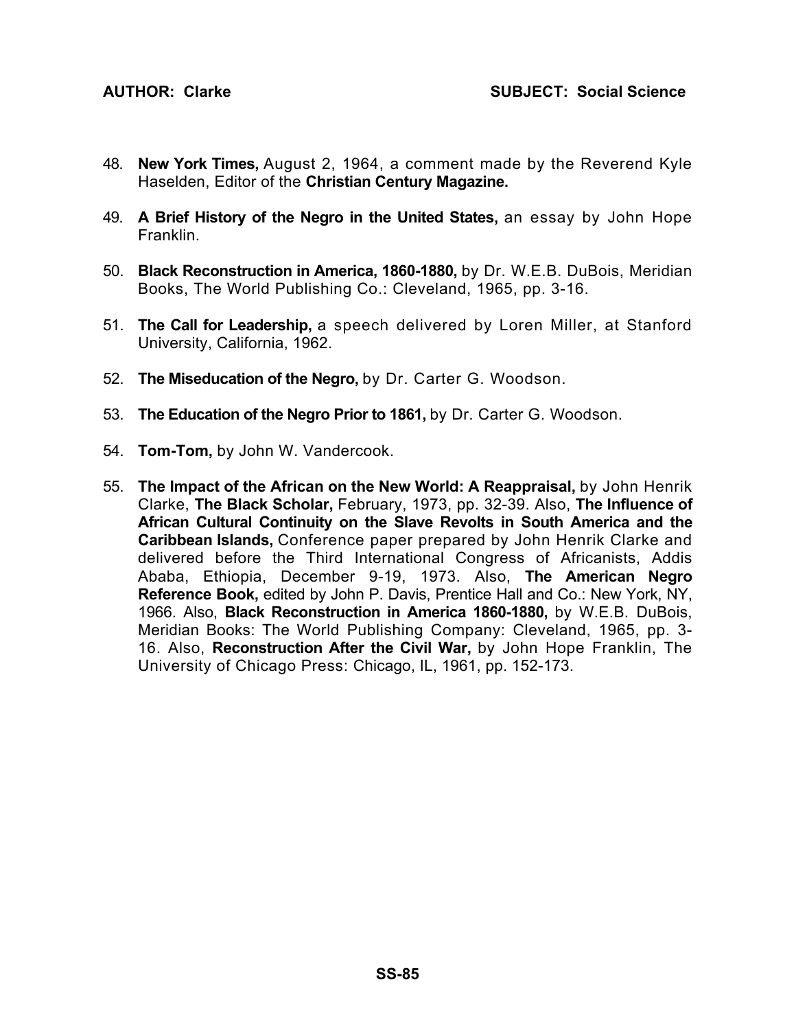48. **New York Times,** August 2, 1964, a comment made by the Reverend Kyle Haselden, Editor of the **Christian Century Magazine.**

49. **A Brief History of the Negro in the United States,** an essay by John Hope Franklin.

50. **Black Reconstruction in America, 1860-1880,** by Dr. W.E.B. DuBois, Meridian Books, The World Publishing Co.: Cleveland, 1965, pp. 3-16.

51. **The Call for Leadership,** a speech delivered by Loren Miller, at Stanford University, California, 1962.

52. **The Miseducation of the Negro,** by Dr. Carter G. Woodson.

53. **The Education of the Negro Prior to 1861,** by Dr. Carter G. Woodson.

54. **Tom-Tom,** by John W. Vandercook.

55. **The Impact of the African on the New World: A Reappraisal,** by John Henrik Clarke, **The Black Scholar,** February, 1973, pp. 32-39. Also, **The Influence of African Cultural Continuity on the Slave Revolts in South America and the Caribbean Islands,** Conference paper prepared by John Henrik Clarke and delivered before the Third International Congress of Africanists, Addis Ababa, Ethiopia, December 9-19, 1973. Also, **The American Negro Reference Book,** edited by John P. Davis, Prentice Hall and Co.: New York, NY, 1966. Also, **Black Reconstruction in America 1860-1880,** by W.E.B. DuBois, Meridian Books: The World Publishing Company: Cleveland, 1965, pp. 3-16. Also, **Reconstruction After the Civil War,** by John Hope Franklin, The University of Chicago Press: Chicago, IL, 1961, pp. 152-173.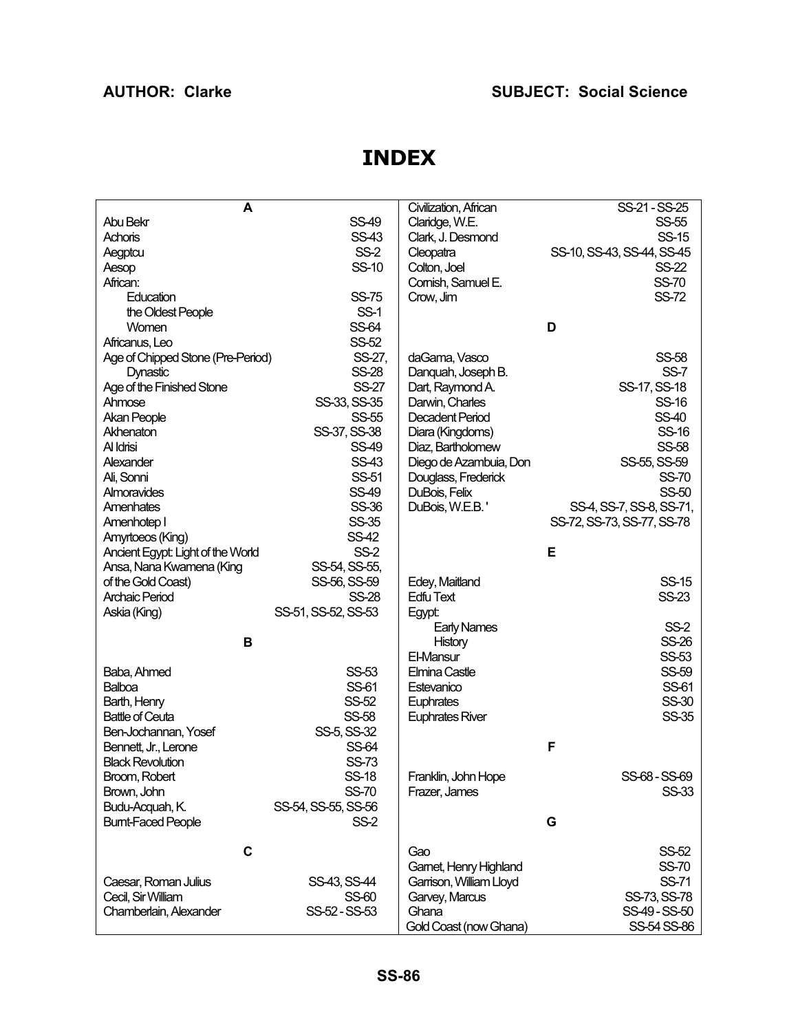**AUTHOR: Clarke** **SUBJECT: Social Science**

# INDEX

**A**

| | |
|---|---|
| Abu Bekr | SS-49 |
| Achoris | SS-43 |
| Aegptcu | SS-2 |
| Aesop | SS-10 |
| African: | |
| Education | SS-75 |
| the Oldest People | SS-1 |
| Women | SS-64 |
| Africanus, Leo | SS-52 |
| Age of Chipped Stone (Pre-Period) | SS-27, |
| Dynastic | SS-28 |
| Age of the Finished Stone | SS-27 |
| Ahmose | SS-33, SS-35 |
| Akan People | SS-55 |
| Akhenaton | SS-37, SS-38 |
| Al Idrisi | SS-49 |
| Alexander | SS-43 |
| Ali, Sonni | SS-51 |
| Almoravides | SS-49 |
| Amenhates | SS-36 |
| Amenhotep I | SS-35 |
| Amyrtoeos (King) | SS-42 |
| Ancient Egypt: Light of the World | SS-2 |
| Ansa, Nana Kwamena (King of the Gold Coast) | SS-54, SS-55, SS-56, SS-59 |
| Archaic Period | SS-28 |
| Askia (King) | SS-51, SS-52, SS-53 |

**B**

| | |
|---|---|
| Baba, Ahmed | SS-53 |
| Balboa | SS-61 |
| Barth, Henry | SS-52 |
| Battle of Ceuta | SS-58 |
| Ben-Jochannan, Yosef | SS-5, SS-32 |
| Bennett, Jr., Lerone | SS-64 |
| Black Revolution | SS-73 |
| Broom, Robert | SS-18 |
| Brown, John | SS-70 |
| Budu-Acquah, K. | SS-54, SS-55, SS-56 |
| Burnt-Faced People | SS-2 |

**C**

| | |
|---|---|
| Caesar, Roman Julius | SS-43, SS-44 |
| Cecil, Sir William | SS-60 |
| Chamberlain, Alexander | SS-52 - SS-53 |
| Civilization, African | SS-21 - SS-25 |
| Claridge, W.E. | SS-55 |
| Clark, J. Desmond | SS-15 |
| Cleopatra | SS-10, SS-43, SS-44, SS-45 |
| Colton, Joel | SS-22 |
| Cornish, Samuel E. | SS-70 |
| Crow, Jim | SS-72 |

**D**

| | |
|---|---|
| daGama, Vasco | SS-58 |
| Danquah, Joseph B. | SS-7 |
| Dart, Raymond A. | SS-17, SS-18 |
| Darwin, Charles | SS-16 |
| Decadent Period | SS-40 |
| Diara (Kingdoms) | SS-16 |
| Diaz, Bartholomew | SS-58 |
| Diego de Azambuia, Don | SS-55, SS-59 |
| Douglass, Frederick | SS-70 |
| DuBois, Felix | SS-50 |
| DuBois, W.E.B. ' | SS-4, SS-7, SS-8, SS-71, SS-72, SS-73, SS-77, SS-78 |

**E**

| | |
|---|---|
| Edey, Maitland | SS-15 |
| Edfu Text | SS-23 |
| Egypt: | |
| Early Names | SS-2 |
| History | SS-26 |
| El-Mansur | SS-53 |
| Elmina Castle | SS-59 |
| Estevanico | SS-61 |
| Euphrates | SS-30 |
| Euphrates River | SS-35 |

**F**

| | |
|---|---|
| Franklin, John Hope | SS-68 - SS-69 |
| Frazer, James | SS-33 |

**G**

| | |
|---|---|
| Gao | SS-52 |
| Garnet, Henry Highland | SS-70 |
| Garrison, William Lloyd | SS-71 |
| Garvey, Marcus | SS-73, SS-78 |
| Ghana | SS-49 - SS-50 |
| Gold Coast (now Ghana) | SS-54 SS-86 |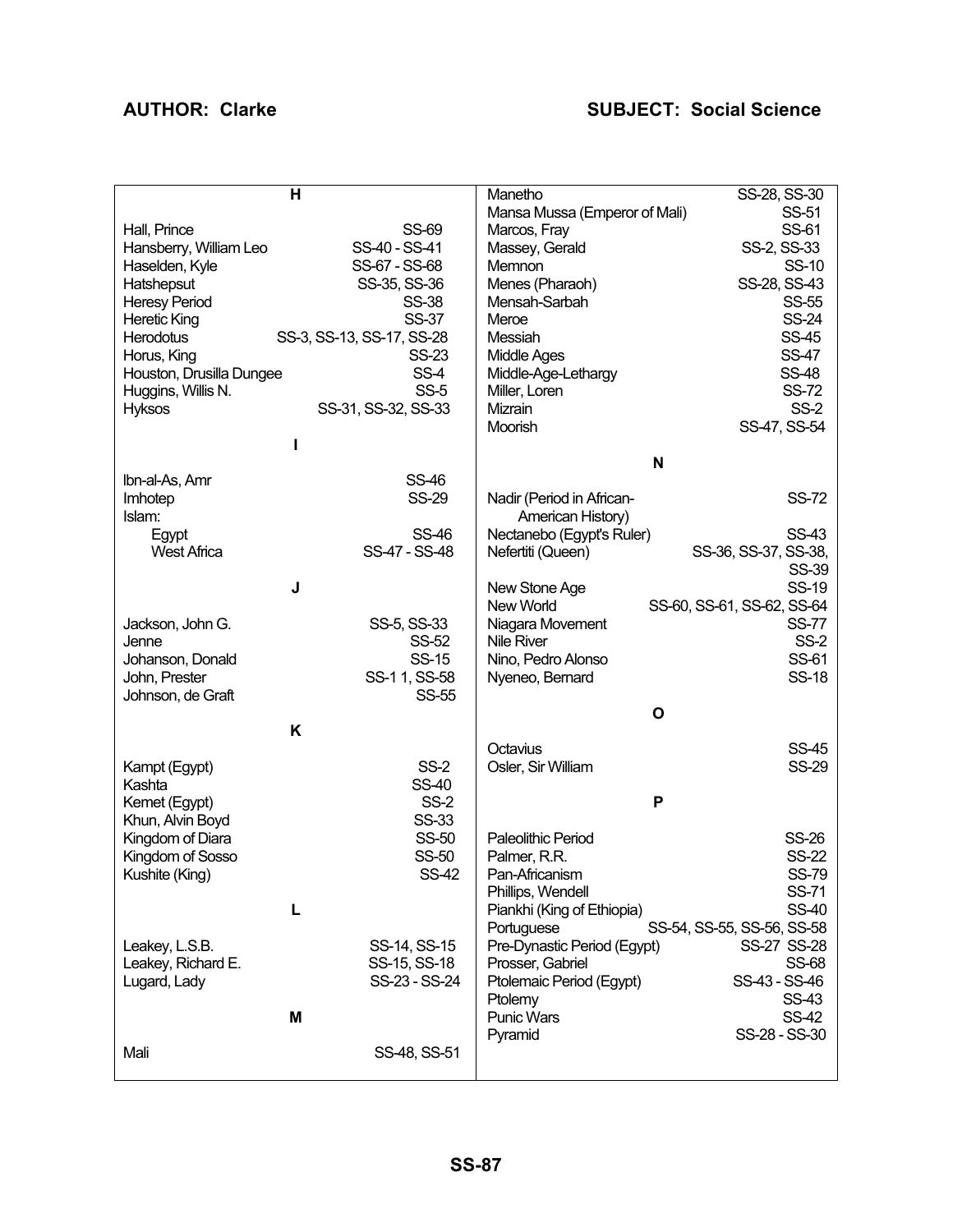**AUTHOR: Clarke** **SUBJECT: Social Science**

| **H** | |
|---|---|
| Hall, Prince | SS-69 |
| Hansberry, William Leo | SS-40 - SS-41 |
| Haselden, Kyle | SS-67 - SS-68 |
| Hatshepsut | SS-35, SS-36 |
| Heresy Period | SS-38 |
| Heretic King | SS-37 |
| Herodotus | SS-3, SS-13, SS-17, SS-28 |
| Horus, King | SS-23 |
| Houston, Drusilla Dungee | SS-4 |
| Huggins, Willis N. | SS-5 |
| Hyksos | SS-31, SS-32, SS-33 |
| **I** | |
| Ibn-al-As, Amr | SS-46 |
| Imhotep | SS-29 |
| Islam: | |
| Egypt | SS-46 |
| West Africa | SS-47 - SS-48 |
| **J** | |
| Jackson, John G. | SS-5, SS-33 |
| Jenne | SS-52 |
| Johanson, Donald | SS-15 |
| John, Prester | SS-1 1, SS-58 |
| Johnson, de Graft | SS-55 |
| **K** | |
| Kampt (Egypt) | SS-2 |
| Kashta | SS-40 |
| Kemet (Egypt) | SS-2 |
| Khun, Alvin Boyd | SS-33 |
| Kingdom of Diara | SS-50 |
| Kingdom of Sosso | SS-50 |
| Kushite (King) | SS-42 |
| **L** | |
| Leakey, L.S.B. | SS-14, SS-15 |
| Leakey, Richard E. | SS-15, SS-18 |
| Lugard, Lady | SS-23 - SS-24 |
| **M** | |
| Mali | SS-48, SS-51 |
| Manetho | SS-28, SS-30 |
| Mansa Mussa (Emperor of Mali) | SS-51 |
| Marcos, Fray | SS-61 |
| Massey, Gerald | SS-2, SS-33 |
| Memnon | SS-10 |
| Menes (Pharaoh) | SS-28, SS-43 |
| Mensah-Sarbah | SS-55 |
| Meroe | SS-24 |
| Messiah | SS-45 |
| Middle Ages | SS-47 |
| Middle-Age-Lethargy | SS-48 |
| Miller, Loren | SS-72 |
| Mizrain | SS-2 |
| Moorish | SS-47, SS-54 |
| **N** | |
| Nadir (Period in African-American History) | SS-72 |
| Nectanebo (Egypt's Ruler) | SS-43 |
| Nefertiti (Queen) | SS-36, SS-37, SS-38, SS-39 |
| New Stone Age | SS-19 |
| New World | SS-60, SS-61, SS-62, SS-64 |
| Niagara Movement | SS-77 |
| Nile River | SS-2 |
| Nino, Pedro Alonso | SS-61 |
| Nyeneo, Bernard | SS-18 |
| **O** | |
| Octavius | SS-45 |
| Osler, Sir William | SS-29 |
| **P** | |
| Paleolithic Period | SS-26 |
| Palmer, R.R. | SS-22 |
| Pan-Africanism | SS-79 |
| Phillips, Wendell | SS-71 |
| Piankhi (King of Ethiopia) | SS-40 |
| Portuguese | SS-54, SS-55, SS-56, SS-58 |
| Pre-Dynastic Period (Egypt) | SS-27 SS-28 |
| Prosser, Gabriel | SS-68 |
| Ptolemaic Period (Egypt) | SS-43 - SS-46 |
| Ptolemy | SS-43 |
| Punic Wars | SS-42 |
| Pyramid | SS-28 - SS-30 |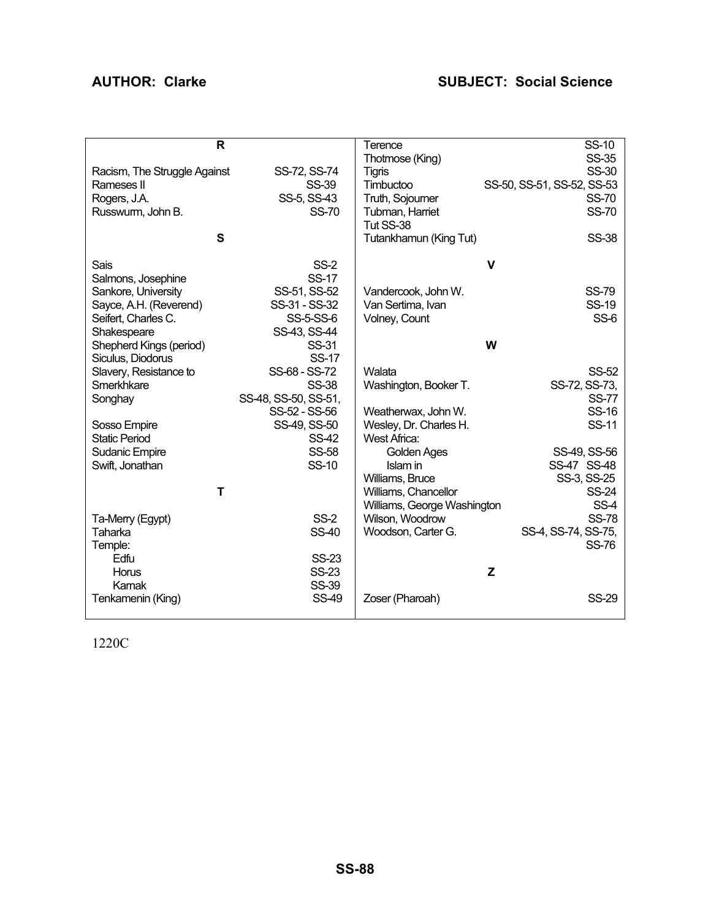**AUTHOR: Clarke** **SUBJECT: Social Science**

| | |
|---|---|
| **R** | |
| Racism, The Struggle Against | SS-72, SS-74 |
| Rameses II | SS-39 |
| Rogers, J.A. | SS-5, SS-43 |
| Russwurm, John B. | SS-70 |
| **S** | |
| Sais | SS-2 |
| Salmons, Josephine | SS-17 |
| Sankore, University | SS-51, SS-52 |
| Sayce, A.H. (Reverend) | SS-31 - SS-32 |
| Seifert, Charles C. | SS-5-SS-6 |
| Shakespeare | SS-43, SS-44 |
| Shepherd Kings (period) | SS-31 |
| Siculus, Diodorus | SS-17 |
| Slavery, Resistance to | SS-68 - SS-72 |
| Smerkhkare | SS-38 |
| Songhay | SS-48, SS-50, SS-51, SS-52 - SS-56 |
| Sosso Empire | SS-49, SS-50 |
| Static Period | SS-42 |
| Sudanic Empire | SS-58 |
| Swift, Jonathan | SS-10 |
| **T** | |
| Ta-Merry (Egypt) | SS-2 |
| Taharka | SS-40 |
| Temple: | |
| Edfu | SS-23 |
| Horus | SS-23 |
| Karnak | SS-39 |
| Tenkamenin (King) | SS-49 |
| Terence | SS-10 |
| Thotmose (King) | SS-35 |
| Tigris | SS-30 |
| Timbuctoo | SS-50, SS-51, SS-52, SS-53 |
| Truth, Sojourner | SS-70 |
| Tubman, Harriet | SS-70 |
| Tut SS-38 | |
| Tutankhamun (King Tut) | SS-38 |
| **V** | |
| Vandercook, John W. | SS-79 |
| Van Sertima, Ivan | SS-19 |
| Volney, Count | SS-6 |
| **W** | |
| Walata | SS-52 |
| Washington, Booker T. | SS-72, SS-73, SS-77 |
| Weatherwax, John W. | SS-16 |
| Wesley, Dr. Charles H. | SS-11 |
| West Africa: | |
| Golden Ages | SS-49, SS-56 |
| Islam in | SS-47 SS-48 |
| Williams, Bruce | SS-3, SS-25 |
| Williams, Chancellor | SS-24 |
| Williams, George Washington | SS-4 |
| Wilson, Woodrow | SS-78 |
| Woodson, Carter G. | SS-4, SS-74, SS-75, SS-76 |
| **Z** | |
| Zoser (Pharoah) | SS-29 |

1220C